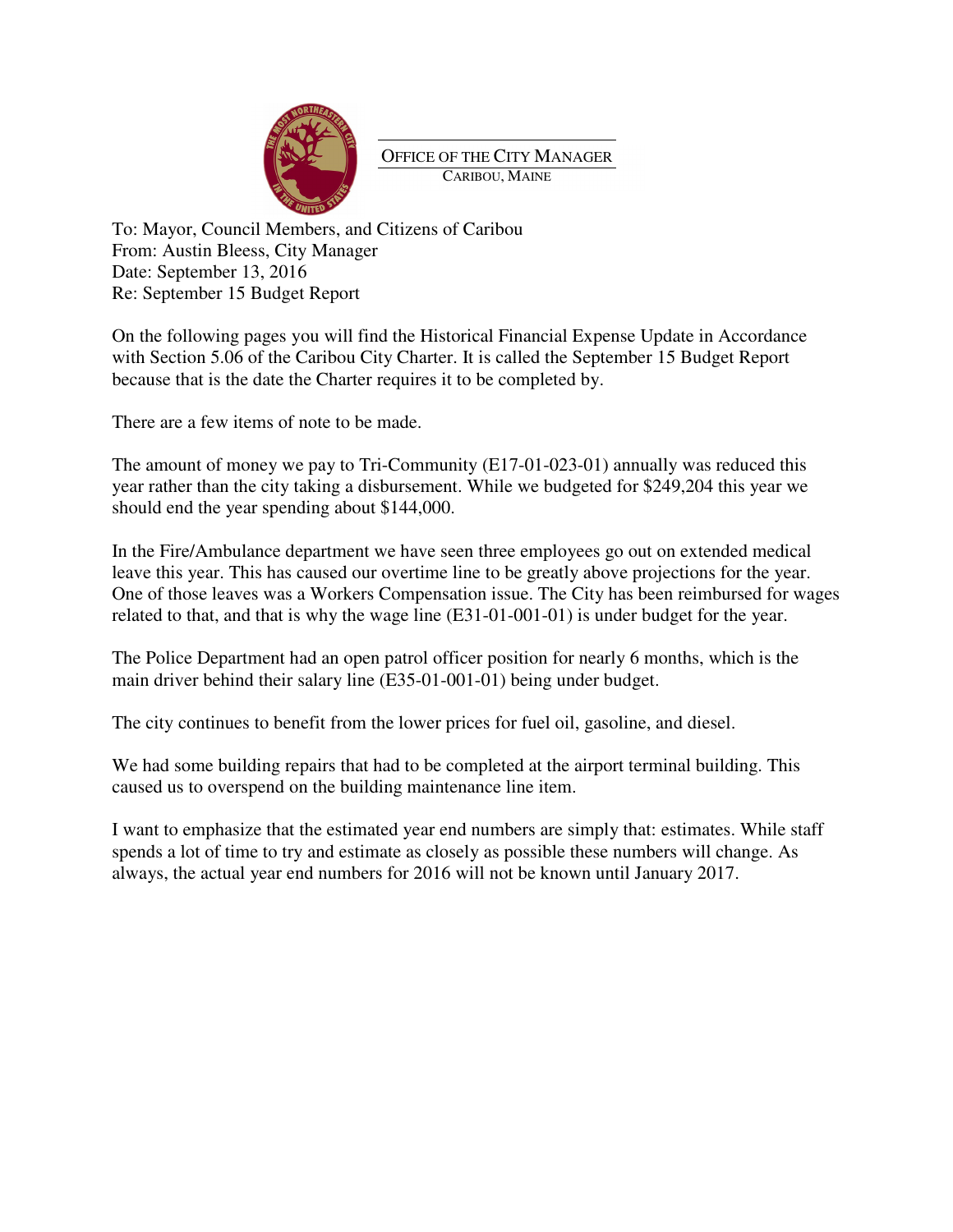OFFICE OF THE CITY MANAGER
CARIBOU, MAINE

To: Mayor, Council Members, and Citizens of Caribou
From: Austin Bleess, City Manager
Date: September 13, 2016
Re: September 15 Budget Report

On the following pages you will find the Historical Financial Expense Update in Accordance with Section 5.06 of the Caribou City Charter. It is called the September 15 Budget Report because that is the date the Charter requires it to be completed by.

There are a few items of note to be made.

The amount of money we pay to Tri-Community (E17-01-023-01) annually was reduced this year rather than the city taking a disbursement. While we budgeted for $249,204 this year we should end the year spending about $144,000.

In the Fire/Ambulance department we have seen three employees go out on extended medical leave this year. This has caused our overtime line to be greatly above projections for the year. One of those leaves was a Workers Compensation issue. The City has been reimbursed for wages related to that, and that is why the wage line (E31-01-001-01) is under budget for the year.

The Police Department had an open patrol officer position for nearly 6 months, which is the main driver behind their salary line (E35-01-001-01) being under budget.

The city continues to benefit from the lower prices for fuel oil, gasoline, and diesel.

We had some building repairs that had to be completed at the airport terminal building. This caused us to overspend on the building maintenance line item.

I want to emphasize that the estimated year end numbers are simply that: estimates. While staff spends a lot of time to try and estimate as closely as possible these numbers will change. As always, the actual year end numbers for 2016 will not be known until January 2017.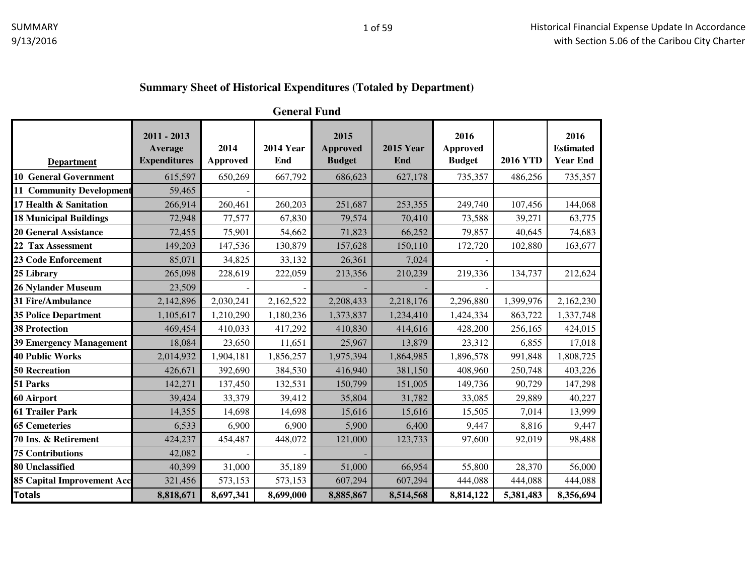## Summary Sheet of Historical Expenditures (Totaled by Department)

### General Fund

| Department | 2011 - 2013 Average Expenditures | 2014 Approved | 2014 Year End | 2015 Approved Budget | 2015 Year End | 2016 Approved Budget | 2016 YTD | 2016 Estimated Year End |
|---|---|---|---|---|---|---|---|---|
| **10 General Government** | 615,597 | 650,269 | 667,792 | 686,623 | 627,178 | 735,357 | 486,256 | 735,357 |
| **11 Community Development** | 59,465 | - | | | | | | |
| **17 Health & Sanitation** | 266,914 | 260,461 | 260,203 | 251,687 | 253,355 | 249,740 | 107,456 | 144,068 |
| **18 Municipal Buildings** | 72,948 | 77,577 | 67,830 | 79,574 | 70,410 | 73,588 | 39,271 | 63,775 |
| **20 General Assistance** | 72,455 | 75,901 | 54,662 | 71,823 | 66,252 | 79,857 | 40,645 | 74,683 |
| **22 Tax Assessment** | 149,203 | 147,536 | 130,879 | 157,628 | 150,110 | 172,720 | 102,880 | 163,677 |
| **23 Code Enforcement** | 85,071 | 34,825 | 33,132 | 26,361 | 7,024 | - | | |
| **25 Library** | 265,098 | 228,619 | 222,059 | 213,356 | 210,239 | 219,336 | 134,737 | 212,624 |
| **26 Nylander Museum** | 23,509 | - | - | - | - | - | | |
| **31 Fire/Ambulance** | 2,142,896 | 2,030,241 | 2,162,522 | 2,208,433 | 2,218,176 | 2,296,880 | 1,399,976 | 2,162,230 |
| **35 Police Department** | 1,105,617 | 1,210,290 | 1,180,236 | 1,373,837 | 1,234,410 | 1,424,334 | 863,722 | 1,337,748 |
| **38 Protection** | 469,454 | 410,033 | 417,292 | 410,830 | 414,616 | 428,200 | 256,165 | 424,015 |
| **39 Emergency Management** | 18,084 | 23,650 | 11,651 | 25,967 | 13,879 | 23,312 | 6,855 | 17,018 |
| **40 Public Works** | 2,014,932 | 1,904,181 | 1,856,257 | 1,975,394 | 1,864,985 | 1,896,578 | 991,848 | 1,808,725 |
| **50 Recreation** | 426,671 | 392,690 | 384,530 | 416,940 | 381,150 | 408,960 | 250,748 | 403,226 |
| **51 Parks** | 142,271 | 137,450 | 132,531 | 150,799 | 151,005 | 149,736 | 90,729 | 147,298 |
| **60 Airport** | 39,424 | 33,379 | 39,412 | 35,804 | 31,782 | 33,085 | 29,889 | 40,227 |
| **61 Trailer Park** | 14,355 | 14,698 | 14,698 | 15,616 | 15,616 | 15,505 | 7,014 | 13,999 |
| **65 Cemeteries** | 6,533 | 6,900 | 6,900 | 5,900 | 6,400 | 9,447 | 8,816 | 9,447 |
| **70 Ins. & Retirement** | 424,237 | 454,487 | 448,072 | 121,000 | 123,733 | 97,600 | 92,019 | 98,488 |
| **75 Contributions** | 42,082 | - | - | - | | | | |
| **80 Unclassified** | 40,399 | 31,000 | 35,189 | 51,000 | 66,954 | 55,800 | 28,370 | 56,000 |
| **85 Capital Improvement Acc** | 321,456 | 573,153 | 573,153 | 607,294 | 607,294 | 444,088 | 444,088 | 444,088 |
| **Totals** | **8,818,671** | **8,697,341** | **8,699,000** | **8,885,867** | **8,514,568** | **8,814,122** | **5,381,483** | **8,356,694** |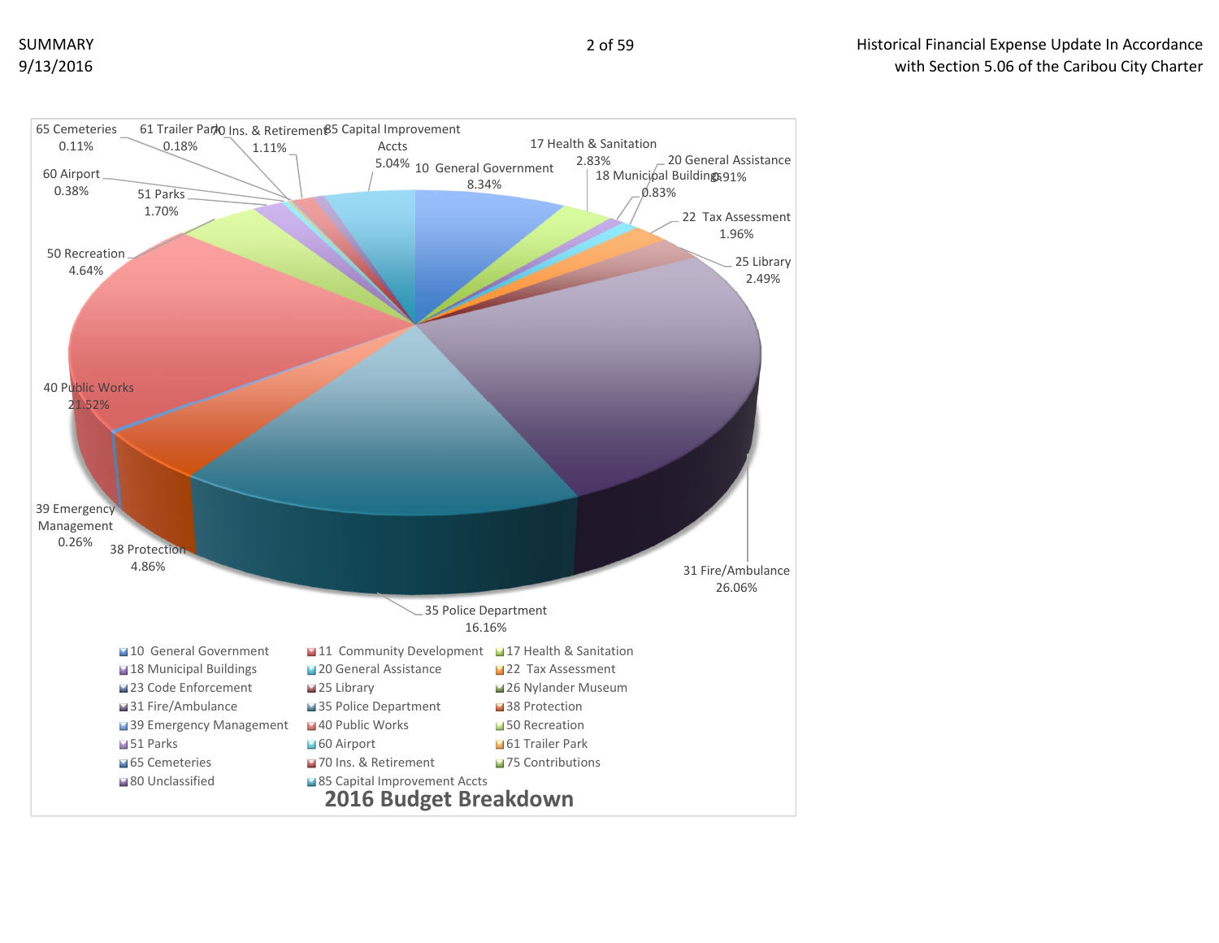SUMMARY
9/13/2016

Historical Financial Expense Update In Accordance with Section 5.06 of the Caribou City Charter

65 Cemeteries 0.11%
61 Trailer Park 0.18%
70 Ins. & Retirement 1.11%
85 Capital Improvement Accts 5.04%
10 General Government 8.34%
17 Health & Sanitation 2.83%
20 General Assistance 0.91%
18 Municipal Buildings 0.83%
22 Tax Assessment 1.96%
25 Library 2.49%
60 Airport 0.38%
51 Parks 1.70%
50 Recreation 4.64%
40 Public Works 21.52%
39 Emergency Management 0.26%
38 Protection 4.86%
35 Police Department 16.16%
31 Fire/Ambulance 26.06%

10 General Government, 11 Community Development, 17 Health & Sanitation, 18 Municipal Buildings, 20 General Assistance, 22 Tax Assessment, 23 Code Enforcement, 25 Library, 26 Nylander Museum, 31 Fire/Ambulance, 35 Police Department, 38 Protection, 39 Emergency Management, 40 Public Works, 50 Recreation, 51 Parks, 60 Airport, 61 Trailer Park, 65 Cemeteries, 70 Ins. & Retirement, 75 Contributions, 80 Unclassified, 85 Capital Improvement Accts

**2016 Budget Breakdown**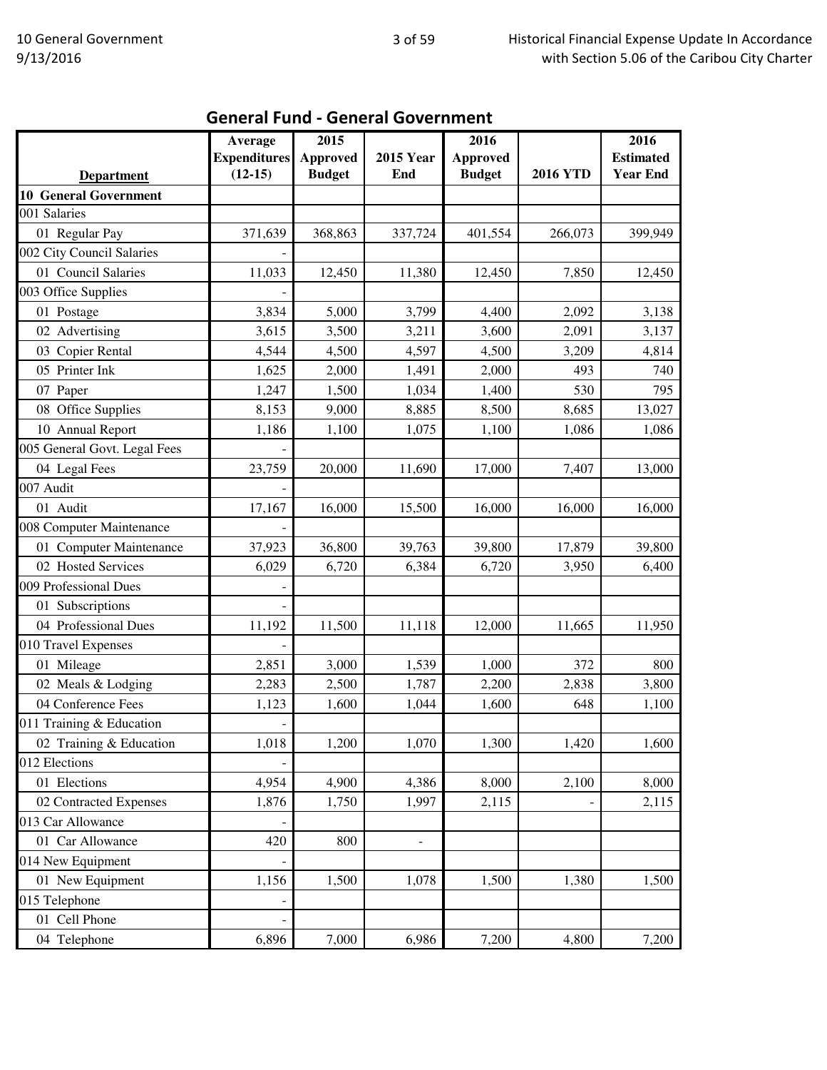## General Fund - General Government

| Department | Average Expenditures (12-15) | 2015 Approved Budget | 2015 Year End | 2016 Approved Budget | 2016 YTD | 2016 Estimated Year End |
|---|---|---|---|---|---|---|
| **10 General Government** | | | | | | |
| 001 Salaries | | | | | | |
| 01 Regular Pay | 371,639 | 368,863 | 337,724 | 401,554 | 266,073 | 399,949 |
| 002 City Council Salaries | - | | | | | |
| 01 Council Salaries | 11,033 | 12,450 | 11,380 | 12,450 | 7,850 | 12,450 |
| 003 Office Supplies | - | | | | | |
| 01 Postage | 3,834 | 5,000 | 3,799 | 4,400 | 2,092 | 3,138 |
| 02 Advertising | 3,615 | 3,500 | 3,211 | 3,600 | 2,091 | 3,137 |
| 03 Copier Rental | 4,544 | 4,500 | 4,597 | 4,500 | 3,209 | 4,814 |
| 05 Printer Ink | 1,625 | 2,000 | 1,491 | 2,000 | 493 | 740 |
| 07 Paper | 1,247 | 1,500 | 1,034 | 1,400 | 530 | 795 |
| 08 Office Supplies | 8,153 | 9,000 | 8,885 | 8,500 | 8,685 | 13,027 |
| 10 Annual Report | 1,186 | 1,100 | 1,075 | 1,100 | 1,086 | 1,086 |
| 005 General Govt. Legal Fees | - | | | | | |
| 04 Legal Fees | 23,759 | 20,000 | 11,690 | 17,000 | 7,407 | 13,000 |
| 007 Audit | - | | | | | |
| 01 Audit | 17,167 | 16,000 | 15,500 | 16,000 | 16,000 | 16,000 |
| 008 Computer Maintenance | - | | | | | |
| 01 Computer Maintenance | 37,923 | 36,800 | 39,763 | 39,800 | 17,879 | 39,800 |
| 02 Hosted Services | 6,029 | 6,720 | 6,384 | 6,720 | 3,950 | 6,400 |
| 009 Professional Dues | - | | | | | |
| 01 Subscriptions | - | | | | | |
| 04 Professional Dues | 11,192 | 11,500 | 11,118 | 12,000 | 11,665 | 11,950 |
| 010 Travel Expenses | - | | | | | |
| 01 Mileage | 2,851 | 3,000 | 1,539 | 1,000 | 372 | 800 |
| 02 Meals & Lodging | 2,283 | 2,500 | 1,787 | 2,200 | 2,838 | 3,800 |
| 04 Conference Fees | 1,123 | 1,600 | 1,044 | 1,600 | 648 | 1,100 |
| 011 Training & Education | - | | | | | |
| 02 Training & Education | 1,018 | 1,200 | 1,070 | 1,300 | 1,420 | 1,600 |
| 012 Elections | - | | | | | |
| 01 Elections | 4,954 | 4,900 | 4,386 | 8,000 | 2,100 | 8,000 |
| 02 Contracted Expenses | 1,876 | 1,750 | 1,997 | 2,115 | - | 2,115 |
| 013 Car Allowance | - | | | | | |
| 01 Car Allowance | 420 | 800 | - | | | |
| 014 New Equipment | - | | | | | |
| 01 New Equipment | 1,156 | 1,500 | 1,078 | 1,500 | 1,380 | 1,500 |
| 015 Telephone | - | | | | | |
| 01 Cell Phone | - | | | | | |
| 04 Telephone | 6,896 | 7,000 | 6,986 | 7,200 | 4,800 | 7,200 |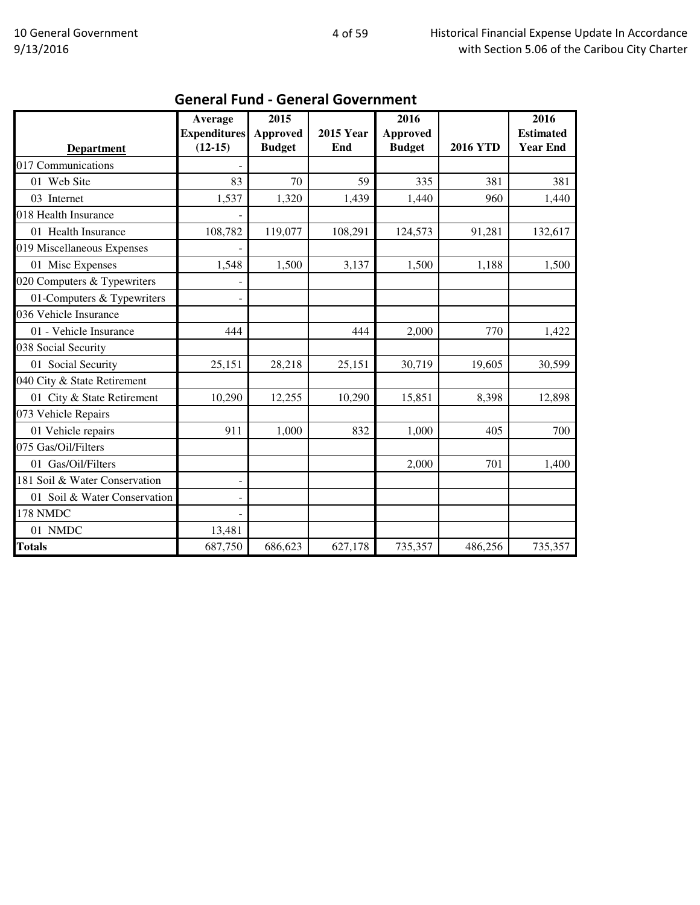## General Fund - General Government

| Department | Average Expenditures (12-15) | 2015 Approved Budget | 2015 Year End | 2016 Approved Budget | 2016 YTD | 2016 Estimated Year End |
|---|---|---|---|---|---|---|
| 017 Communications | - | | | | | |
| 01 Web Site | 83 | 70 | 59 | 335 | 381 | 381 |
| 03 Internet | 1,537 | 1,320 | 1,439 | 1,440 | 960 | 1,440 |
| 018 Health Insurance | - | | | | | |
| 01 Health Insurance | 108,782 | 119,077 | 108,291 | 124,573 | 91,281 | 132,617 |
| 019 Miscellaneous Expenses | - | | | | | |
| 01 Misc Expenses | 1,548 | 1,500 | 3,137 | 1,500 | 1,188 | 1,500 |
| 020 Computers & Typewriters | - | | | | | |
| 01-Computers & Typewriters | - | | | | | |
| 036 Vehicle Insurance | | | | | | |
| 01 - Vehicle Insurance | 444 | | 444 | 2,000 | 770 | 1,422 |
| 038 Social Security | | | | | | |
| 01 Social Security | 25,151 | 28,218 | 25,151 | 30,719 | 19,605 | 30,599 |
| 040 City & State Retirement | | | | | | |
| 01 City & State Retirement | 10,290 | 12,255 | 10,290 | 15,851 | 8,398 | 12,898 |
| 073 Vehicle Repairs | | | | | | |
| 01 Vehicle repairs | 911 | 1,000 | 832 | 1,000 | 405 | 700 |
| 075 Gas/Oil/Filters | | | | | | |
| 01 Gas/Oil/Filters | | | | 2,000 | 701 | 1,400 |
| 181 Soil & Water Conservation | - | | | | | |
| 01 Soil & Water Conservation | - | | | | | |
| 178 NMDC | - | | | | | |
| 01 NMDC | 13,481 | | | | | |
| **Totals** | 687,750 | 686,623 | 627,178 | 735,357 | 486,256 | 735,357 |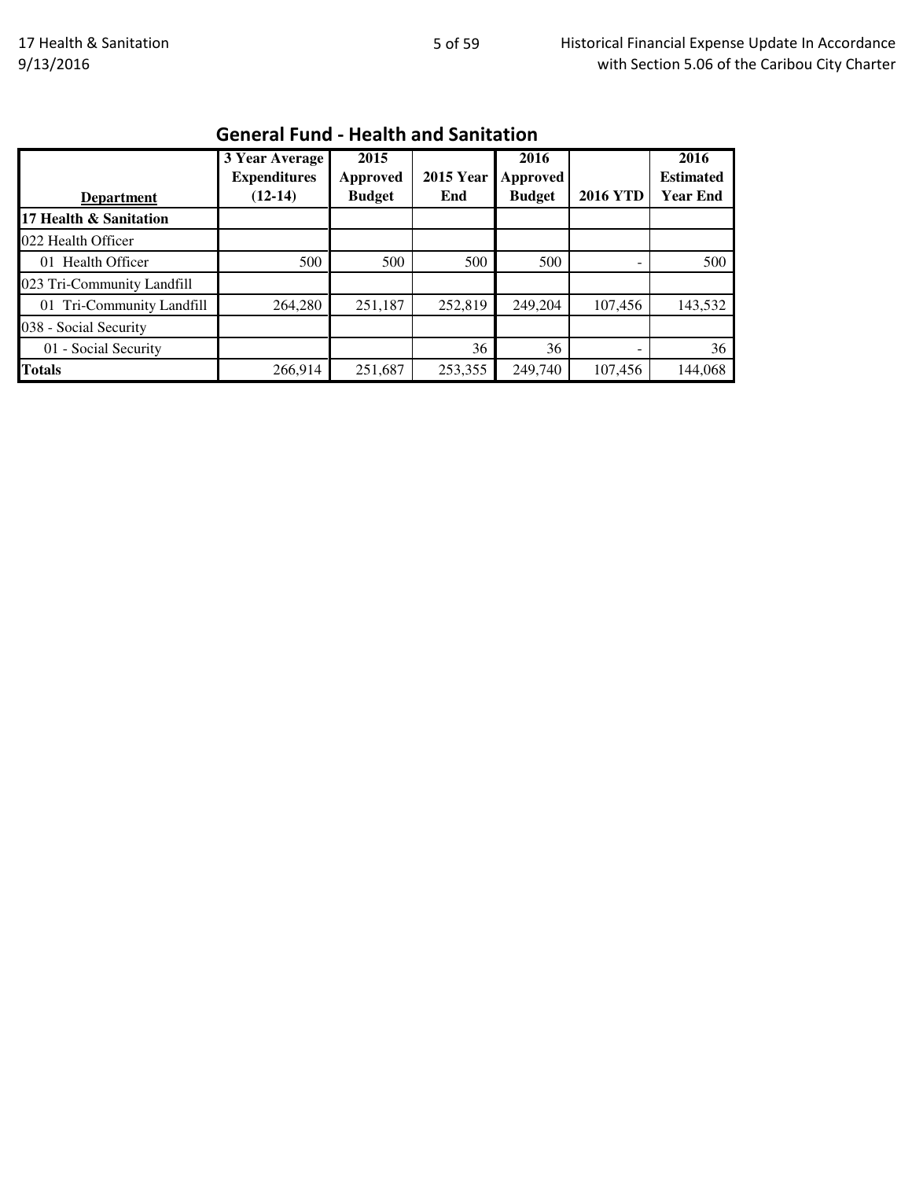## General Fund - Health and Sanitation

| Department | 3 Year Average Expenditures (12-14) | 2015 Approved Budget | 2015 Year End | 2016 Approved Budget | 2016 YTD | 2016 Estimated Year End |
|---|---|---|---|---|---|---|
| **17 Health & Sanitation** | | | | | | |
| 022 Health Officer | | | | | | |
| 01 Health Officer | 500 | 500 | 500 | 500 | - | 500 |
| 023 Tri-Community Landfill | | | | | | |
| 01 Tri-Community Landfill | 264,280 | 251,187 | 252,819 | 249,204 | 107,456 | 143,532 |
| 038 - Social Security | | | | | | |
| 01 - Social Security | | | 36 | 36 | - | 36 |
| **Totals** | 266,914 | 251,687 | 253,355 | 249,740 | 107,456 | 144,068 |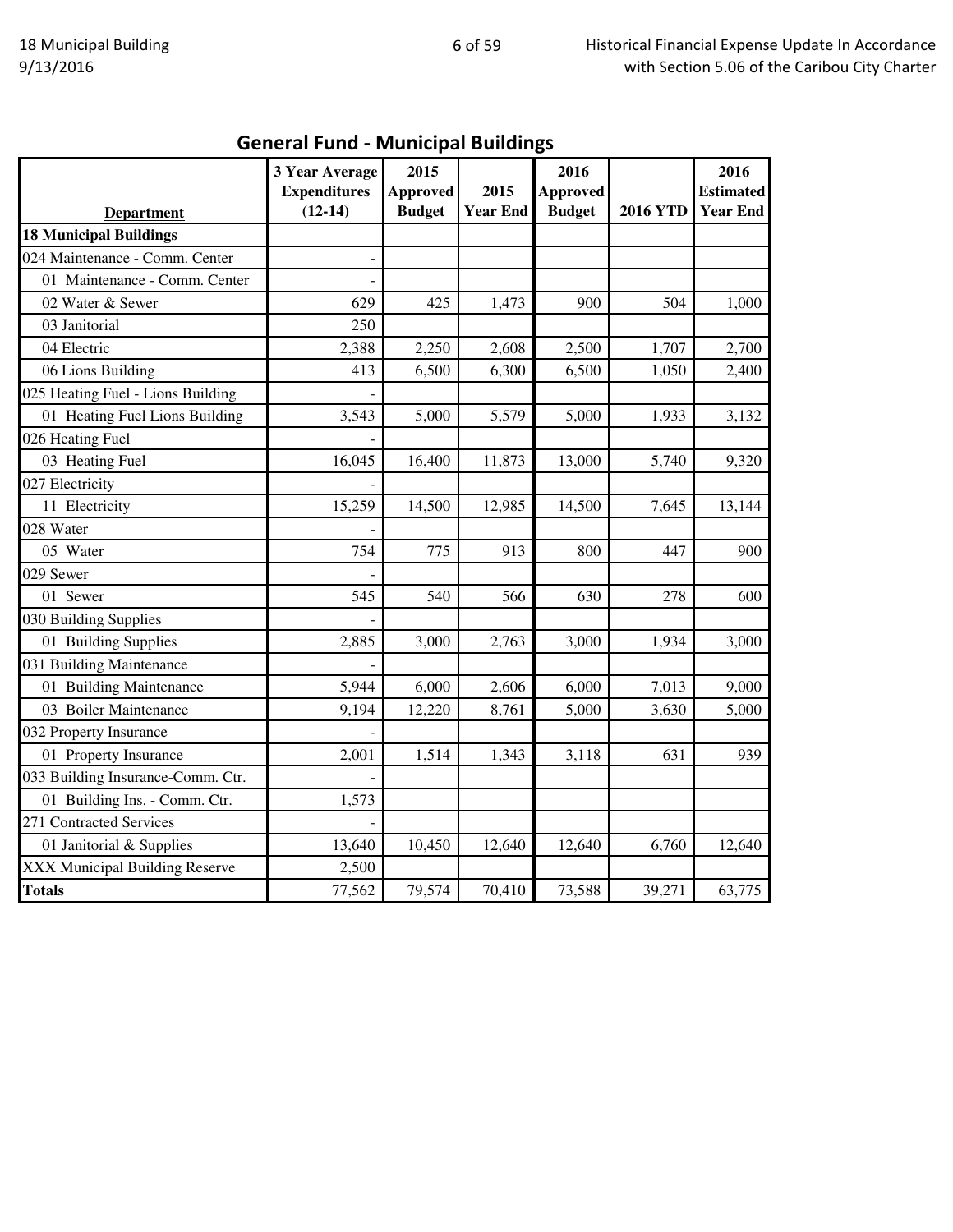## General Fund - Municipal Buildings

| Department | 3 Year Average Expenditures (12-14) | 2015 Approved Budget | 2015 Year End | 2016 Approved Budget | 2016 YTD | 2016 Estimated Year End |
|---|---|---|---|---|---|---|
| **18 Municipal Buildings** | | | | | | |
| 024 Maintenance - Comm. Center | - | | | | | |
| 01 Maintenance - Comm. Center | - | | | | | |
| 02 Water & Sewer | 629 | 425 | 1,473 | 900 | 504 | 1,000 |
| 03 Janitorial | 250 | | | | | |
| 04 Electric | 2,388 | 2,250 | 2,608 | 2,500 | 1,707 | 2,700 |
| 06 Lions Building | 413 | 6,500 | 6,300 | 6,500 | 1,050 | 2,400 |
| 025 Heating Fuel - Lions Building | - | | | | | |
| 01 Heating Fuel Lions Building | 3,543 | 5,000 | 5,579 | 5,000 | 1,933 | 3,132 |
| 026 Heating Fuel | - | | | | | |
| 03 Heating Fuel | 16,045 | 16,400 | 11,873 | 13,000 | 5,740 | 9,320 |
| 027 Electricity | - | | | | | |
| 11 Electricity | 15,259 | 14,500 | 12,985 | 14,500 | 7,645 | 13,144 |
| 028 Water | - | | | | | |
| 05 Water | 754 | 775 | 913 | 800 | 447 | 900 |
| 029 Sewer | - | | | | | |
| 01 Sewer | 545 | 540 | 566 | 630 | 278 | 600 |
| 030 Building Supplies | - | | | | | |
| 01 Building Supplies | 2,885 | 3,000 | 2,763 | 3,000 | 1,934 | 3,000 |
| 031 Building Maintenance | - | | | | | |
| 01 Building Maintenance | 5,944 | 6,000 | 2,606 | 6,000 | 7,013 | 9,000 |
| 03 Boiler Maintenance | 9,194 | 12,220 | 8,761 | 5,000 | 3,630 | 5,000 |
| 032 Property Insurance | - | | | | | |
| 01 Property Insurance | 2,001 | 1,514 | 1,343 | 3,118 | 631 | 939 |
| 033 Building Insurance-Comm. Ctr. | - | | | | | |
| 01 Building Ins. - Comm. Ctr. | 1,573 | | | | | |
| 271 Contracted Services | - | | | | | |
| 01 Janitorial & Supplies | 13,640 | 10,450 | 12,640 | 12,640 | 6,760 | 12,640 |
| XXX Municipal Building Reserve | 2,500 | | | | | |
| **Totals** | 77,562 | 79,574 | 70,410 | 73,588 | 39,271 | 63,775 |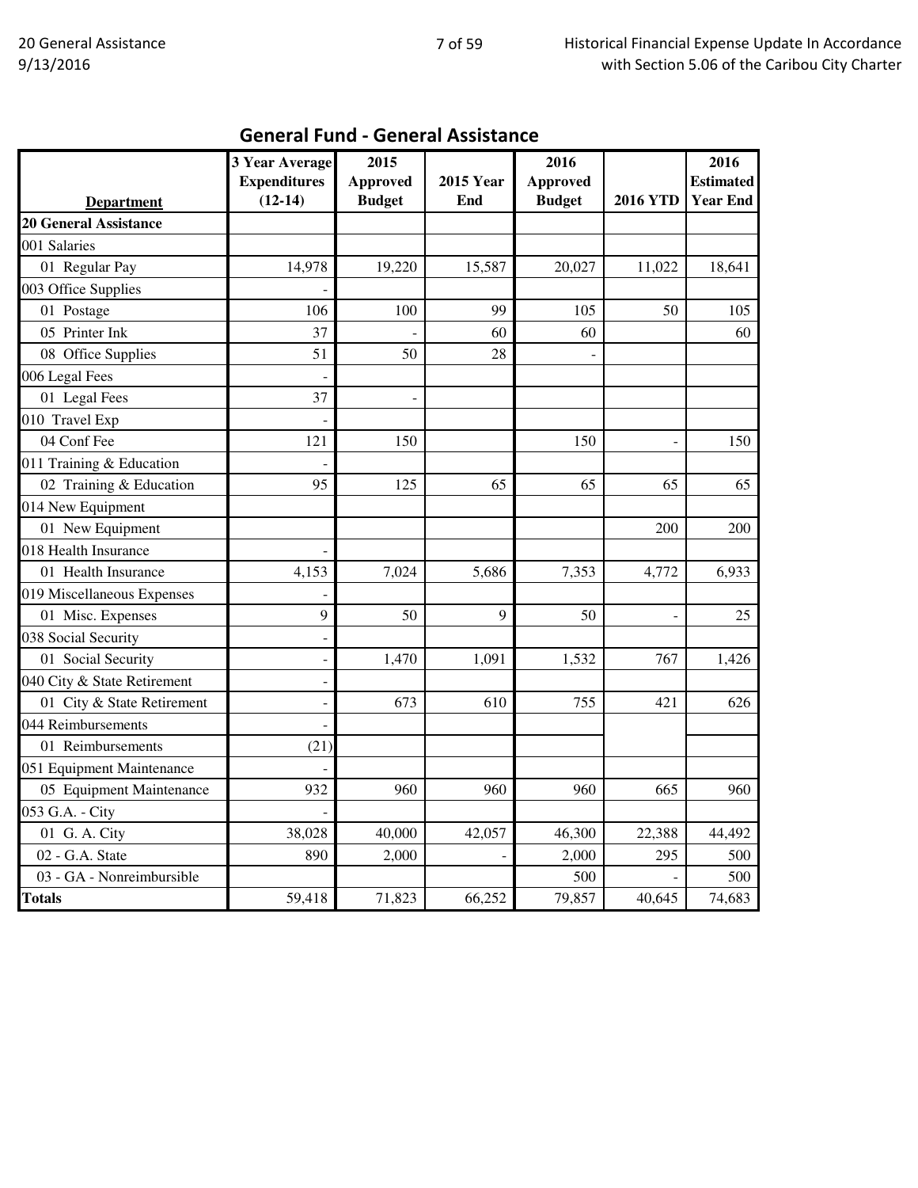## General Fund - General Assistance

| Department | 3 Year Average Expenditures (12-14) | 2015 Approved Budget | 2015 Year End | 2016 Approved Budget | 2016 YTD | 2016 Estimated Year End |
|---|---|---|---|---|---|---|
| **20 General Assistance** | | | | | | |
| 001 Salaries | | | | | | |
| 01 Regular Pay | 14,978 | 19,220 | 15,587 | 20,027 | 11,022 | 18,641 |
| 003 Office Supplies | - | | | | | |
| 01 Postage | 106 | 100 | 99 | 105 | 50 | 105 |
| 05 Printer Ink | 37 | - | 60 | 60 | | 60 |
| 08 Office Supplies | 51 | 50 | 28 | - | | |
| 006 Legal Fees | - | | | | | |
| 01 Legal Fees | 37 | - | | | | |
| 010 Travel Exp | - | | | | | |
| 04 Conf Fee | 121 | 150 | | 150 | - | 150 |
| 011 Training & Education | - | | | | | |
| 02 Training & Education | 95 | 125 | 65 | 65 | 65 | 65 |
| 014 New Equipment | | | | | | |
| 01 New Equipment | | | | | 200 | 200 |
| 018 Health Insurance | - | | | | | |
| 01 Health Insurance | 4,153 | 7,024 | 5,686 | 7,353 | 4,772 | 6,933 |
| 019 Miscellaneous Expenses | - | | | | | |
| 01 Misc. Expenses | 9 | 50 | 9 | 50 | - | 25 |
| 038 Social Security | - | | | | | |
| 01 Social Security | - | 1,470 | 1,091 | 1,532 | 767 | 1,426 |
| 040 City & State Retirement | - | | | | | |
| 01 City & State Retirement | - | 673 | 610 | 755 | 421 | 626 |
| 044 Reimbursements | - | | | | | |
| 01 Reimbursements | (21) | | | | | |
| 051 Equipment Maintenance | - | | | | | |
| 05 Equipment Maintenance | 932 | 960 | 960 | 960 | 665 | 960 |
| 053 G.A. - City | - | | | | | |
| 01 G. A. City | 38,028 | 40,000 | 42,057 | 46,300 | 22,388 | 44,492 |
| 02 - G.A. State | 890 | 2,000 | - | 2,000 | 295 | 500 |
| 03 - GA - Nonreimbursible | | | | 500 | - | 500 |
| **Totals** | 59,418 | 71,823 | 66,252 | 79,857 | 40,645 | 74,683 |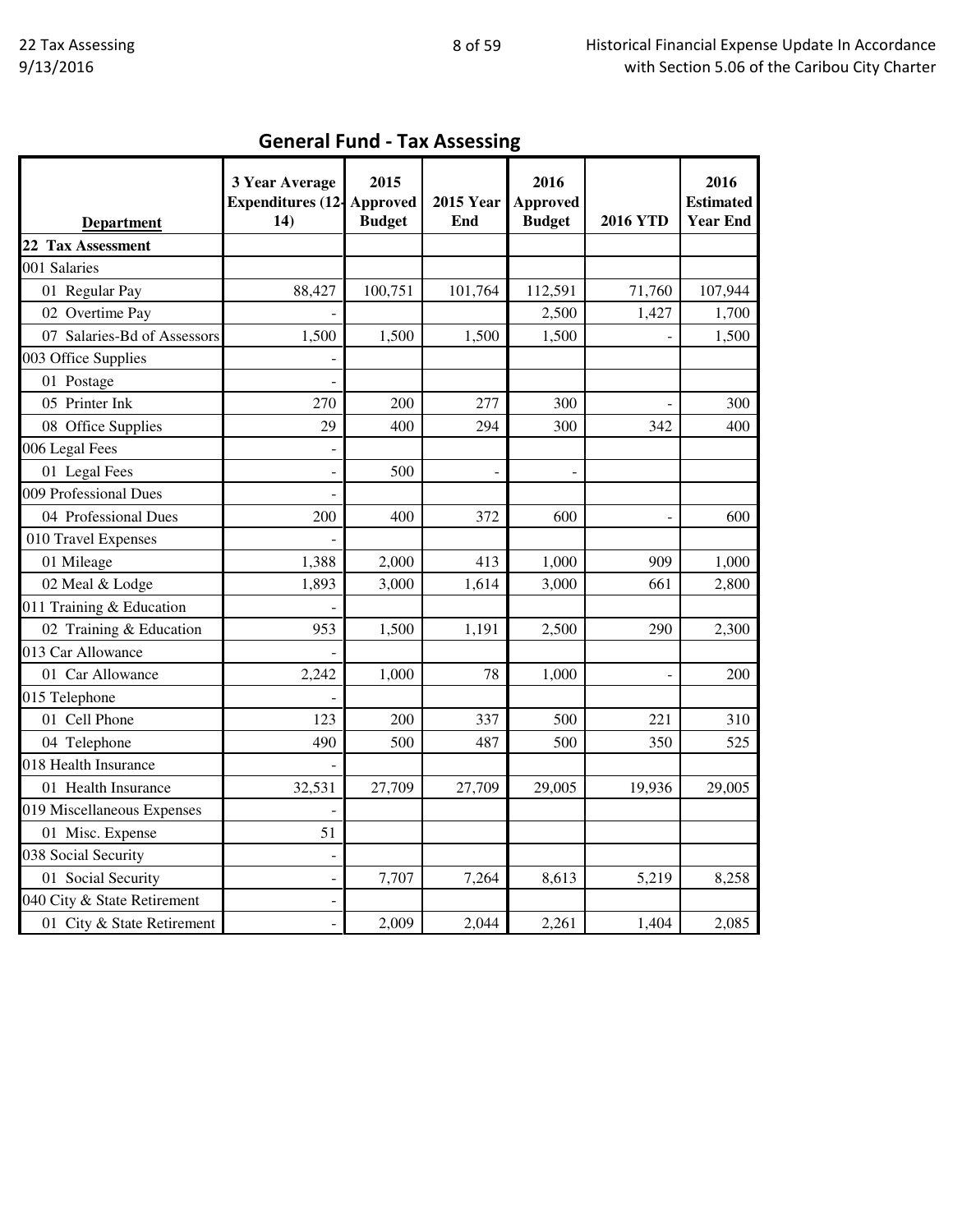## General Fund - Tax Assessing

| Department | 3 Year Average Expenditures (12-14) | 2015 Approved Budget | 2015 Year End | 2016 Approved Budget | 2016 YTD | 2016 Estimated Year End |
|---|---|---|---|---|---|---|
| **22 Tax Assessment** | | | | | | |
| 001 Salaries | | | | | | |
| 01 Regular Pay | 88,427 | 100,751 | 101,764 | 112,591 | 71,760 | 107,944 |
| 02 Overtime Pay | - | | | 2,500 | 1,427 | 1,700 |
| 07 Salaries-Bd of Assessors | 1,500 | 1,500 | 1,500 | 1,500 | - | 1,500 |
| 003 Office Supplies | - | | | | | |
| 01 Postage | - | | | | | |
| 05 Printer Ink | 270 | 200 | 277 | 300 | - | 300 |
| 08 Office Supplies | 29 | 400 | 294 | 300 | 342 | 400 |
| 006 Legal Fees | - | | | | | |
| 01 Legal Fees | - | 500 | - | - | | |
| 009 Professional Dues | - | | | | | |
| 04 Professional Dues | 200 | 400 | 372 | 600 | - | 600 |
| 010 Travel Expenses | - | | | | | |
| 01 Mileage | 1,388 | 2,000 | 413 | 1,000 | 909 | 1,000 |
| 02 Meal & Lodge | 1,893 | 3,000 | 1,614 | 3,000 | 661 | 2,800 |
| 011 Training & Education | - | | | | | |
| 02 Training & Education | 953 | 1,500 | 1,191 | 2,500 | 290 | 2,300 |
| 013 Car Allowance | - | | | | | |
| 01 Car Allowance | 2,242 | 1,000 | 78 | 1,000 | - | 200 |
| 015 Telephone | - | | | | | |
| 01 Cell Phone | 123 | 200 | 337 | 500 | 221 | 310 |
| 04 Telephone | 490 | 500 | 487 | 500 | 350 | 525 |
| 018 Health Insurance | - | | | | | |
| 01 Health Insurance | 32,531 | 27,709 | 27,709 | 29,005 | 19,936 | 29,005 |
| 019 Miscellaneous Expenses | - | | | | | |
| 01 Misc. Expense | 51 | | | | | |
| 038 Social Security | - | | | | | |
| 01 Social Security | - | 7,707 | 7,264 | 8,613 | 5,219 | 8,258 |
| 040 City & State Retirement | - | | | | | |
| 01 City & State Retirement | - | 2,009 | 2,044 | 2,261 | 1,404 | 2,085 |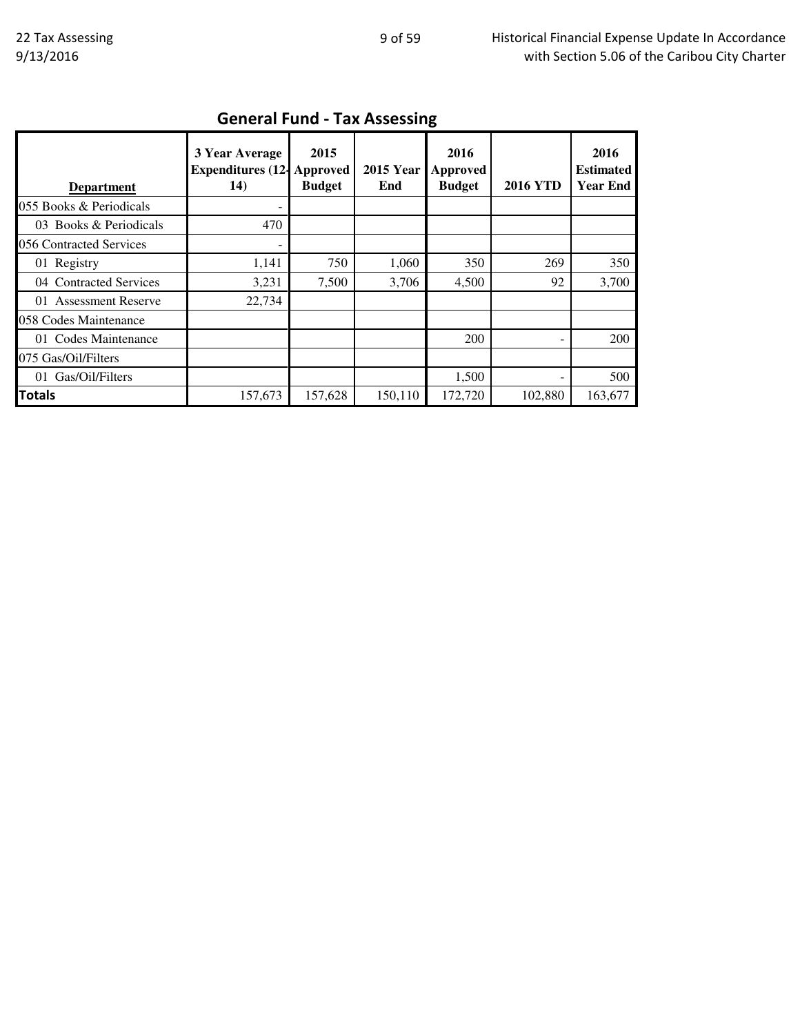## General Fund - Tax Assessing

| Department | 3 Year Average Expenditures (12-14) | 2015 Approved Budget | 2015 Year End | 2016 Approved Budget | 2016 YTD | 2016 Estimated Year End |
|---|---|---|---|---|---|---|
| 055 Books & Periodicals | - | | | | | |
| 03 Books & Periodicals | 470 | | | | | |
| 056 Contracted Services | - | | | | | |
| 01 Registry | 1,141 | 750 | 1,060 | 350 | 269 | 350 |
| 04 Contracted Services | 3,231 | 7,500 | 3,706 | 4,500 | 92 | 3,700 |
| 01 Assessment Reserve | 22,734 | | | | | |
| 058 Codes Maintenance | | | | | | |
| 01 Codes Maintenance | | | | 200 | - | 200 |
| 075 Gas/Oil/Filters | | | | | | |
| 01 Gas/Oil/Filters | | | | 1,500 | - | 500 |
| **Totals** | 157,673 | 157,628 | 150,110 | 172,720 | 102,880 | 163,677 |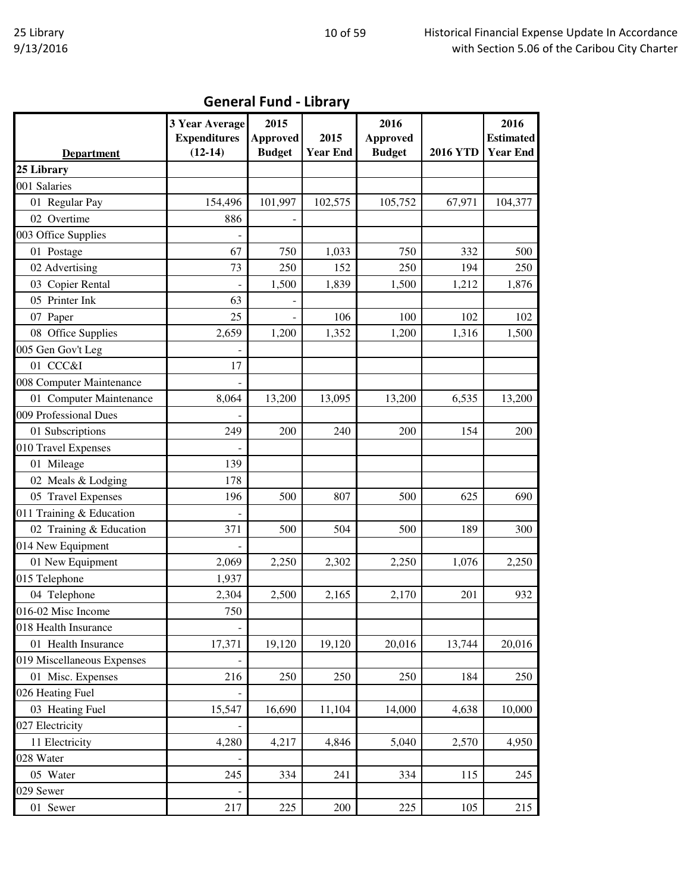## General Fund - Library

| Department | 3 Year Average Expenditures (12-14) | 2015 Approved Budget | 2015 Year End | 2016 Approved Budget | 2016 YTD | 2016 Estimated Year End |
|---|---|---|---|---|---|---|
| **25 Library** | | | | | | |
| 001 Salaries | | | | | | |
| 01 Regular Pay | 154,496 | 101,997 | 102,575 | 105,752 | 67,971 | 104,377 |
| 02 Overtime | 886 | - | | | | |
| 003 Office Supplies | - | | | | | |
| 01 Postage | 67 | 750 | 1,033 | 750 | 332 | 500 |
| 02 Advertising | 73 | 250 | 152 | 250 | 194 | 250 |
| 03 Copier Rental | - | 1,500 | 1,839 | 1,500 | 1,212 | 1,876 |
| 05 Printer Ink | 63 | - | | | | |
| 07 Paper | 25 | - | 106 | 100 | 102 | 102 |
| 08 Office Supplies | 2,659 | 1,200 | 1,352 | 1,200 | 1,316 | 1,500 |
| 005 Gen Gov't Leg | - | | | | | |
| 01 CCC&I | 17 | | | | | |
| 008 Computer Maintenance | - | | | | | |
| 01 Computer Maintenance | 8,064 | 13,200 | 13,095 | 13,200 | 6,535 | 13,200 |
| 009 Professional Dues | - | | | | | |
| 01 Subscriptions | 249 | 200 | 240 | 200 | 154 | 200 |
| 010 Travel Expenses | - | | | | | |
| 01 Mileage | 139 | | | | | |
| 02 Meals & Lodging | 178 | | | | | |
| 05 Travel Expenses | 196 | 500 | 807 | 500 | 625 | 690 |
| 011 Training & Education | - | | | | | |
| 02 Training & Education | 371 | 500 | 504 | 500 | 189 | 300 |
| 014 New Equipment | - | | | | | |
| 01 New Equipment | 2,069 | 2,250 | 2,302 | 2,250 | 1,076 | 2,250 |
| 015 Telephone | 1,937 | | | | | |
| 04 Telephone | 2,304 | 2,500 | 2,165 | 2,170 | 201 | 932 |
| 016-02 Misc Income | 750 | | | | | |
| 018 Health Insurance | - | | | | | |
| 01 Health Insurance | 17,371 | 19,120 | 19,120 | 20,016 | 13,744 | 20,016 |
| 019 Miscellaneous Expenses | - | | | | | |
| 01 Misc. Expenses | 216 | 250 | 250 | 250 | 184 | 250 |
| 026 Heating Fuel | - | | | | | |
| 03 Heating Fuel | 15,547 | 16,690 | 11,104 | 14,000 | 4,638 | 10,000 |
| 027 Electricity | - | | | | | |
| 11 Electricity | 4,280 | 4,217 | 4,846 | 5,040 | 2,570 | 4,950 |
| 028 Water | - | | | | | |
| 05 Water | 245 | 334 | 241 | 334 | 115 | 245 |
| 029 Sewer | - | | | | | |
| 01 Sewer | 217 | 225 | 200 | 225 | 105 | 215 |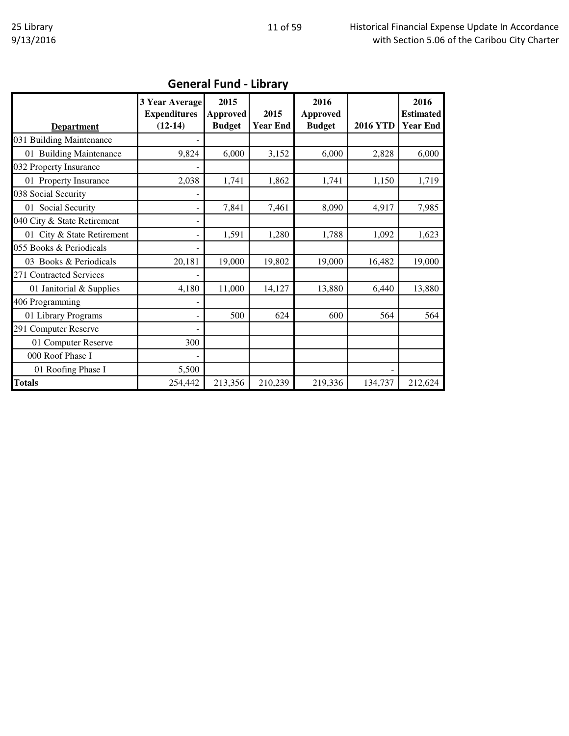## General Fund - Library

| Department | 3 Year Average Expenditures (12-14) | 2015 Approved Budget | 2015 Year End | 2016 Approved Budget | 2016 YTD | 2016 Estimated Year End |
|---|---|---|---|---|---|---|
| 031 Building Maintenance | - | | | | | |
| 01 Building Maintenance | 9,824 | 6,000 | 3,152 | 6,000 | 2,828 | 6,000 |
| 032 Property Insurance | - | | | | | |
| 01 Property Insurance | 2,038 | 1,741 | 1,862 | 1,741 | 1,150 | 1,719 |
| 038 Social Security | - | | | | | |
| 01 Social Security | - | 7,841 | 7,461 | 8,090 | 4,917 | 7,985 |
| 040 City & State Retirement | - | | | | | |
| 01 City & State Retirement | - | 1,591 | 1,280 | 1,788 | 1,092 | 1,623 |
| 055 Books & Periodicals | - | | | | | |
| 03 Books & Periodicals | 20,181 | 19,000 | 19,802 | 19,000 | 16,482 | 19,000 |
| 271 Contracted Services | - | | | | | |
| 01 Janitorial & Supplies | 4,180 | 11,000 | 14,127 | 13,880 | 6,440 | 13,880 |
| 406 Programming | - | | | | | |
| 01 Library Programs | - | 500 | 624 | 600 | 564 | 564 |
| 291 Computer Reserve | - | | | | | |
| 01 Computer Reserve | 300 | | | | | |
| 000 Roof Phase I | - | | | | | |
| 01 Roofing Phase I | 5,500 | | | | - | |
| **Totals** | 254,442 | 213,356 | 210,239 | 219,336 | 134,737 | 212,624 |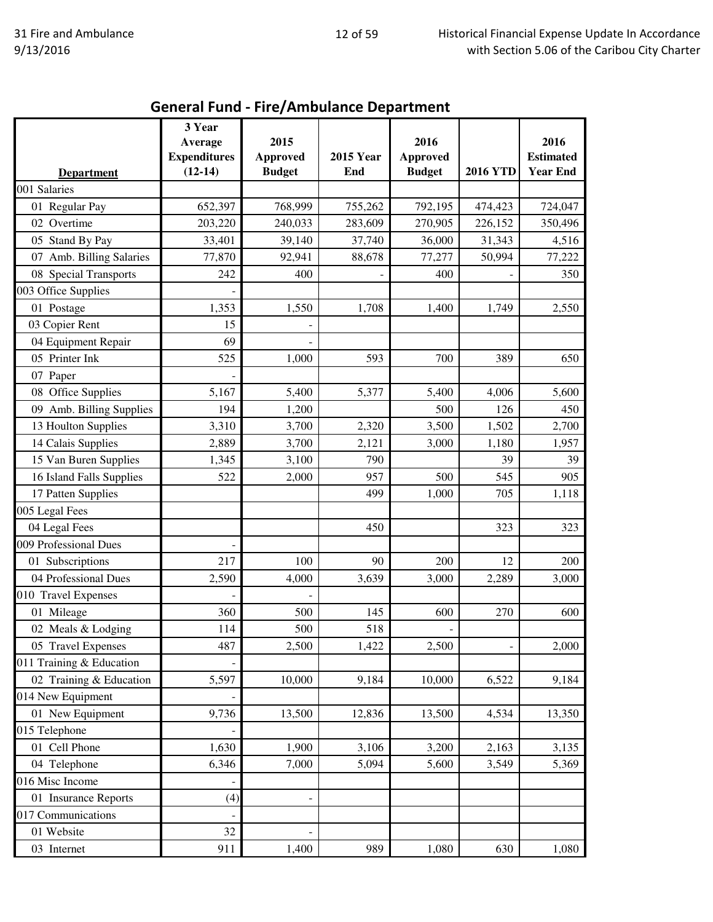## General Fund - Fire/Ambulance Department

| Department | 3 Year Average Expenditures (12-14) | 2015 Approved Budget | 2015 Year End | 2016 Approved Budget | 2016 YTD | 2016 Estimated Year End |
|---|---|---|---|---|---|---|
| 001 Salaries | | | | | | |
| 01 Regular Pay | 652,397 | 768,999 | 755,262 | 792,195 | 474,423 | 724,047 |
| 02 Overtime | 203,220 | 240,033 | 283,609 | 270,905 | 226,152 | 350,496 |
| 05 Stand By Pay | 33,401 | 39,140 | 37,740 | 36,000 | 31,343 | 4,516 |
| 07 Amb. Billing Salaries | 77,870 | 92,941 | 88,678 | 77,277 | 50,994 | 77,222 |
| 08 Special Transports | 242 | 400 | - | 400 | - | 350 |
| 003 Office Supplies | - | | | | | |
| 01 Postage | 1,353 | 1,550 | 1,708 | 1,400 | 1,749 | 2,550 |
| 03 Copier Rent | 15 | - | | | | |
| 04 Equipment Repair | 69 | - | | | | |
| 05 Printer Ink | 525 | 1,000 | 593 | 700 | 389 | 650 |
| 07 Paper | - | | | | | |
| 08 Office Supplies | 5,167 | 5,400 | 5,377 | 5,400 | 4,006 | 5,600 |
| 09 Amb. Billing Supplies | 194 | 1,200 | | 500 | 126 | 450 |
| 13 Houlton Supplies | 3,310 | 3,700 | 2,320 | 3,500 | 1,502 | 2,700 |
| 14 Calais Supplies | 2,889 | 3,700 | 2,121 | 3,000 | 1,180 | 1,957 |
| 15 Van Buren Supplies | 1,345 | 3,100 | 790 | | 39 | 39 |
| 16 Island Falls Supplies | 522 | 2,000 | 957 | 500 | 545 | 905 |
| 17 Patten Supplies | | | 499 | 1,000 | 705 | 1,118 |
| 005 Legal Fees | | | | | | |
| 04 Legal Fees | | | 450 | | 323 | 323 |
| 009 Professional Dues | - | | | | | |
| 01 Subscriptions | 217 | 100 | 90 | 200 | 12 | 200 |
| 04 Professional Dues | 2,590 | 4,000 | 3,639 | 3,000 | 2,289 | 3,000 |
| 010 Travel Expenses | - | - | | | | |
| 01 Mileage | 360 | 500 | 145 | 600 | 270 | 600 |
| 02 Meals & Lodging | 114 | 500 | 518 | - | | |
| 05 Travel Expenses | 487 | 2,500 | 1,422 | 2,500 | - | 2,000 |
| 011 Training & Education | - | | | | | |
| 02 Training & Education | 5,597 | 10,000 | 9,184 | 10,000 | 6,522 | 9,184 |
| 014 New Equipment | - | | | | | |
| 01 New Equipment | 9,736 | 13,500 | 12,836 | 13,500 | 4,534 | 13,350 |
| 015 Telephone | - | | | | | |
| 01 Cell Phone | 1,630 | 1,900 | 3,106 | 3,200 | 2,163 | 3,135 |
| 04 Telephone | 6,346 | 7,000 | 5,094 | 5,600 | 3,549 | 5,369 |
| 016 Misc Income | - | | | | | |
| 01 Insurance Reports | (4) | - | | | | |
| 017 Communications | - | | | | | |
| 01 Website | 32 | - | | | | |
| 03 Internet | 911 | 1,400 | 989 | 1,080 | 630 | 1,080 |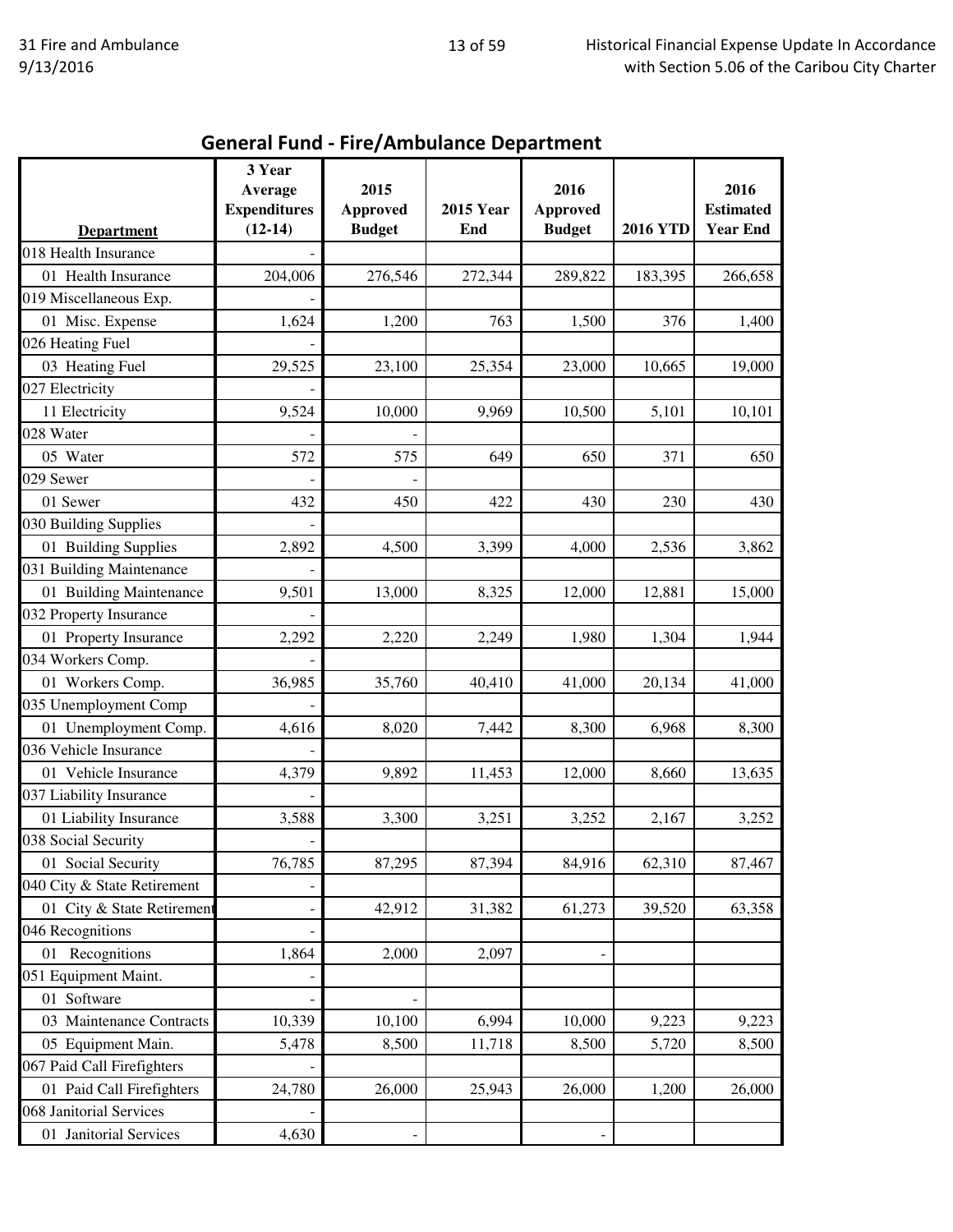## General Fund - Fire/Ambulance Department

| Department | 3 Year Average Expenditures (12-14) | 2015 Approved Budget | 2015 Year End | 2016 Approved Budget | 2016 YTD | 2016 Estimated Year End |
|---|---|---|---|---|---|---|
| 018 Health Insurance | - | | | | | |
| 01 Health Insurance | 204,006 | 276,546 | 272,344 | 289,822 | 183,395 | 266,658 |
| 019 Miscellaneous Exp. | - | | | | | |
| 01 Misc. Expense | 1,624 | 1,200 | 763 | 1,500 | 376 | 1,400 |
| 026 Heating Fuel | - | | | | | |
| 03 Heating Fuel | 29,525 | 23,100 | 25,354 | 23,000 | 10,665 | 19,000 |
| 027 Electricity | - | | | | | |
| 11 Electricity | 9,524 | 10,000 | 9,969 | 10,500 | 5,101 | 10,101 |
| 028 Water | - | - | | | | |
| 05 Water | 572 | 575 | 649 | 650 | 371 | 650 |
| 029 Sewer | - | - | | | | |
| 01 Sewer | 432 | 450 | 422 | 430 | 230 | 430 |
| 030 Building Supplies | - | | | | | |
| 01 Building Supplies | 2,892 | 4,500 | 3,399 | 4,000 | 2,536 | 3,862 |
| 031 Building Maintenance | - | | | | | |
| 01 Building Maintenance | 9,501 | 13,000 | 8,325 | 12,000 | 12,881 | 15,000 |
| 032 Property Insurance | - | | | | | |
| 01 Property Insurance | 2,292 | 2,220 | 2,249 | 1,980 | 1,304 | 1,944 |
| 034 Workers Comp. | - | | | | | |
| 01 Workers Comp. | 36,985 | 35,760 | 40,410 | 41,000 | 20,134 | 41,000 |
| 035 Unemployment Comp | - | | | | | |
| 01 Unemployment Comp. | 4,616 | 8,020 | 7,442 | 8,300 | 6,968 | 8,300 |
| 036 Vehicle Insurance | - | | | | | |
| 01 Vehicle Insurance | 4,379 | 9,892 | 11,453 | 12,000 | 8,660 | 13,635 |
| 037 Liability Insurance | - | | | | | |
| 01 Liability Insurance | 3,588 | 3,300 | 3,251 | 3,252 | 2,167 | 3,252 |
| 038 Social Security | - | | | | | |
| 01 Social Security | 76,785 | 87,295 | 87,394 | 84,916 | 62,310 | 87,467 |
| 040 City & State Retirement | - | | | | | |
| 01 City & State Retirement | - | 42,912 | 31,382 | 61,273 | 39,520 | 63,358 |
| 046 Recognitions | - | | | | | |
| 01 Recognitions | 1,864 | 2,000 | 2,097 | - | | |
| 051 Equipment Maint. | - | | | | | |
| 01 Software | - | - | | | | |
| 03 Maintenance Contracts | 10,339 | 10,100 | 6,994 | 10,000 | 9,223 | 9,223 |
| 05 Equipment Main. | 5,478 | 8,500 | 11,718 | 8,500 | 5,720 | 8,500 |
| 067 Paid Call Firefighters | - | | | | | |
| 01 Paid Call Firefighters | 24,780 | 26,000 | 25,943 | 26,000 | 1,200 | 26,000 |
| 068 Janitorial Services | - | | | | | |
| 01 Janitorial Services | 4,630 | - | | - | | |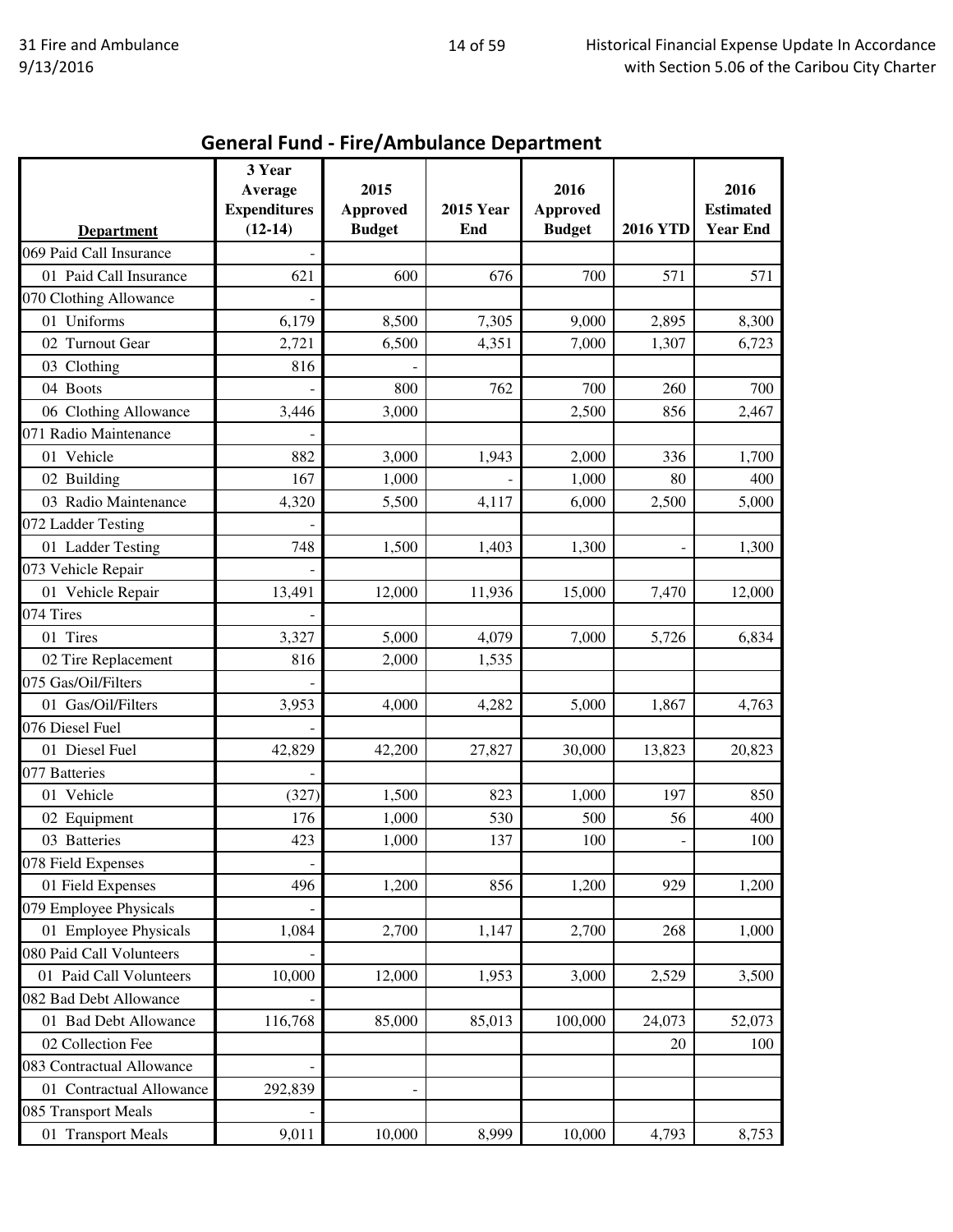## General Fund - Fire/Ambulance Department

| Department | 3 Year Average Expenditures (12-14) | 2015 Approved Budget | 2015 Year End | 2016 Approved Budget | 2016 YTD | 2016 Estimated Year End |
|---|---|---|---|---|---|---|
| 069 Paid Call Insurance | - | | | | | |
| 01 Paid Call Insurance | 621 | 600 | 676 | 700 | 571 | 571 |
| 070 Clothing Allowance | - | | | | | |
| 01 Uniforms | 6,179 | 8,500 | 7,305 | 9,000 | 2,895 | 8,300 |
| 02 Turnout Gear | 2,721 | 6,500 | 4,351 | 7,000 | 1,307 | 6,723 |
| 03 Clothing | 816 | - | | | | |
| 04 Boots | - | 800 | 762 | 700 | 260 | 700 |
| 06 Clothing Allowance | 3,446 | 3,000 | | 2,500 | 856 | 2,467 |
| 071 Radio Maintenance | - | | | | | |
| 01 Vehicle | 882 | 3,000 | 1,943 | 2,000 | 336 | 1,700 |
| 02 Building | 167 | 1,000 | - | 1,000 | 80 | 400 |
| 03 Radio Maintenance | 4,320 | 5,500 | 4,117 | 6,000 | 2,500 | 5,000 |
| 072 Ladder Testing | - | | | | | |
| 01 Ladder Testing | 748 | 1,500 | 1,403 | 1,300 | - | 1,300 |
| 073 Vehicle Repair | - | | | | | |
| 01 Vehicle Repair | 13,491 | 12,000 | 11,936 | 15,000 | 7,470 | 12,000 |
| 074 Tires | - | | | | | |
| 01 Tires | 3,327 | 5,000 | 4,079 | 7,000 | 5,726 | 6,834 |
| 02 Tire Replacement | 816 | 2,000 | 1,535 | | | |
| 075 Gas/Oil/Filters | - | | | | | |
| 01 Gas/Oil/Filters | 3,953 | 4,000 | 4,282 | 5,000 | 1,867 | 4,763 |
| 076 Diesel Fuel | - | | | | | |
| 01 Diesel Fuel | 42,829 | 42,200 | 27,827 | 30,000 | 13,823 | 20,823 |
| 077 Batteries | - | | | | | |
| 01 Vehicle | (327) | 1,500 | 823 | 1,000 | 197 | 850 |
| 02 Equipment | 176 | 1,000 | 530 | 500 | 56 | 400 |
| 03 Batteries | 423 | 1,000 | 137 | 100 | - | 100 |
| 078 Field Expenses | - | | | | | |
| 01 Field Expenses | 496 | 1,200 | 856 | 1,200 | 929 | 1,200 |
| 079 Employee Physicals | - | | | | | |
| 01 Employee Physicals | 1,084 | 2,700 | 1,147 | 2,700 | 268 | 1,000 |
| 080 Paid Call Volunteers | - | | | | | |
| 01 Paid Call Volunteers | 10,000 | 12,000 | 1,953 | 3,000 | 2,529 | 3,500 |
| 082 Bad Debt Allowance | - | | | | | |
| 01 Bad Debt Allowance | 116,768 | 85,000 | 85,013 | 100,000 | 24,073 | 52,073 |
| 02 Collection Fee | | | | | 20 | 100 |
| 083 Contractual Allowance | - | | | | | |
| 01 Contractual Allowance | 292,839 | - | | | | |
| 085 Transport Meals | - | | | | | |
| 01 Transport Meals | 9,011 | 10,000 | 8,999 | 10,000 | 4,793 | 8,753 |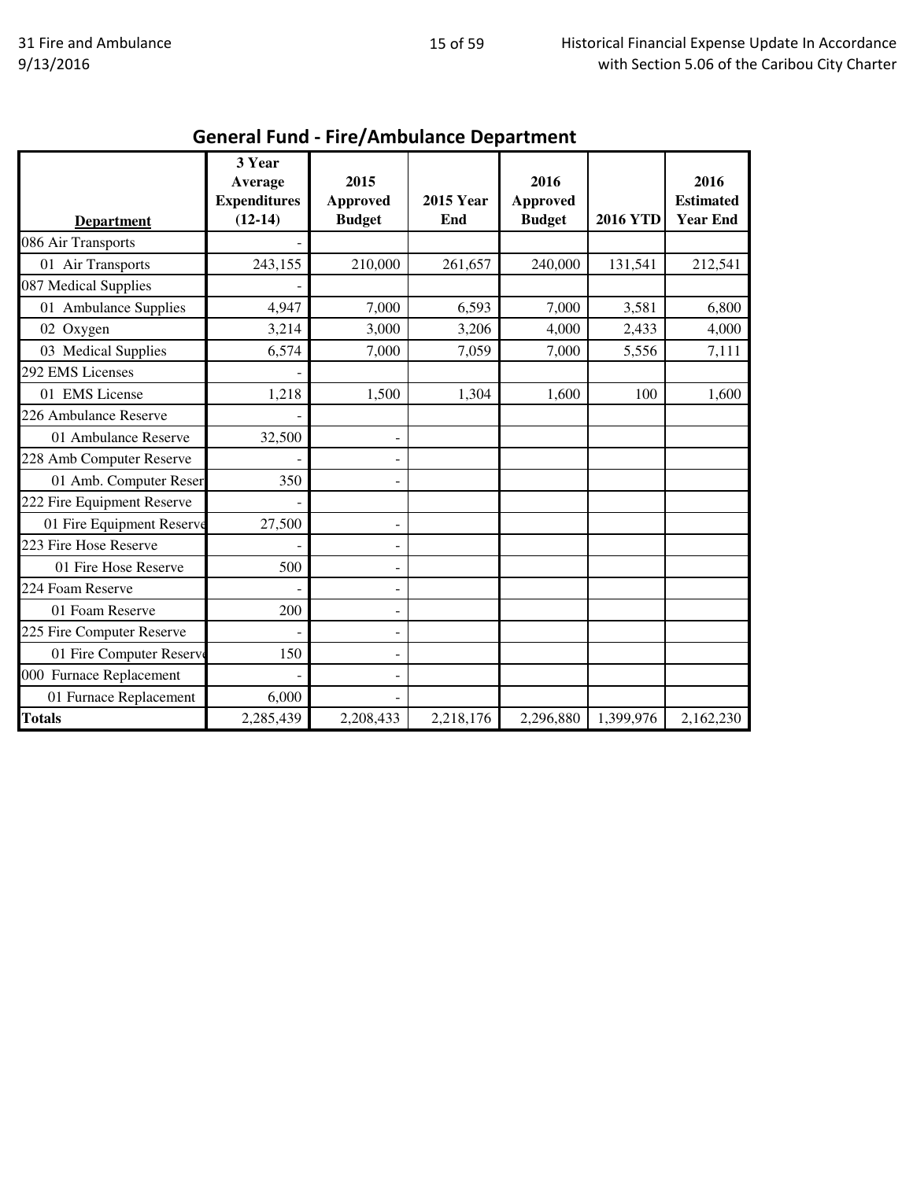## General Fund - Fire/Ambulance Department

| Department | 3 Year Average Expenditures (12-14) | 2015 Approved Budget | 2015 Year End | 2016 Approved Budget | 2016 YTD | 2016 Estimated Year End |
|---|---|---|---|---|---|---|
| 086 Air Transports | - | | | | | |
| 01 Air Transports | 243,155 | 210,000 | 261,657 | 240,000 | 131,541 | 212,541 |
| 087 Medical Supplies | - | | | | | |
| 01 Ambulance Supplies | 4,947 | 7,000 | 6,593 | 7,000 | 3,581 | 6,800 |
| 02 Oxygen | 3,214 | 3,000 | 3,206 | 4,000 | 2,433 | 4,000 |
| 03 Medical Supplies | 6,574 | 7,000 | 7,059 | 7,000 | 5,556 | 7,111 |
| 292 EMS Licenses | - | | | | | |
| 01 EMS License | 1,218 | 1,500 | 1,304 | 1,600 | 100 | 1,600 |
| 226 Ambulance Reserve | - | | | | | |
| 01 Ambulance Reserve | 32,500 | - | | | | |
| 228 Amb Computer Reserve | - | - | | | | |
| 01 Amb. Computer Reser | 350 | - | | | | |
| 222 Fire Equipment Reserve | - | | | | | |
| 01 Fire Equipment Reserve | 27,500 | - | | | | |
| 223 Fire Hose Reserve | - | - | | | | |
| 01 Fire Hose Reserve | 500 | - | | | | |
| 224 Foam Reserve | - | - | | | | |
| 01 Foam Reserve | 200 | - | | | | |
| 225 Fire Computer Reserve | - | - | | | | |
| 01 Fire Computer Reserve | 150 | - | | | | |
| 000 Furnace Replacement | - | - | | | | |
| 01 Furnace Replacement | 6,000 | - | | | | |
| **Totals** | 2,285,439 | 2,208,433 | 2,218,176 | 2,296,880 | 1,399,976 | 2,162,230 |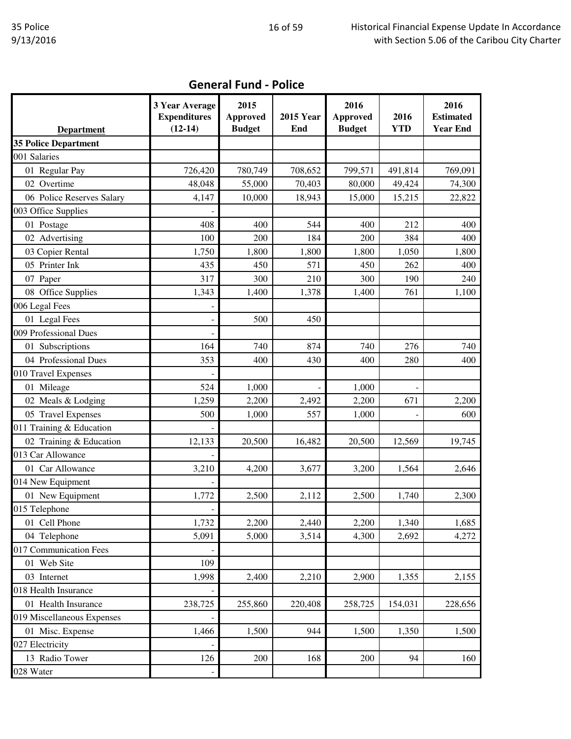## General Fund - Police

| Department | 3 Year Average Expenditures (12-14) | 2015 Approved Budget | 2015 Year End | 2016 Approved Budget | 2016 YTD | 2016 Estimated Year End |
|---|---|---|---|---|---|---|
| **35 Police Department** | | | | | | |
| 001 Salaries | | | | | | |
| 01 Regular Pay | 726,420 | 780,749 | 708,652 | 799,571 | 491,814 | 769,091 |
| 02 Overtime | 48,048 | 55,000 | 70,403 | 80,000 | 49,424 | 74,300 |
| 06 Police Reserves Salary | 4,147 | 10,000 | 18,943 | 15,000 | 15,215 | 22,822 |
| 003 Office Supplies | - | | | | | |
| 01 Postage | 408 | 400 | 544 | 400 | 212 | 400 |
| 02 Advertising | 100 | 200 | 184 | 200 | 384 | 400 |
| 03 Copier Rental | 1,750 | 1,800 | 1,800 | 1,800 | 1,050 | 1,800 |
| 05 Printer Ink | 435 | 450 | 571 | 450 | 262 | 400 |
| 07 Paper | 317 | 300 | 210 | 300 | 190 | 240 |
| 08 Office Supplies | 1,343 | 1,400 | 1,378 | 1,400 | 761 | 1,100 |
| 006 Legal Fees | - | | | | | |
| 01 Legal Fees | - | 500 | 450 | | | |
| 009 Professional Dues | - | | | | | |
| 01 Subscriptions | 164 | 740 | 874 | 740 | 276 | 740 |
| 04 Professional Dues | 353 | 400 | 430 | 400 | 280 | 400 |
| 010 Travel Expenses | - | | | | | |
| 01 Mileage | 524 | 1,000 | - | 1,000 | - | |
| 02 Meals & Lodging | 1,259 | 2,200 | 2,492 | 2,200 | 671 | 2,200 |
| 05 Travel Expenses | 500 | 1,000 | 557 | 1,000 | - | 600 |
| 011 Training & Education | - | | | | | |
| 02 Training & Education | 12,133 | 20,500 | 16,482 | 20,500 | 12,569 | 19,745 |
| 013 Car Allowance | - | | | | | |
| 01 Car Allowance | 3,210 | 4,200 | 3,677 | 3,200 | 1,564 | 2,646 |
| 014 New Equipment | - | | | | | |
| 01 New Equipment | 1,772 | 2,500 | 2,112 | 2,500 | 1,740 | 2,300 |
| 015 Telephone | - | | | | | |
| 01 Cell Phone | 1,732 | 2,200 | 2,440 | 2,200 | 1,340 | 1,685 |
| 04 Telephone | 5,091 | 5,000 | 3,514 | 4,300 | 2,692 | 4,272 |
| 017 Communication Fees | - | | | | | |
| 01 Web Site | 109 | | | | | |
| 03 Internet | 1,998 | 2,400 | 2,210 | 2,900 | 1,355 | 2,155 |
| 018 Health Insurance | - | | | | | |
| 01 Health Insurance | 238,725 | 255,860 | 220,408 | 258,725 | 154,031 | 228,656 |
| 019 Miscellaneous Expenses | - | | | | | |
| 01 Misc. Expense | 1,466 | 1,500 | 944 | 1,500 | 1,350 | 1,500 |
| 027 Electricity | - | | | | | |
| 13 Radio Tower | 126 | 200 | 168 | 200 | 94 | 160 |
| 028 Water | - | | | | | |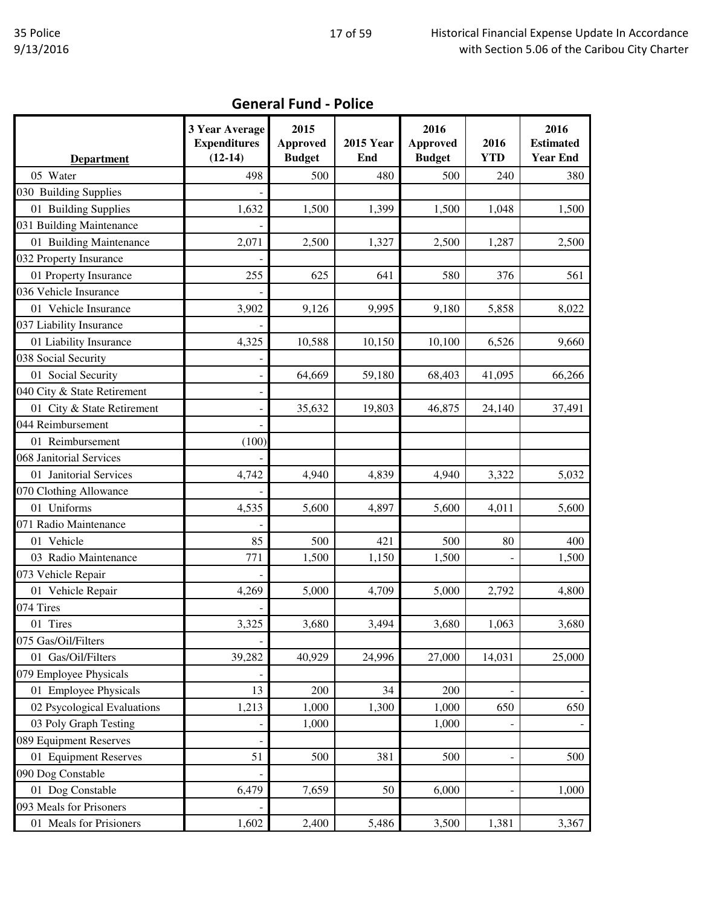## General Fund - Police

| Department | 3 Year Average Expenditures (12-14) | 2015 Approved Budget | 2015 Year End | 2016 Approved Budget | 2016 YTD | 2016 Estimated Year End |
|---|---|---|---|---|---|---|
| 05 Water | 498 | 500 | 480 | 500 | 240 | 380 |
| 030 Building Supplies | - | | | | | |
| 01 Building Supplies | 1,632 | 1,500 | 1,399 | 1,500 | 1,048 | 1,500 |
| 031 Building Maintenance | - | | | | | |
| 01 Building Maintenance | 2,071 | 2,500 | 1,327 | 2,500 | 1,287 | 2,500 |
| 032 Property Insurance | - | | | | | |
| 01 Property Insurance | 255 | 625 | 641 | 580 | 376 | 561 |
| 036 Vehicle Insurance | - | | | | | |
| 01 Vehicle Insurance | 3,902 | 9,126 | 9,995 | 9,180 | 5,858 | 8,022 |
| 037 Liability Insurance | - | | | | | |
| 01 Liability Insurance | 4,325 | 10,588 | 10,150 | 10,100 | 6,526 | 9,660 |
| 038 Social Security | - | | | | | |
| 01 Social Security | - | 64,669 | 59,180 | 68,403 | 41,095 | 66,266 |
| 040 City & State Retirement | - | | | | | |
| 01 City & State Retirement | - | 35,632 | 19,803 | 46,875 | 24,140 | 37,491 |
| 044 Reimbursement | - | | | | | |
| 01 Reimbursement | (100) | | | | | |
| 068 Janitorial Services | - | | | | | |
| 01 Janitorial Services | 4,742 | 4,940 | 4,839 | 4,940 | 3,322 | 5,032 |
| 070 Clothing Allowance | - | | | | | |
| 01 Uniforms | 4,535 | 5,600 | 4,897 | 5,600 | 4,011 | 5,600 |
| 071 Radio Maintenance | - | | | | | |
| 01 Vehicle | 85 | 500 | 421 | 500 | 80 | 400 |
| 03 Radio Maintenance | 771 | 1,500 | 1,150 | 1,500 | - | 1,500 |
| 073 Vehicle Repair | - | | | | | |
| 01 Vehicle Repair | 4,269 | 5,000 | 4,709 | 5,000 | 2,792 | 4,800 |
| 074 Tires | - | | | | | |
| 01 Tires | 3,325 | 3,680 | 3,494 | 3,680 | 1,063 | 3,680 |
| 075 Gas/Oil/Filters | - | | | | | |
| 01 Gas/Oil/Filters | 39,282 | 40,929 | 24,996 | 27,000 | 14,031 | 25,000 |
| 079 Employee Physicals | - | | | | | |
| 01 Employee Physicals | 13 | 200 | 34 | 200 | - | - |
| 02 Psycological Evaluations | 1,213 | 1,000 | 1,300 | 1,000 | 650 | 650 |
| 03 Poly Graph Testing | - | 1,000 | | 1,000 | - | - |
| 089 Equipment Reserves | - | | | | | |
| 01 Equipment Reserves | 51 | 500 | 381 | 500 | - | 500 |
| 090 Dog Constable | - | | | | | |
| 01 Dog Constable | 6,479 | 7,659 | 50 | 6,000 | - | 1,000 |
| 093 Meals for Prisoners | - | | | | | |
| 01 Meals for Prisioners | 1,602 | 2,400 | 5,486 | 3,500 | 1,381 | 3,367 |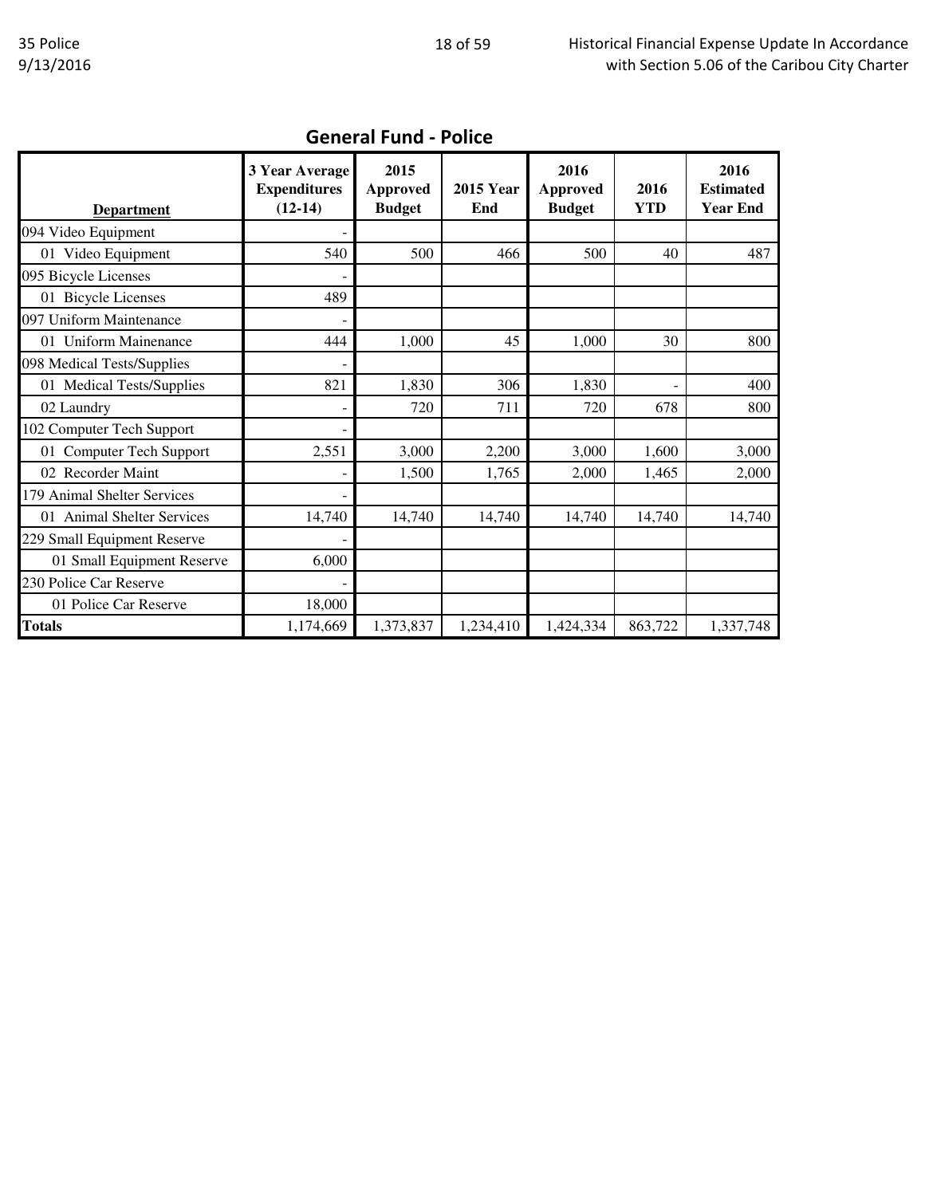## General Fund - Police

| Department | 3 Year Average Expenditures (12-14) | 2015 Approved Budget | 2015 Year End | 2016 Approved Budget | 2016 YTD | 2016 Estimated Year End |
|---|---|---|---|---|---|---|
| 094 Video Equipment | - | | | | | |
| 01 Video Equipment | 540 | 500 | 466 | 500 | 40 | 487 |
| 095 Bicycle Licenses | - | | | | | |
| 01 Bicycle Licenses | 489 | | | | | |
| 097 Uniform Maintenance | - | | | | | |
| 01 Uniform Mainenance | 444 | 1,000 | 45 | 1,000 | 30 | 800 |
| 098 Medical Tests/Supplies | - | | | | | |
| 01 Medical Tests/Supplies | 821 | 1,830 | 306 | 1,830 | - | 400 |
| 02 Laundry | - | 720 | 711 | 720 | 678 | 800 |
| 102 Computer Tech Support | - | | | | | |
| 01 Computer Tech Support | 2,551 | 3,000 | 2,200 | 3,000 | 1,600 | 3,000 |
| 02 Recorder Maint | - | 1,500 | 1,765 | 2,000 | 1,465 | 2,000 |
| 179 Animal Shelter Services | - | | | | | |
| 01 Animal Shelter Services | 14,740 | 14,740 | 14,740 | 14,740 | 14,740 | 14,740 |
| 229 Small Equipment Reserve | - | | | | | |
| 01 Small Equipment Reserve | 6,000 | | | | | |
| 230 Police Car Reserve | - | | | | | |
| 01 Police Car Reserve | 18,000 | | | | | |
| **Totals** | 1,174,669 | 1,373,837 | 1,234,410 | 1,424,334 | 863,722 | 1,337,748 |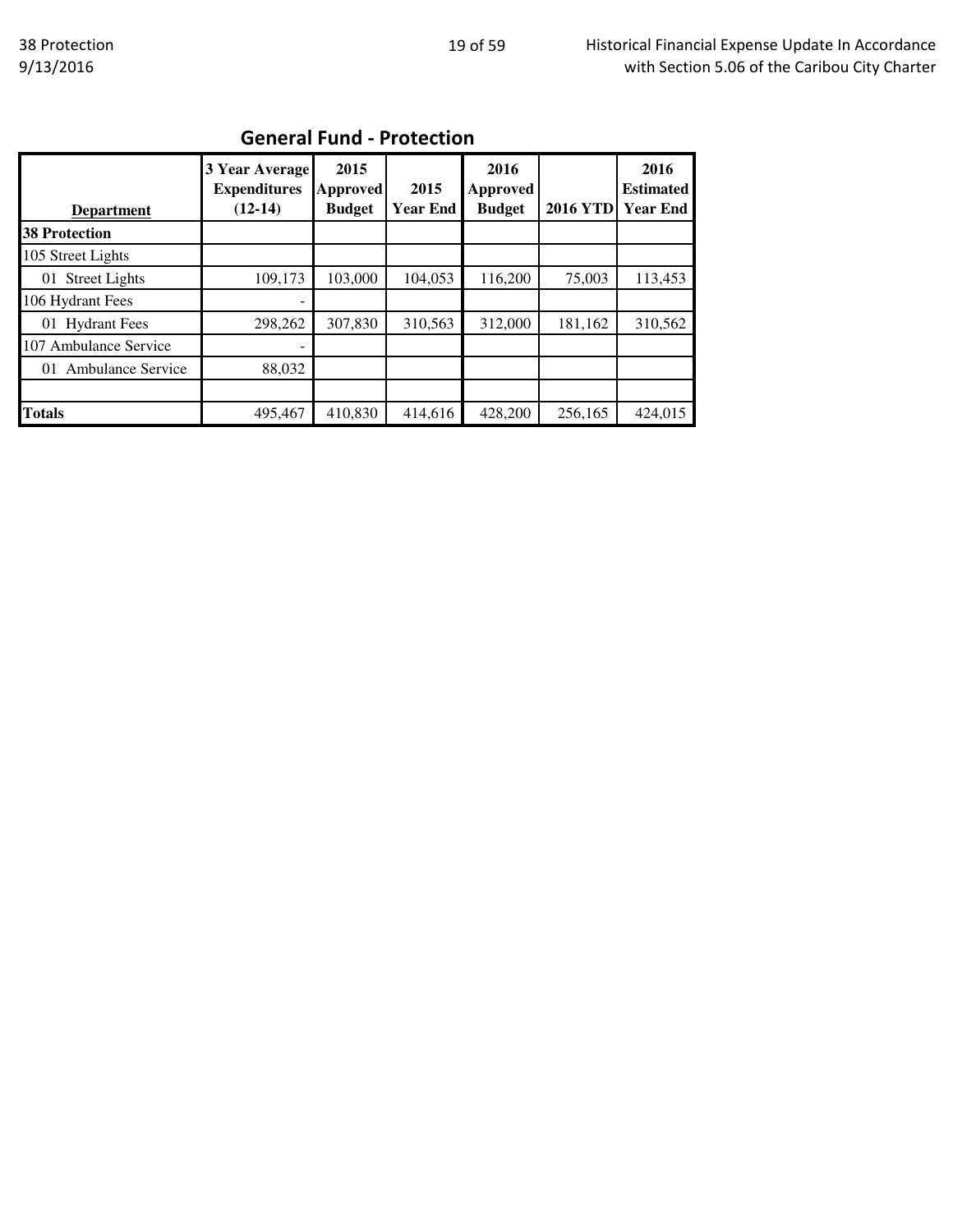## General Fund - Protection

| Department | 3 Year Average Expenditures (12-14) | 2015 Approved Budget | 2015 Year End | 2016 Approved Budget | 2016 YTD | 2016 Estimated Year End |
|---|---|---|---|---|---|---|
| **38 Protection** | | | | | | |
| 105 Street Lights | | | | | | |
| 01 Street Lights | 109,173 | 103,000 | 104,053 | 116,200 | 75,003 | 113,453 |
| 106 Hydrant Fees | - | | | | | |
| 01 Hydrant Fees | 298,262 | 307,830 | 310,563 | 312,000 | 181,162 | 310,562 |
| 107 Ambulance Service | - | | | | | |
| 01 Ambulance Service | 88,032 | | | | | |
| | | | | | | |
| **Totals** | 495,467 | 410,830 | 414,616 | 428,200 | 256,165 | 424,015 |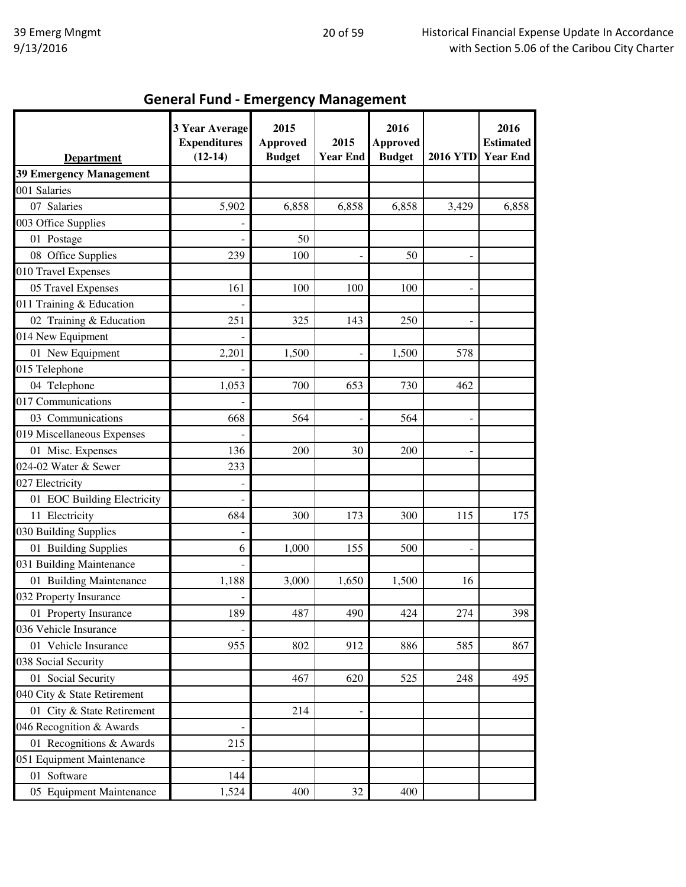## General Fund - Emergency Management

| Department | 3 Year Average Expenditures (12-14) | 2015 Approved Budget | 2015 Year End | 2016 Approved Budget | 2016 YTD | 2016 Estimated Year End |
|---|---|---|---|---|---|---|
| **39 Emergency Management** | | | | | | |
| 001 Salaries | | | | | | |
| 07 Salaries | 5,902 | 6,858 | 6,858 | 6,858 | 3,429 | 6,858 |
| 003 Office Supplies | - | | | | | |
| 01 Postage | - | 50 | | | | |
| 08 Office Supplies | 239 | 100 | - | 50 | - | |
| 010 Travel Expenses | | | | | | |
| 05 Travel Expenses | 161 | 100 | 100 | 100 | - | |
| 011 Training & Education | - | | | | | |
| 02 Training & Education | 251 | 325 | 143 | 250 | - | |
| 014 New Equipment | - | | | | | |
| 01 New Equipment | 2,201 | 1,500 | - | 1,500 | 578 | |
| 015 Telephone | - | | | | | |
| 04 Telephone | 1,053 | 700 | 653 | 730 | 462 | |
| 017 Communications | - | | | | | |
| 03 Communications | 668 | 564 | - | 564 | - | |
| 019 Miscellaneous Expenses | - | | | | | |
| 01 Misc. Expenses | 136 | 200 | 30 | 200 | - | |
| 024-02 Water & Sewer | 233 | | | | | |
| 027 Electricity | - | | | | | |
| 01 EOC Building Electricity | - | | | | | |
| 11 Electricity | 684 | 300 | 173 | 300 | 115 | 175 |
| 030 Building Supplies | - | | | | | |
| 01 Building Supplies | 6 | 1,000 | 155 | 500 | - | |
| 031 Building Maintenance | - | | | | | |
| 01 Building Maintenance | 1,188 | 3,000 | 1,650 | 1,500 | 16 | |
| 032 Property Insurance | - | | | | | |
| 01 Property Insurance | 189 | 487 | 490 | 424 | 274 | 398 |
| 036 Vehicle Insurance | - | | | | | |
| 01 Vehicle Insurance | 955 | 802 | 912 | 886 | 585 | 867 |
| 038 Social Security | | | | | | |
| 01 Social Security | | 467 | 620 | 525 | 248 | 495 |
| 040 City & State Retirement | | | | | | |
| 01 City & State Retirement | | 214 | - | | | |
| 046 Recognition & Awards | - | | | | | |
| 01 Recognitions & Awards | 215 | | | | | |
| 051 Equipment Maintenance | - | | | | | |
| 01 Software | 144 | | | | | |
| 05 Equipment Maintenance | 1,524 | 400 | 32 | 400 | | |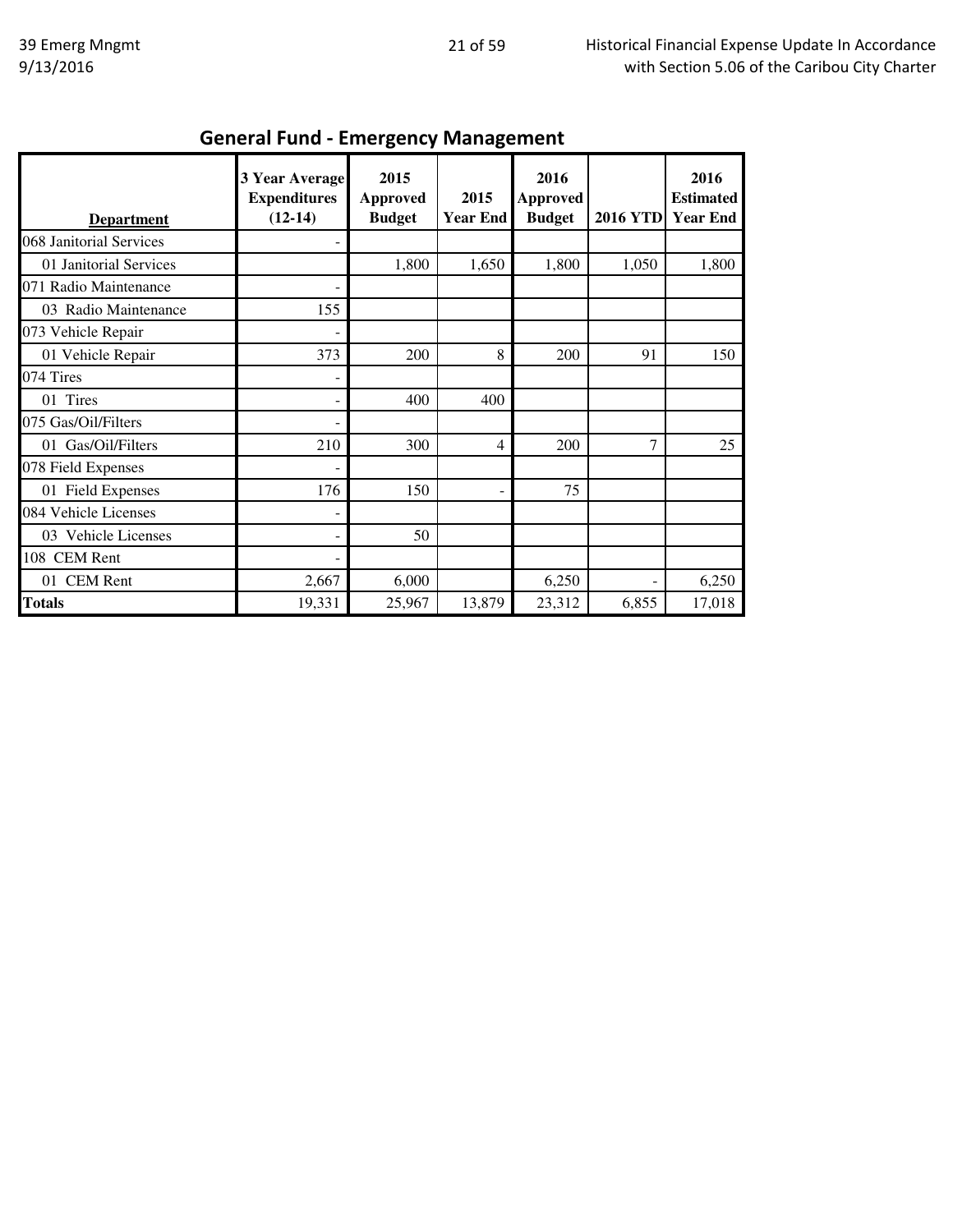## General Fund - Emergency Management

| Department | 3 Year Average Expenditures (12-14) | 2015 Approved Budget | 2015 Year End | 2016 Approved Budget | 2016 YTD | 2016 Estimated Year End |
|---|---|---|---|---|---|---|
| 068 Janitorial Services | - | | | | | |
| 01 Janitorial Services | | 1,800 | 1,650 | 1,800 | 1,050 | 1,800 |
| 071 Radio Maintenance | - | | | | | |
| 03 Radio Maintenance | 155 | | | | | |
| 073 Vehicle Repair | - | | | | | |
| 01 Vehicle Repair | 373 | 200 | 8 | 200 | 91 | 150 |
| 074 Tires | - | | | | | |
| 01 Tires | - | 400 | 400 | | | |
| 075 Gas/Oil/Filters | - | | | | | |
| 01 Gas/Oil/Filters | 210 | 300 | 4 | 200 | 7 | 25 |
| 078 Field Expenses | - | | | | | |
| 01 Field Expenses | 176 | 150 | - | 75 | | |
| 084 Vehicle Licenses | - | | | | | |
| 03 Vehicle Licenses | - | 50 | | | | |
| 108 CEM Rent | - | | | | | |
| 01 CEM Rent | 2,667 | 6,000 | | 6,250 | - | 6,250 |
| **Totals** | 19,331 | 25,967 | 13,879 | 23,312 | 6,855 | 17,018 |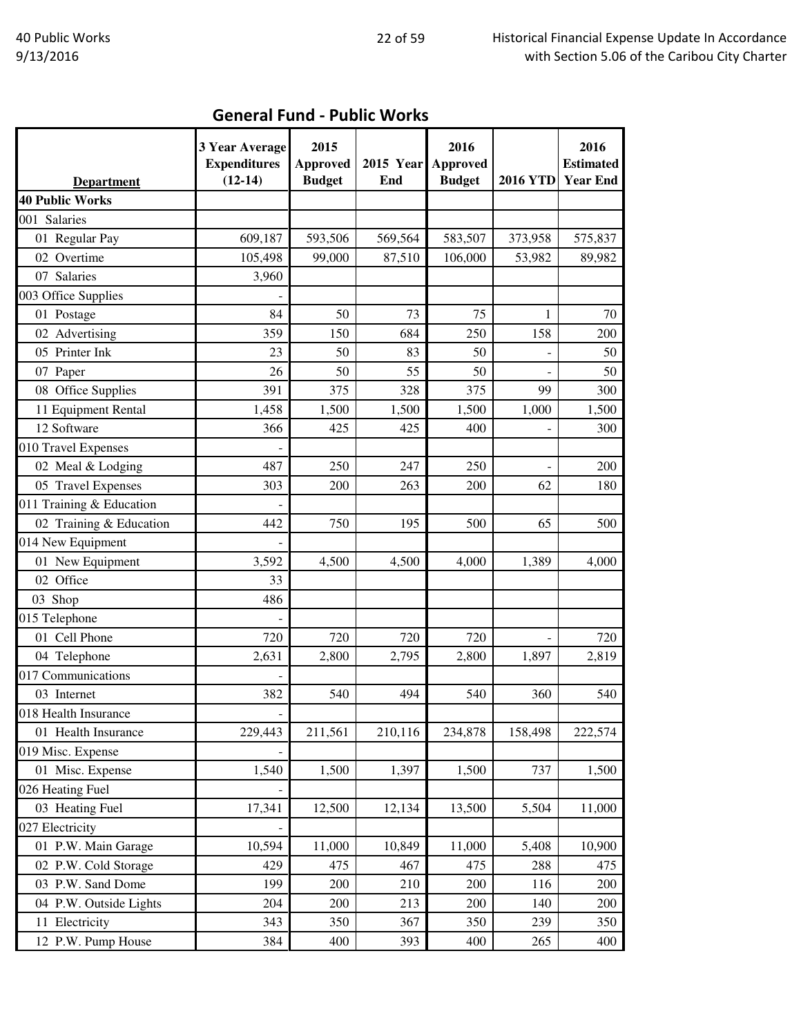## General Fund - Public Works

| Department | 3 Year Average Expenditures (12-14) | 2015 Approved Budget | 2015 Year End | 2016 Approved Budget | 2016 YTD | 2016 Estimated Year End |
|---|---|---|---|---|---|---|
| **40 Public Works** | | | | | | |
| 001 Salaries | | | | | | |
| 01 Regular Pay | 609,187 | 593,506 | 569,564 | 583,507 | 373,958 | 575,837 |
| 02 Overtime | 105,498 | 99,000 | 87,510 | 106,000 | 53,982 | 89,982 |
| 07 Salaries | 3,960 | | | | | |
| 003 Office Supplies | - | | | | | |
| 01 Postage | 84 | 50 | 73 | 75 | 1 | 70 |
| 02 Advertising | 359 | 150 | 684 | 250 | 158 | 200 |
| 05 Printer Ink | 23 | 50 | 83 | 50 | - | 50 |
| 07 Paper | 26 | 50 | 55 | 50 | - | 50 |
| 08 Office Supplies | 391 | 375 | 328 | 375 | 99 | 300 |
| 11 Equipment Rental | 1,458 | 1,500 | 1,500 | 1,500 | 1,000 | 1,500 |
| 12 Software | 366 | 425 | 425 | 400 | - | 300 |
| 010 Travel Expenses | - | | | | | |
| 02 Meal & Lodging | 487 | 250 | 247 | 250 | - | 200 |
| 05 Travel Expenses | 303 | 200 | 263 | 200 | 62 | 180 |
| 011 Training & Education | - | | | | | |
| 02 Training & Education | 442 | 750 | 195 | 500 | 65 | 500 |
| 014 New Equipment | - | | | | | |
| 01 New Equipment | 3,592 | 4,500 | 4,500 | 4,000 | 1,389 | 4,000 |
| 02 Office | 33 | | | | | |
| 03 Shop | 486 | | | | | |
| 015 Telephone | - | | | | | |
| 01 Cell Phone | 720 | 720 | 720 | 720 | - | 720 |
| 04 Telephone | 2,631 | 2,800 | 2,795 | 2,800 | 1,897 | 2,819 |
| 017 Communications | - | | | | | |
| 03 Internet | 382 | 540 | 494 | 540 | 360 | 540 |
| 018 Health Insurance | - | | | | | |
| 01 Health Insurance | 229,443 | 211,561 | 210,116 | 234,878 | 158,498 | 222,574 |
| 019 Misc. Expense | - | | | | | |
| 01 Misc. Expense | 1,540 | 1,500 | 1,397 | 1,500 | 737 | 1,500 |
| 026 Heating Fuel | - | | | | | |
| 03 Heating Fuel | 17,341 | 12,500 | 12,134 | 13,500 | 5,504 | 11,000 |
| 027 Electricity | - | | | | | |
| 01 P.W. Main Garage | 10,594 | 11,000 | 10,849 | 11,000 | 5,408 | 10,900 |
| 02 P.W. Cold Storage | 429 | 475 | 467 | 475 | 288 | 475 |
| 03 P.W. Sand Dome | 199 | 200 | 210 | 200 | 116 | 200 |
| 04 P.W. Outside Lights | 204 | 200 | 213 | 200 | 140 | 200 |
| 11 Electricity | 343 | 350 | 367 | 350 | 239 | 350 |
| 12 P.W. Pump House | 384 | 400 | 393 | 400 | 265 | 400 |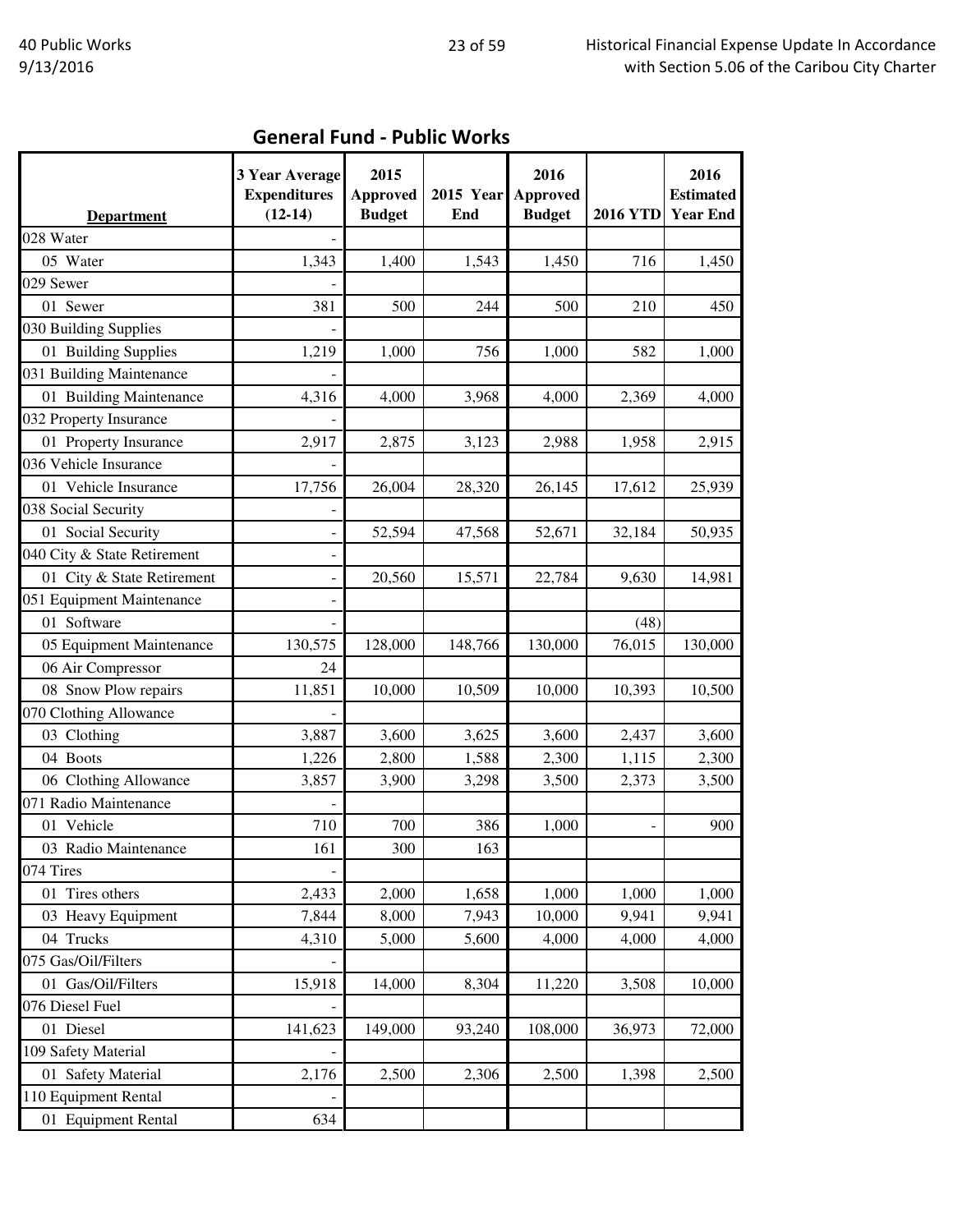## General Fund - Public Works

| Department | 3 Year Average Expenditures (12-14) | 2015 Approved Budget | 2015 Year End | 2016 Approved Budget | 2016 YTD | 2016 Estimated Year End |
|---|---|---|---|---|---|---|
| 028 Water | - | | | | | |
| 05 Water | 1,343 | 1,400 | 1,543 | 1,450 | 716 | 1,450 |
| 029 Sewer | - | | | | | |
| 01 Sewer | 381 | 500 | 244 | 500 | 210 | 450 |
| 030 Building Supplies | - | | | | | |
| 01 Building Supplies | 1,219 | 1,000 | 756 | 1,000 | 582 | 1,000 |
| 031 Building Maintenance | - | | | | | |
| 01 Building Maintenance | 4,316 | 4,000 | 3,968 | 4,000 | 2,369 | 4,000 |
| 032 Property Insurance | - | | | | | |
| 01 Property Insurance | 2,917 | 2,875 | 3,123 | 2,988 | 1,958 | 2,915 |
| 036 Vehicle Insurance | - | | | | | |
| 01 Vehicle Insurance | 17,756 | 26,004 | 28,320 | 26,145 | 17,612 | 25,939 |
| 038 Social Security | - | | | | | |
| 01 Social Security | - | 52,594 | 47,568 | 52,671 | 32,184 | 50,935 |
| 040 City & State Retirement | - | | | | | |
| 01 City & State Retirement | - | 20,560 | 15,571 | 22,784 | 9,630 | 14,981 |
| 051 Equipment Maintenance | - | | | | | |
| 01 Software | - | | | | (48) | |
| 05 Equipment Maintenance | 130,575 | 128,000 | 148,766 | 130,000 | 76,015 | 130,000 |
| 06 Air Compressor | 24 | | | | | |
| 08 Snow Plow repairs | 11,851 | 10,000 | 10,509 | 10,000 | 10,393 | 10,500 |
| 070 Clothing Allowance | - | | | | | |
| 03 Clothing | 3,887 | 3,600 | 3,625 | 3,600 | 2,437 | 3,600 |
| 04 Boots | 1,226 | 2,800 | 1,588 | 2,300 | 1,115 | 2,300 |
| 06 Clothing Allowance | 3,857 | 3,900 | 3,298 | 3,500 | 2,373 | 3,500 |
| 071 Radio Maintenance | - | | | | | |
| 01 Vehicle | 710 | 700 | 386 | 1,000 | - | 900 |
| 03 Radio Maintenance | 161 | 300 | 163 | | | |
| 074 Tires | - | | | | | |
| 01 Tires others | 2,433 | 2,000 | 1,658 | 1,000 | 1,000 | 1,000 |
| 03 Heavy Equipment | 7,844 | 8,000 | 7,943 | 10,000 | 9,941 | 9,941 |
| 04 Trucks | 4,310 | 5,000 | 5,600 | 4,000 | 4,000 | 4,000 |
| 075 Gas/Oil/Filters | - | | | | | |
| 01 Gas/Oil/Filters | 15,918 | 14,000 | 8,304 | 11,220 | 3,508 | 10,000 |
| 076 Diesel Fuel | - | | | | | |
| 01 Diesel | 141,623 | 149,000 | 93,240 | 108,000 | 36,973 | 72,000 |
| 109 Safety Material | - | | | | | |
| 01 Safety Material | 2,176 | 2,500 | 2,306 | 2,500 | 1,398 | 2,500 |
| 110 Equipment Rental | - | | | | | |
| 01 Equipment Rental | 634 | | | | | |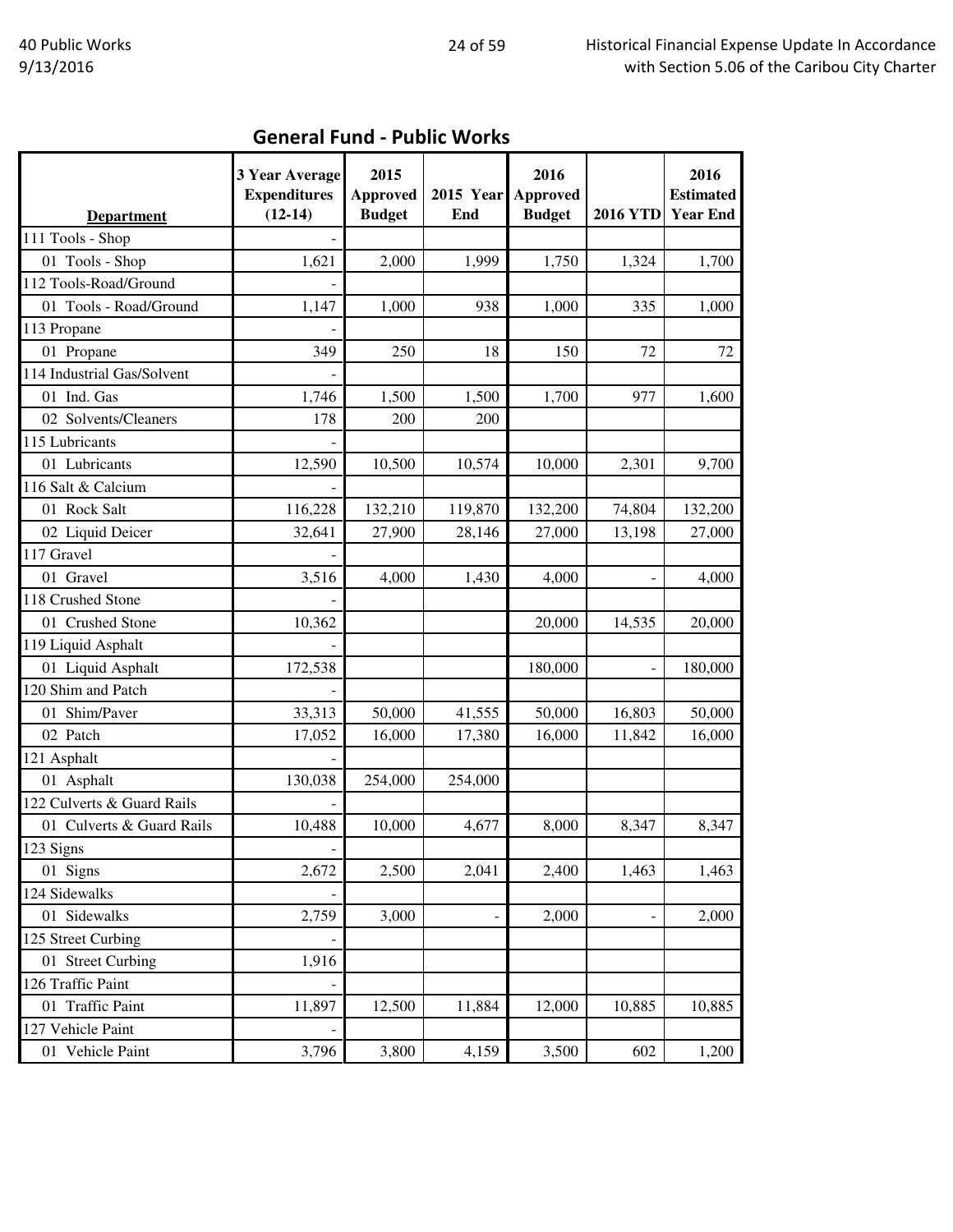## General Fund - Public Works

| Department | 3 Year Average Expenditures (12-14) | 2015 Approved Budget | 2015 Year End | 2016 Approved Budget | 2016 YTD | 2016 Estimated Year End |
|---|---|---|---|---|---|---|
| 111 Tools - Shop | - | | | | | |
| 01 Tools - Shop | 1,621 | 2,000 | 1,999 | 1,750 | 1,324 | 1,700 |
| 112 Tools-Road/Ground | - | | | | | |
| 01 Tools - Road/Ground | 1,147 | 1,000 | 938 | 1,000 | 335 | 1,000 |
| 113 Propane | - | | | | | |
| 01 Propane | 349 | 250 | 18 | 150 | 72 | 72 |
| 114 Industrial Gas/Solvent | - | | | | | |
| 01 Ind. Gas | 1,746 | 1,500 | 1,500 | 1,700 | 977 | 1,600 |
| 02 Solvents/Cleaners | 178 | 200 | 200 | | | |
| 115 Lubricants | - | | | | | |
| 01 Lubricants | 12,590 | 10,500 | 10,574 | 10,000 | 2,301 | 9,700 |
| 116 Salt & Calcium | - | | | | | |
| 01 Rock Salt | 116,228 | 132,210 | 119,870 | 132,200 | 74,804 | 132,200 |
| 02 Liquid Deicer | 32,641 | 27,900 | 28,146 | 27,000 | 13,198 | 27,000 |
| 117 Gravel | - | | | | | |
| 01 Gravel | 3,516 | 4,000 | 1,430 | 4,000 | - | 4,000 |
| 118 Crushed Stone | - | | | | | |
| 01 Crushed Stone | 10,362 | | | 20,000 | 14,535 | 20,000 |
| 119 Liquid Asphalt | - | | | | | |
| 01 Liquid Asphalt | 172,538 | | | 180,000 | - | 180,000 |
| 120 Shim and Patch | - | | | | | |
| 01 Shim/Paver | 33,313 | 50,000 | 41,555 | 50,000 | 16,803 | 50,000 |
| 02 Patch | 17,052 | 16,000 | 17,380 | 16,000 | 11,842 | 16,000 |
| 121 Asphalt | - | | | | | |
| 01 Asphalt | 130,038 | 254,000 | 254,000 | | | |
| 122 Culverts & Guard Rails | - | | | | | |
| 01 Culverts & Guard Rails | 10,488 | 10,000 | 4,677 | 8,000 | 8,347 | 8,347 |
| 123 Signs | - | | | | | |
| 01 Signs | 2,672 | 2,500 | 2,041 | 2,400 | 1,463 | 1,463 |
| 124 Sidewalks | - | | | | | |
| 01 Sidewalks | 2,759 | 3,000 | - | 2,000 | - | 2,000 |
| 125 Street Curbing | - | | | | | |
| 01 Street Curbing | 1,916 | | | | | |
| 126 Traffic Paint | - | | | | | |
| 01 Traffic Paint | 11,897 | 12,500 | 11,884 | 12,000 | 10,885 | 10,885 |
| 127 Vehicle Paint | - | | | | | |
| 01 Vehicle Paint | 3,796 | 3,800 | 4,159 | 3,500 | 602 | 1,200 |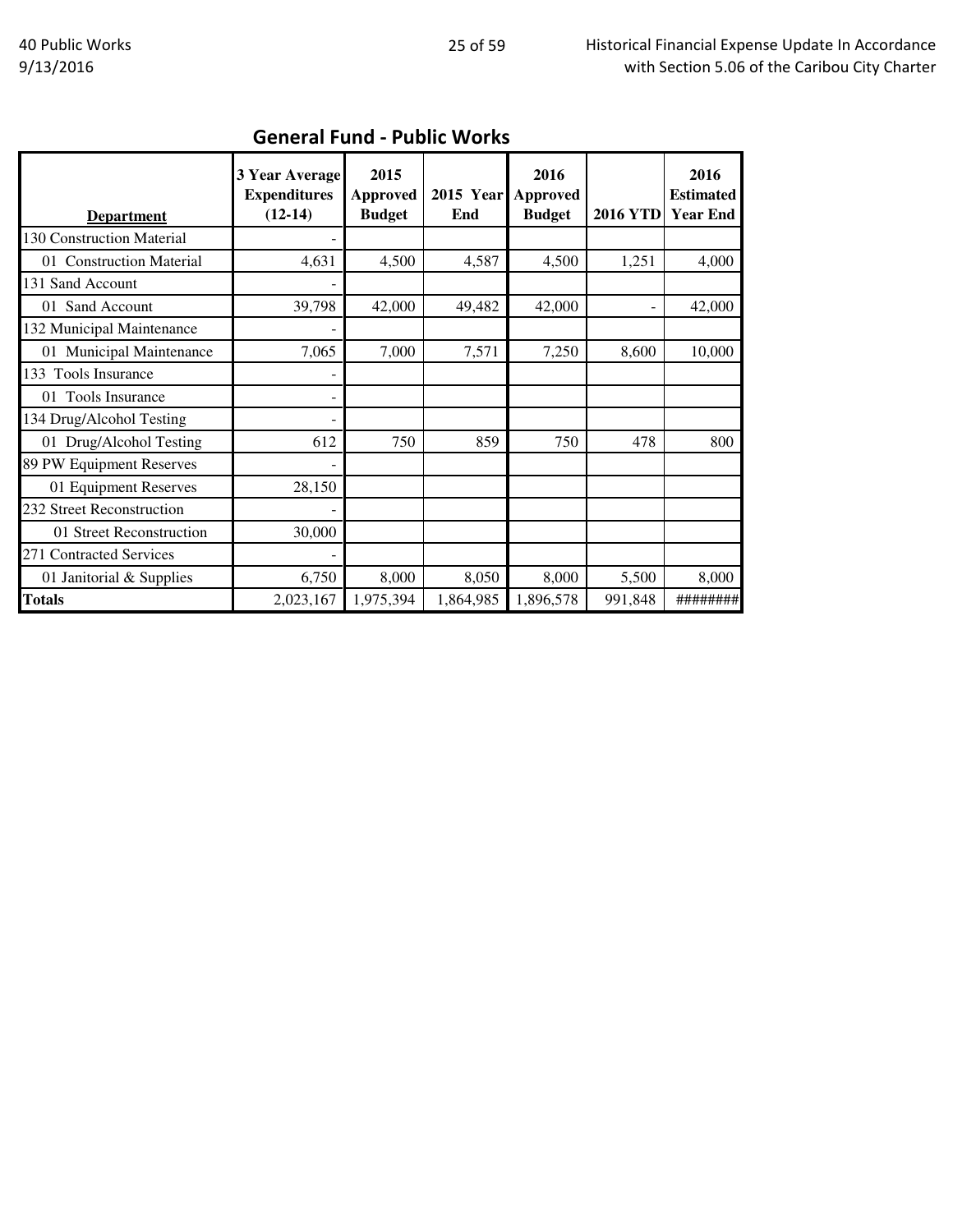## General Fund - Public Works

| Department | 3 Year Average Expenditures (12-14) | 2015 Approved Budget | 2015 Year End | 2016 Approved Budget | 2016 YTD | 2016 Estimated Year End |
|---|---|---|---|---|---|---|
| 130 Construction Material | - | | | | | |
| 01 Construction Material | 4,631 | 4,500 | 4,587 | 4,500 | 1,251 | 4,000 |
| 131 Sand Account | - | | | | | |
| 01 Sand Account | 39,798 | 42,000 | 49,482 | 42,000 | - | 42,000 |
| 132 Municipal Maintenance | - | | | | | |
| 01 Municipal Maintenance | 7,065 | 7,000 | 7,571 | 7,250 | 8,600 | 10,000 |
| 133 Tools Insurance | - | | | | | |
| 01 Tools Insurance | - | | | | | |
| 134 Drug/Alcohol Testing | - | | | | | |
| 01 Drug/Alcohol Testing | 612 | 750 | 859 | 750 | 478 | 800 |
| 89 PW Equipment Reserves | - | | | | | |
| 01 Equipment Reserves | 28,150 | | | | | |
| 232 Street Reconstruction | - | | | | | |
| 01 Street Reconstruction | 30,000 | | | | | |
| 271 Contracted Services | - | | | | | |
| 01 Janitorial & Supplies | 6,750 | 8,000 | 8,050 | 8,000 | 5,500 | 8,000 |
| **Totals** | 2,023,167 | 1,975,394 | 1,864,985 | 1,896,578 | 991,848 | ######## |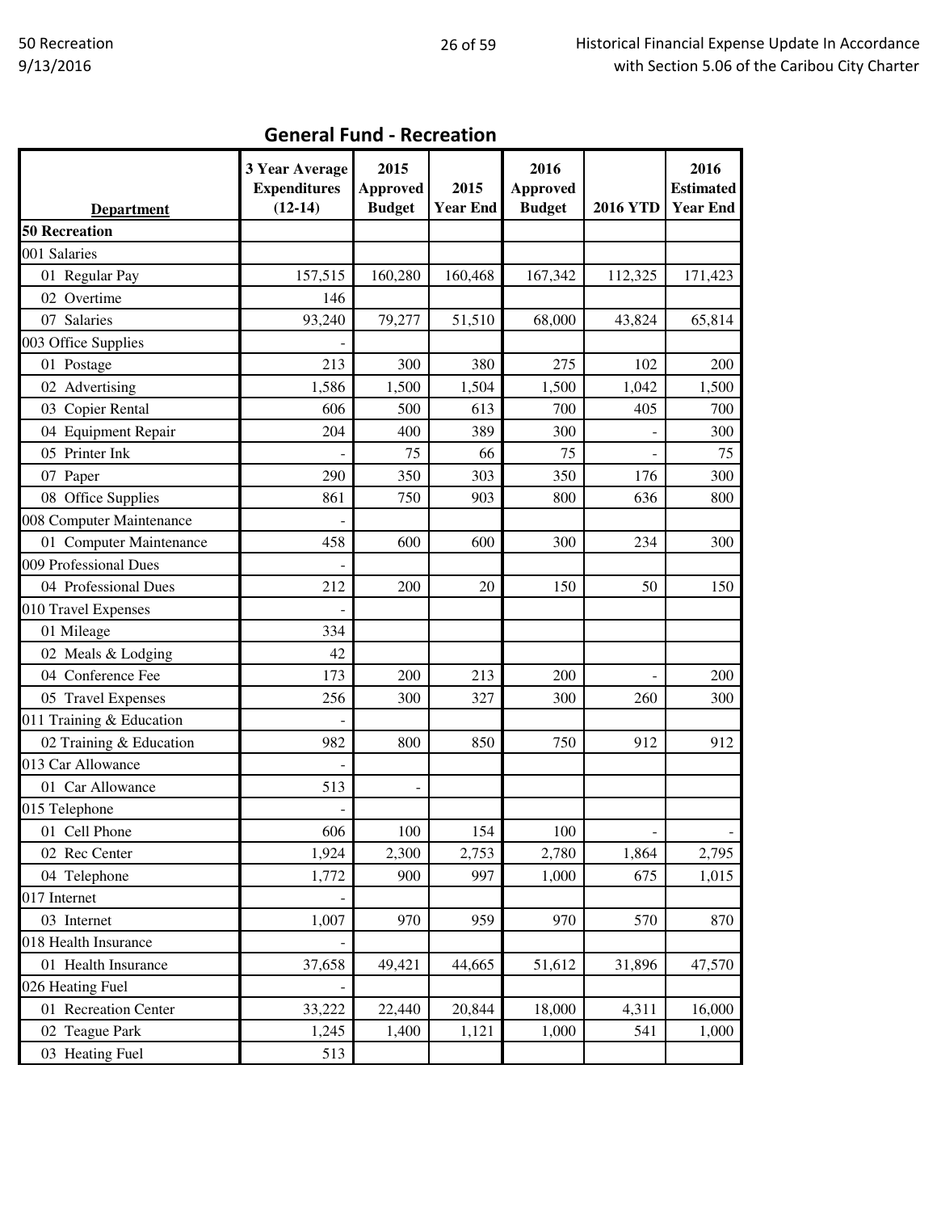## General Fund - Recreation

| Department | 3 Year Average Expenditures (12-14) | 2015 Approved Budget | 2015 Year End | 2016 Approved Budget | 2016 YTD | 2016 Estimated Year End |
|---|---|---|---|---|---|---|
| **50 Recreation** | | | | | | |
| 001 Salaries | | | | | | |
| 01 Regular Pay | 157,515 | 160,280 | 160,468 | 167,342 | 112,325 | 171,423 |
| 02 Overtime | 146 | | | | | |
| 07 Salaries | 93,240 | 79,277 | 51,510 | 68,000 | 43,824 | 65,814 |
| 003 Office Supplies | - | | | | | |
| 01 Postage | 213 | 300 | 380 | 275 | 102 | 200 |
| 02 Advertising | 1,586 | 1,500 | 1,504 | 1,500 | 1,042 | 1,500 |
| 03 Copier Rental | 606 | 500 | 613 | 700 | 405 | 700 |
| 04 Equipment Repair | 204 | 400 | 389 | 300 | - | 300 |
| 05 Printer Ink | - | 75 | 66 | 75 | - | 75 |
| 07 Paper | 290 | 350 | 303 | 350 | 176 | 300 |
| 08 Office Supplies | 861 | 750 | 903 | 800 | 636 | 800 |
| 008 Computer Maintenance | - | | | | | |
| 01 Computer Maintenance | 458 | 600 | 600 | 300 | 234 | 300 |
| 009 Professional Dues | - | | | | | |
| 04 Professional Dues | 212 | 200 | 20 | 150 | 50 | 150 |
| 010 Travel Expenses | - | | | | | |
| 01 Mileage | 334 | | | | | |
| 02 Meals & Lodging | 42 | | | | | |
| 04 Conference Fee | 173 | 200 | 213 | 200 | - | 200 |
| 05 Travel Expenses | 256 | 300 | 327 | 300 | 260 | 300 |
| 011 Training & Education | - | | | | | |
| 02 Training & Education | 982 | 800 | 850 | 750 | 912 | 912 |
| 013 Car Allowance | - | | | | | |
| 01 Car Allowance | 513 | - | | | | |
| 015 Telephone | - | | | | | |
| 01 Cell Phone | 606 | 100 | 154 | 100 | - | - |
| 02 Rec Center | 1,924 | 2,300 | 2,753 | 2,780 | 1,864 | 2,795 |
| 04 Telephone | 1,772 | 900 | 997 | 1,000 | 675 | 1,015 |
| 017 Internet | - | | | | | |
| 03 Internet | 1,007 | 970 | 959 | 970 | 570 | 870 |
| 018 Health Insurance | - | | | | | |
| 01 Health Insurance | 37,658 | 49,421 | 44,665 | 51,612 | 31,896 | 47,570 |
| 026 Heating Fuel | - | | | | | |
| 01 Recreation Center | 33,222 | 22,440 | 20,844 | 18,000 | 4,311 | 16,000 |
| 02 Teague Park | 1,245 | 1,400 | 1,121 | 1,000 | 541 | 1,000 |
| 03 Heating Fuel | 513 | | | | | |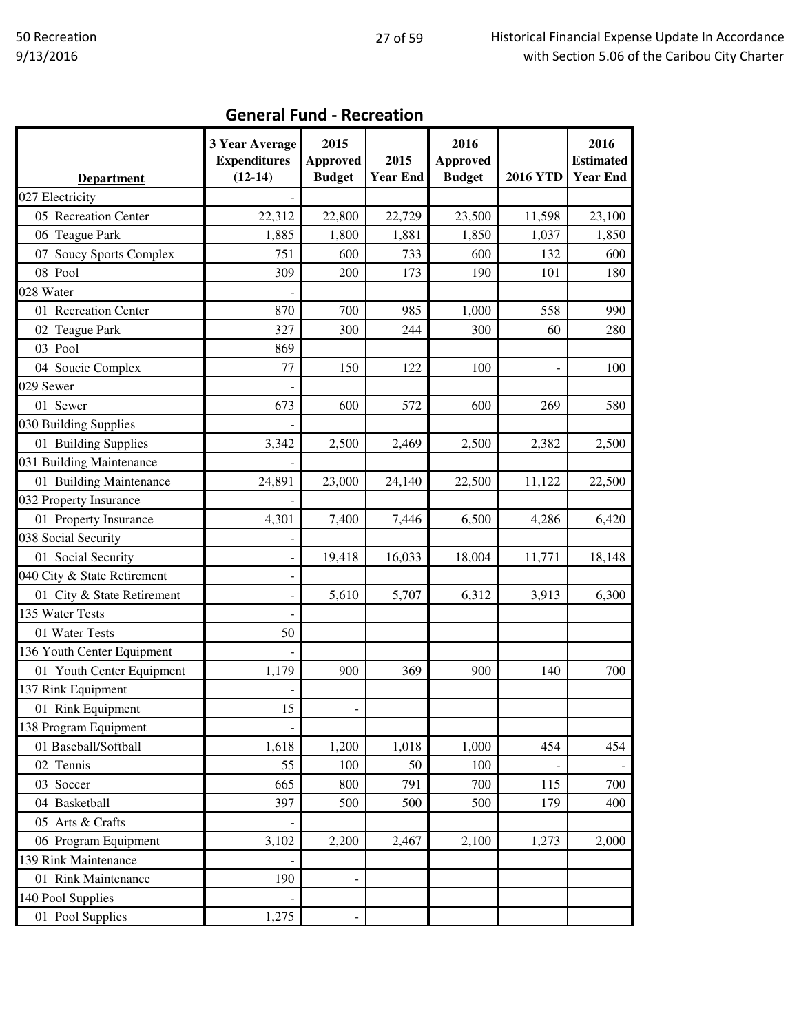## General Fund - Recreation

| Department | 3 Year Average Expenditures (12-14) | 2015 Approved Budget | 2015 Year End | 2016 Approved Budget | 2016 YTD | 2016 Estimated Year End |
|---|---|---|---|---|---|---|
| 027 Electricity | - | | | | | |
| 05 Recreation Center | 22,312 | 22,800 | 22,729 | 23,500 | 11,598 | 23,100 |
| 06 Teague Park | 1,885 | 1,800 | 1,881 | 1,850 | 1,037 | 1,850 |
| 07 Soucy Sports Complex | 751 | 600 | 733 | 600 | 132 | 600 |
| 08 Pool | 309 | 200 | 173 | 190 | 101 | 180 |
| 028 Water | - | | | | | |
| 01 Recreation Center | 870 | 700 | 985 | 1,000 | 558 | 990 |
| 02 Teague Park | 327 | 300 | 244 | 300 | 60 | 280 |
| 03 Pool | 869 | | | | | |
| 04 Soucie Complex | 77 | 150 | 122 | 100 | - | 100 |
| 029 Sewer | - | | | | | |
| 01 Sewer | 673 | 600 | 572 | 600 | 269 | 580 |
| 030 Building Supplies | - | | | | | |
| 01 Building Supplies | 3,342 | 2,500 | 2,469 | 2,500 | 2,382 | 2,500 |
| 031 Building Maintenance | - | | | | | |
| 01 Building Maintenance | 24,891 | 23,000 | 24,140 | 22,500 | 11,122 | 22,500 |
| 032 Property Insurance | - | | | | | |
| 01 Property Insurance | 4,301 | 7,400 | 7,446 | 6,500 | 4,286 | 6,420 |
| 038 Social Security | - | | | | | |
| 01 Social Security | - | 19,418 | 16,033 | 18,004 | 11,771 | 18,148 |
| 040 City & State Retirement | - | | | | | |
| 01 City & State Retirement | - | 5,610 | 5,707 | 6,312 | 3,913 | 6,300 |
| 135 Water Tests | - | | | | | |
| 01 Water Tests | 50 | | | | | |
| 136 Youth Center Equipment | - | | | | | |
| 01 Youth Center Equipment | 1,179 | 900 | 369 | 900 | 140 | 700 |
| 137 Rink Equipment | - | | | | | |
| 01 Rink Equipment | 15 | - | | | | |
| 138 Program Equipment | - | | | | | |
| 01 Baseball/Softball | 1,618 | 1,200 | 1,018 | 1,000 | 454 | 454 |
| 02 Tennis | 55 | 100 | 50 | 100 | - | - |
| 03 Soccer | 665 | 800 | 791 | 700 | 115 | 700 |
| 04 Basketball | 397 | 500 | 500 | 500 | 179 | 400 |
| 05 Arts & Crafts | - | | | | | |
| 06 Program Equipment | 3,102 | 2,200 | 2,467 | 2,100 | 1,273 | 2,000 |
| 139 Rink Maintenance | - | | | | | |
| 01 Rink Maintenance | 190 | - | | | | |
| 140 Pool Supplies | - | | | | | |
| 01 Pool Supplies | 1,275 | - | | | | |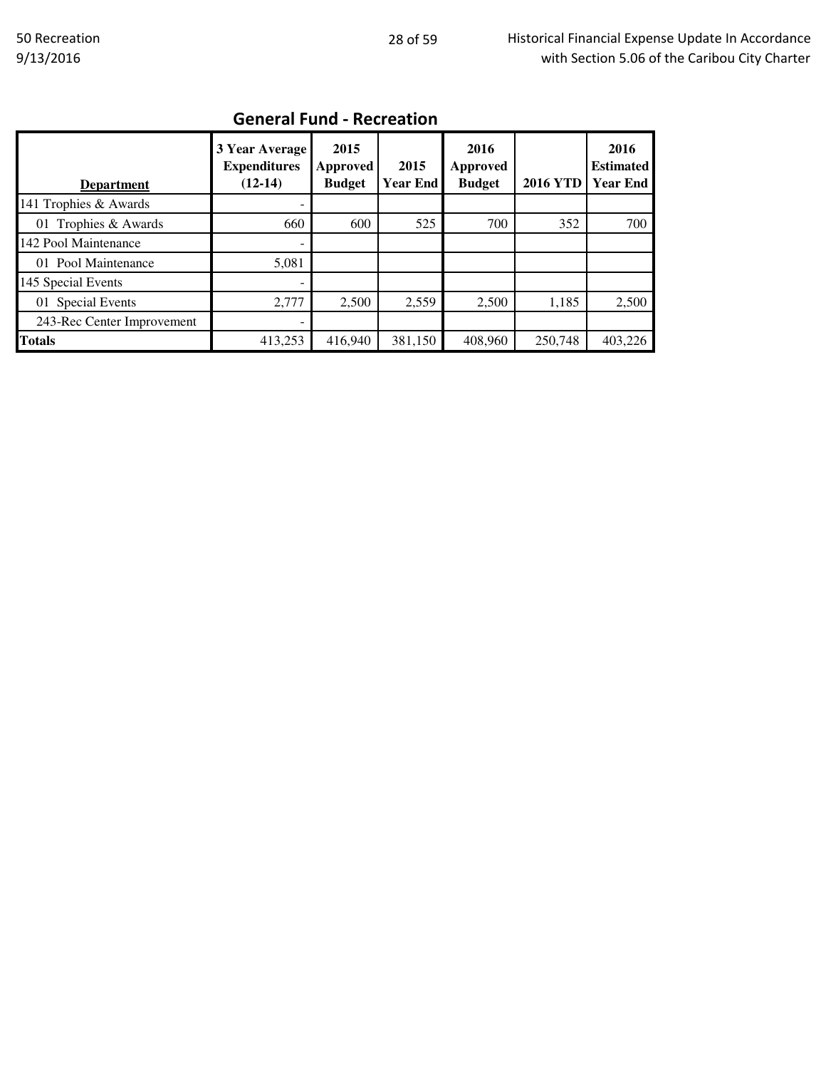## General Fund - Recreation

| Department | 3 Year Average Expenditures (12-14) | 2015 Approved Budget | 2015 Year End | 2016 Approved Budget | 2016 YTD | 2016 Estimated Year End |
|---|---|---|---|---|---|---|
| 141 Trophies & Awards | - | | | | | |
| 01 Trophies & Awards | 660 | 600 | 525 | 700 | 352 | 700 |
| 142 Pool Maintenance | - | | | | | |
| 01 Pool Maintenance | 5,081 | | | | | |
| 145 Special Events | - | | | | | |
| 01 Special Events | 2,777 | 2,500 | 2,559 | 2,500 | 1,185 | 2,500 |
| 243-Rec Center Improvement | - | | | | | |
| **Totals** | 413,253 | 416,940 | 381,150 | 408,960 | 250,748 | 403,226 |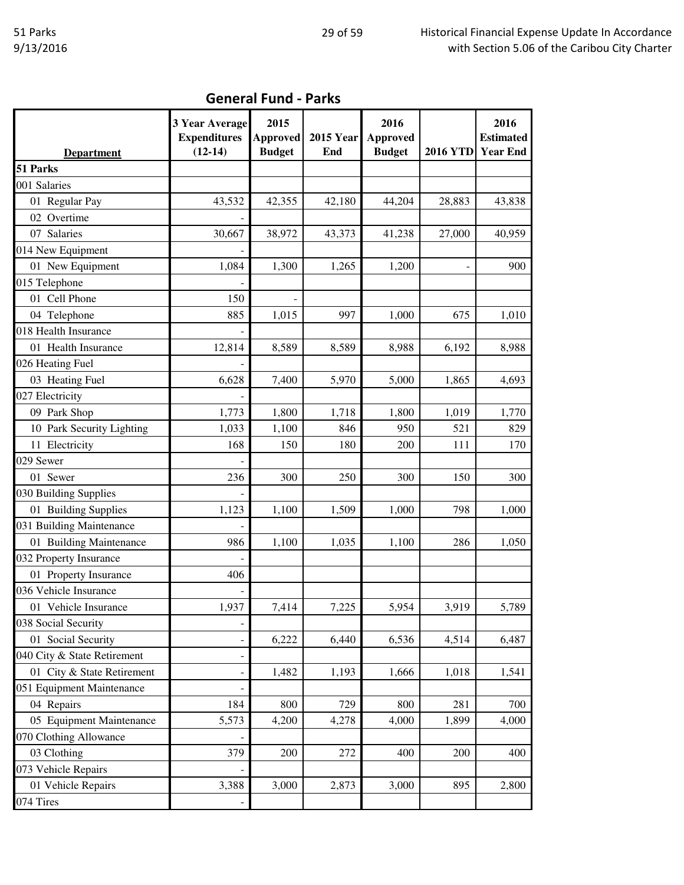## General Fund - Parks

| Department | 3 Year Average Expenditures (12-14) | 2015 Approved Budget | 2015 Year End | 2016 Approved Budget | 2016 YTD | 2016 Estimated Year End |
|---|---|---|---|---|---|---|
| **51 Parks** | | | | | | |
| 001 Salaries | | | | | | |
| 01 Regular Pay | 43,532 | 42,355 | 42,180 | 44,204 | 28,883 | 43,838 |
| 02 Overtime | - | | | | | |
| 07 Salaries | 30,667 | 38,972 | 43,373 | 41,238 | 27,000 | 40,959 |
| 014 New Equipment | - | | | | | |
| 01 New Equipment | 1,084 | 1,300 | 1,265 | 1,200 | - | 900 |
| 015 Telephone | - | | | | | |
| 01 Cell Phone | 150 | - | | | | |
| 04 Telephone | 885 | 1,015 | 997 | 1,000 | 675 | 1,010 |
| 018 Health Insurance | - | | | | | |
| 01 Health Insurance | 12,814 | 8,589 | 8,589 | 8,988 | 6,192 | 8,988 |
| 026 Heating Fuel | - | | | | | |
| 03 Heating Fuel | 6,628 | 7,400 | 5,970 | 5,000 | 1,865 | 4,693 |
| 027 Electricity | - | | | | | |
| 09 Park Shop | 1,773 | 1,800 | 1,718 | 1,800 | 1,019 | 1,770 |
| 10 Park Security Lighting | 1,033 | 1,100 | 846 | 950 | 521 | 829 |
| 11 Electricity | 168 | 150 | 180 | 200 | 111 | 170 |
| 029 Sewer | - | | | | | |
| 01 Sewer | 236 | 300 | 250 | 300 | 150 | 300 |
| 030 Building Supplies | - | | | | | |
| 01 Building Supplies | 1,123 | 1,100 | 1,509 | 1,000 | 798 | 1,000 |
| 031 Building Maintenance | - | | | | | |
| 01 Building Maintenance | 986 | 1,100 | 1,035 | 1,100 | 286 | 1,050 |
| 032 Property Insurance | - | | | | | |
| 01 Property Insurance | 406 | | | | | |
| 036 Vehicle Insurance | - | | | | | |
| 01 Vehicle Insurance | 1,937 | 7,414 | 7,225 | 5,954 | 3,919 | 5,789 |
| 038 Social Security | - | | | | | |
| 01 Social Security | - | 6,222 | 6,440 | 6,536 | 4,514 | 6,487 |
| 040 City & State Retirement | - | | | | | |
| 01 City & State Retirement | - | 1,482 | 1,193 | 1,666 | 1,018 | 1,541 |
| 051 Equipment Maintenance | - | | | | | |
| 04 Repairs | 184 | 800 | 729 | 800 | 281 | 700 |
| 05 Equipment Maintenance | 5,573 | 4,200 | 4,278 | 4,000 | 1,899 | 4,000 |
| 070 Clothing Allowance | - | | | | | |
| 03 Clothing | 379 | 200 | 272 | 400 | 200 | 400 |
| 073 Vehicle Repairs | - | | | | | |
| 01 Vehicle Repairs | 3,388 | 3,000 | 2,873 | 3,000 | 895 | 2,800 |
| 074 Tires | - | | | | | |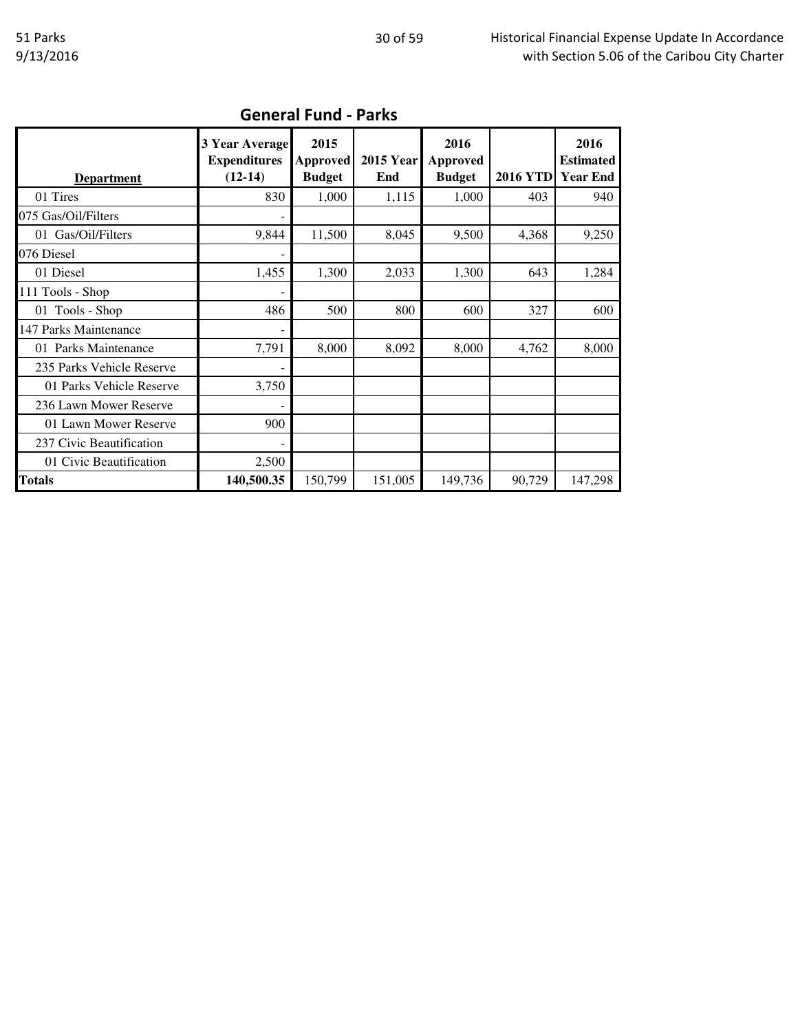## General Fund - Parks

| Department | 3 Year Average Expenditures (12-14) | 2015 Approved Budget | 2015 Year End | 2016 Approved Budget | 2016 YTD | 2016 Estimated Year End |
|---|---|---|---|---|---|---|
| 01 Tires | 830 | 1,000 | 1,115 | 1,000 | 403 | 940 |
| 075 Gas/Oil/Filters | - | | | | | |
| 01 Gas/Oil/Filters | 9,844 | 11,500 | 8,045 | 9,500 | 4,368 | 9,250 |
| 076 Diesel | - | | | | | |
| 01 Diesel | 1,455 | 1,300 | 2,033 | 1,300 | 643 | 1,284 |
| 111 Tools - Shop | - | | | | | |
| 01 Tools - Shop | 486 | 500 | 800 | 600 | 327 | 600 |
| 147 Parks Maintenance | - | | | | | |
| 01 Parks Maintenance | 7,791 | 8,000 | 8,092 | 8,000 | 4,762 | 8,000 |
| 235 Parks Vehicle Reserve | - | | | | | |
| 01 Parks Vehicle Reserve | 3,750 | | | | | |
| 236 Lawn Mower Reserve | - | | | | | |
| 01 Lawn Mower Reserve | 900 | | | | | |
| 237 Civic Beautification | - | | | | | |
| 01 Civic Beautification | 2,500 | | | | | |
| **Totals** | **140,500.35** | 150,799 | 151,005 | 149,736 | 90,729 | 147,298 |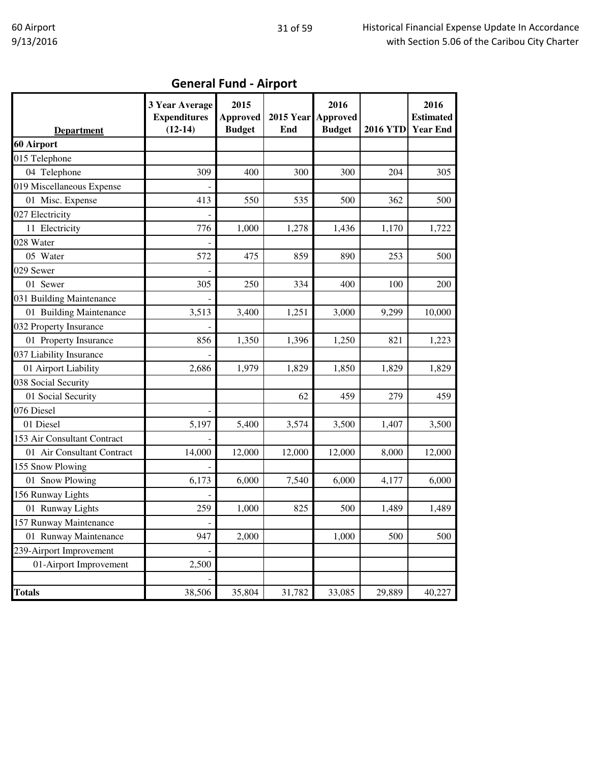## General Fund - Airport

| Department | 3 Year Average Expenditures (12-14) | 2015 Approved Budget | 2015 Year End | 2016 Approved Budget | 2016 YTD | 2016 Estimated Year End |
|---|---|---|---|---|---|---|
| **60 Airport** | | | | | | |
| 015 Telephone | | | | | | |
| 04 Telephone | 309 | 400 | 300 | 300 | 204 | 305 |
| 019 Miscellaneous Expense | - | | | | | |
| 01 Misc. Expense | 413 | 550 | 535 | 500 | 362 | 500 |
| 027 Electricity | - | | | | | |
| 11 Electricity | 776 | 1,000 | 1,278 | 1,436 | 1,170 | 1,722 |
| 028 Water | - | | | | | |
| 05 Water | 572 | 475 | 859 | 890 | 253 | 500 |
| 029 Sewer | - | | | | | |
| 01 Sewer | 305 | 250 | 334 | 400 | 100 | 200 |
| 031 Building Maintenance | - | | | | | |
| 01 Building Maintenance | 3,513 | 3,400 | 1,251 | 3,000 | 9,299 | 10,000 |
| 032 Property Insurance | - | | | | | |
| 01 Property Insurance | 856 | 1,350 | 1,396 | 1,250 | 821 | 1,223 |
| 037 Liability Insurance | - | | | | | |
| 01 Airport Liability | 2,686 | 1,979 | 1,829 | 1,850 | 1,829 | 1,829 |
| 038 Social Security | | | | | | |
| 01 Social Security | | | 62 | 459 | 279 | 459 |
| 076 Diesel | - | | | | | |
| 01 Diesel | 5,197 | 5,400 | 3,574 | 3,500 | 1,407 | 3,500 |
| 153 Air Consultant Contract | - | | | | | |
| 01 Air Consultant Contract | 14,000 | 12,000 | 12,000 | 12,000 | 8,000 | 12,000 |
| 155 Snow Plowing | - | | | | | |
| 01 Snow Plowing | 6,173 | 6,000 | 7,540 | 6,000 | 4,177 | 6,000 |
| 156 Runway Lights | - | | | | | |
| 01 Runway Lights | 259 | 1,000 | 825 | 500 | 1,489 | 1,489 |
| 157 Runway Maintenance | - | | | | | |
| 01 Runway Maintenance | 947 | 2,000 | | 1,000 | 500 | 500 |
| 239-Airport Improvement | - | | | | | |
| 01-Airport Improvement | 2,500 | | | | | |
| | - | | | | | |
| **Totals** | 38,506 | 35,804 | 31,782 | 33,085 | 29,889 | 40,227 |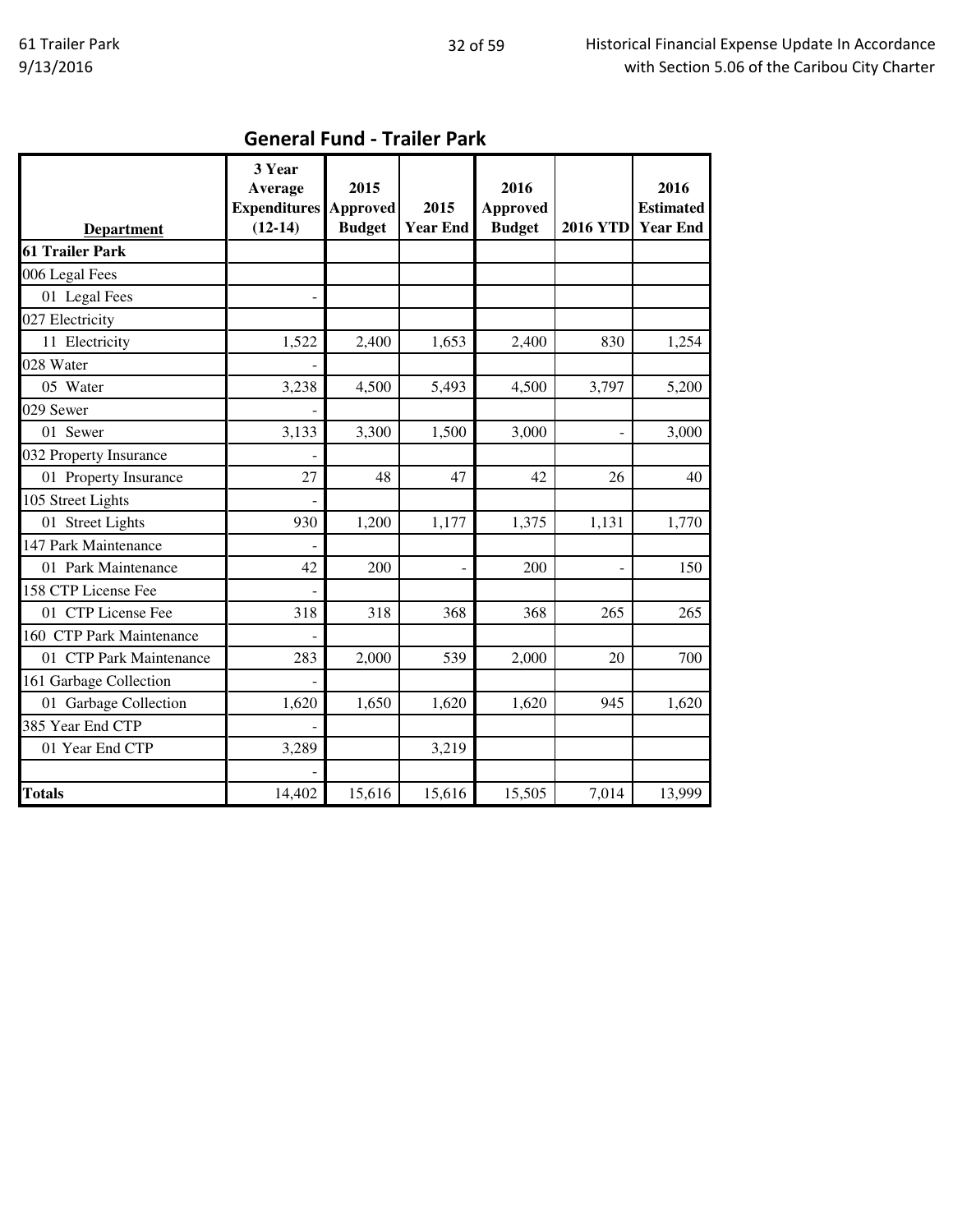## General Fund - Trailer Park

| Department | 3 Year Average Expenditures (12-14) | 2015 Approved Budget | 2015 Year End | 2016 Approved Budget | 2016 YTD | 2016 Estimated Year End |
|---|---|---|---|---|---|---|
| **61 Trailer Park** | | | | | | |
| 006 Legal Fees | | | | | | |
| 01 Legal Fees | - | | | | | |
| 027 Electricity | | | | | | |
| 11 Electricity | 1,522 | 2,400 | 1,653 | 2,400 | 830 | 1,254 |
| 028 Water | - | | | | | |
| 05 Water | 3,238 | 4,500 | 5,493 | 4,500 | 3,797 | 5,200 |
| 029 Sewer | - | | | | | |
| 01 Sewer | 3,133 | 3,300 | 1,500 | 3,000 | - | 3,000 |
| 032 Property Insurance | - | | | | | |
| 01 Property Insurance | 27 | 48 | 47 | 42 | 26 | 40 |
| 105 Street Lights | - | | | | | |
| 01 Street Lights | 930 | 1,200 | 1,177 | 1,375 | 1,131 | 1,770 |
| 147 Park Maintenance | - | | | | | |
| 01 Park Maintenance | 42 | 200 | - | 200 | - | 150 |
| 158 CTP License Fee | - | | | | | |
| 01 CTP License Fee | 318 | 318 | 368 | 368 | 265 | 265 |
| 160 CTP Park Maintenance | - | | | | | |
| 01 CTP Park Maintenance | 283 | 2,000 | 539 | 2,000 | 20 | 700 |
| 161 Garbage Collection | - | | | | | |
| 01 Garbage Collection | 1,620 | 1,650 | 1,620 | 1,620 | 945 | 1,620 |
| 385 Year End CTP | - | | | | | |
| 01 Year End CTP | 3,289 | | 3,219 | | | |
| | - | | | | | |
| **Totals** | 14,402 | 15,616 | 15,616 | 15,505 | 7,014 | 13,999 |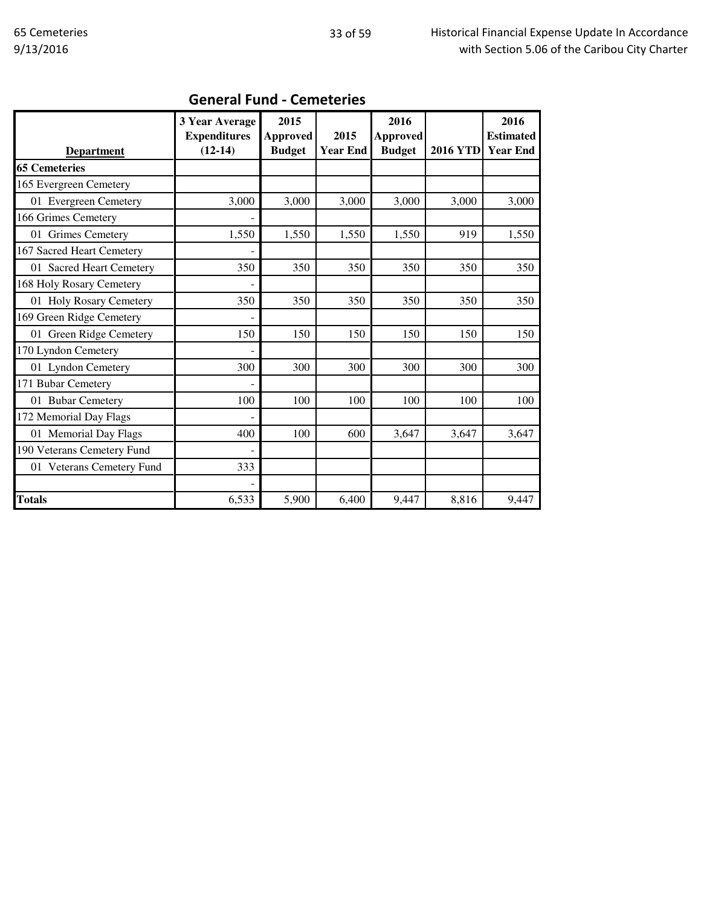## General Fund - Cemeteries

| Department | 3 Year Average Expenditures (12-14) | 2015 Approved Budget | 2015 Year End | 2016 Approved Budget | 2016 YTD | 2016 Estimated Year End |
|---|---|---|---|---|---|---|
| **65 Cemeteries** | | | | | | |
| 165 Evergreen Cemetery | | | | | | |
| 01 Evergreen Cemetery | 3,000 | 3,000 | 3,000 | 3,000 | 3,000 | 3,000 |
| 166 Grimes Cemetery | - | | | | | |
| 01 Grimes Cemetery | 1,550 | 1,550 | 1,550 | 1,550 | 919 | 1,550 |
| 167 Sacred Heart Cemetery | - | | | | | |
| 01 Sacred Heart Cemetery | 350 | 350 | 350 | 350 | 350 | 350 |
| 168 Holy Rosary Cemetery | - | | | | | |
| 01 Holy Rosary Cemetery | 350 | 350 | 350 | 350 | 350 | 350 |
| 169 Green Ridge Cemetery | - | | | | | |
| 01 Green Ridge Cemetery | 150 | 150 | 150 | 150 | 150 | 150 |
| 170 Lyndon Cemetery | - | | | | | |
| 01 Lyndon Cemetery | 300 | 300 | 300 | 300 | 300 | 300 |
| 171 Bubar Cemetery | - | | | | | |
| 01 Bubar Cemetery | 100 | 100 | 100 | 100 | 100 | 100 |
| 172 Memorial Day Flags | - | | | | | |
| 01 Memorial Day Flags | 400 | 100 | 600 | 3,647 | 3,647 | 3,647 |
| 190 Veterans Cemetery Fund | - | | | | | |
| 01 Veterans Cemetery Fund | 333 | | | | | |
| | - | | | | | |
| **Totals** | 6,533 | 5,900 | 6,400 | 9,447 | 8,816 | 9,447 |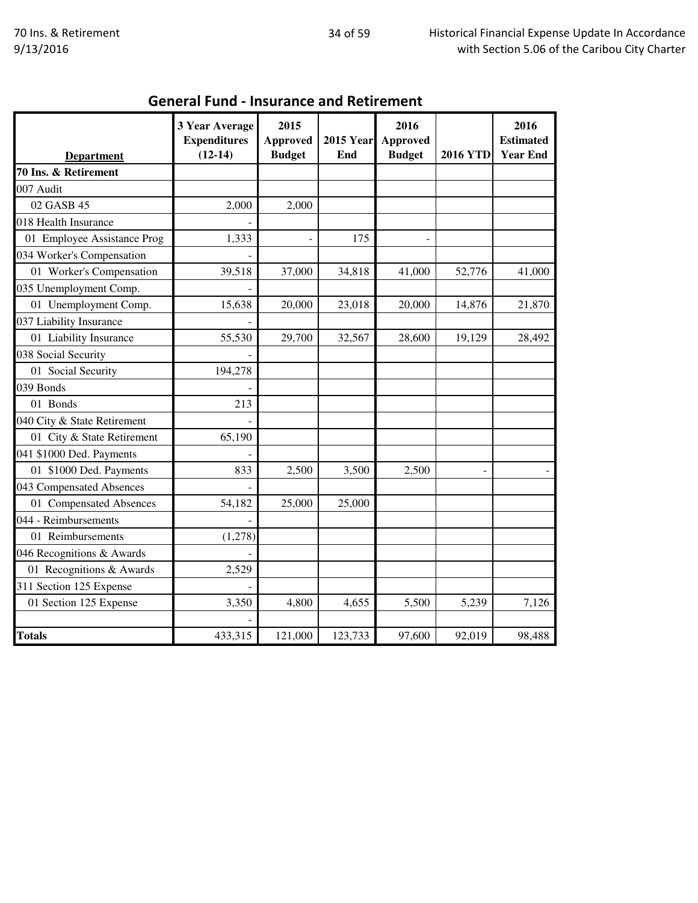## General Fund - Insurance and Retirement

| Department | 3 Year Average Expenditures (12-14) | 2015 Approved Budget | 2015 Year End | 2016 Approved Budget | 2016 YTD | 2016 Estimated Year End |
|---|---|---|---|---|---|---|
| **70 Ins. & Retirement** | | | | | | |
| 007 Audit | | | | | | |
| 02 GASB 45 | 2,000 | 2,000 | | | | |
| 018 Health Insurance | - | | | | | |
| 01 Employee Assistance Prog | 1,333 | - | 175 | - | | |
| 034 Worker's Compensation | - | | | | | |
| 01 Worker's Compensation | 39,518 | 37,000 | 34,818 | 41,000 | 52,776 | 41,000 |
| 035 Unemployment Comp. | - | | | | | |
| 01 Unemployment Comp. | 15,638 | 20,000 | 23,018 | 20,000 | 14,876 | 21,870 |
| 037 Liability Insurance | - | | | | | |
| 01 Liability Insurance | 55,530 | 29,700 | 32,567 | 28,600 | 19,129 | 28,492 |
| 038 Social Security | - | | | | | |
| 01 Social Security | 194,278 | | | | | |
| 039 Bonds | - | | | | | |
| 01 Bonds | 213 | | | | | |
| 040 City & State Retirement | - | | | | | |
| 01 City & State Retirement | 65,190 | | | | | |
| 041 $1000 Ded. Payments | - | | | | | |
| 01 $1000 Ded. Payments | 833 | 2,500 | 3,500 | 2,500 | - | - |
| 043 Compensated Absences | - | | | | | |
| 01 Compensated Absences | 54,182 | 25,000 | 25,000 | | | |
| 044 - Reimbursements | - | | | | | |
| 01 Reimbursements | (1,278) | | | | | |
| 046 Recognitions & Awards | - | | | | | |
| 01 Recognitions & Awards | 2,529 | | | | | |
| 311 Section 125 Expense | - | | | | | |
| 01 Section 125 Expense | 3,350 | 4,800 | 4,655 | 5,500 | 5,239 | 7,126 |
| | - | | | | | |
| **Totals** | 433,315 | 121,000 | 123,733 | 97,600 | 92,019 | 98,488 |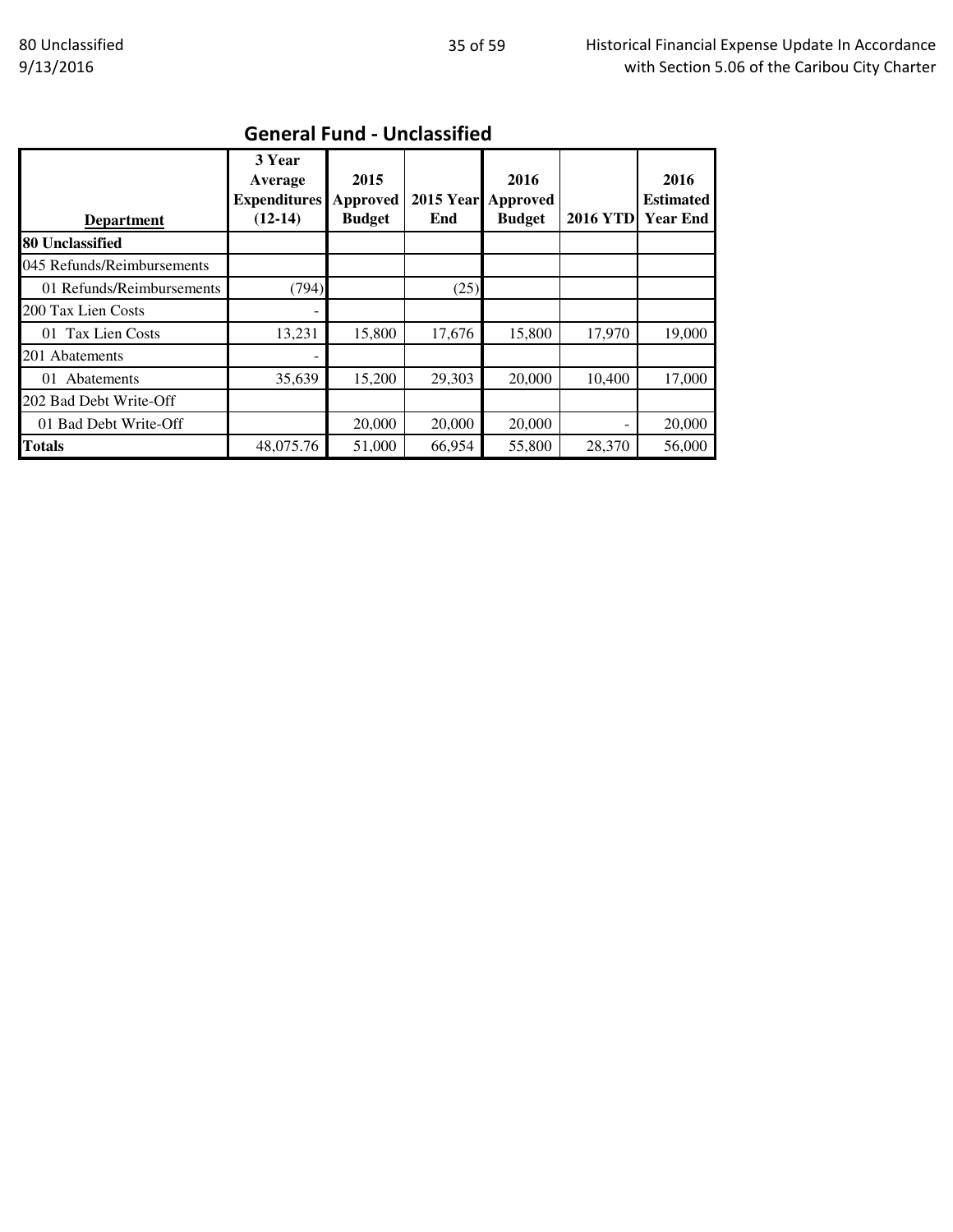## General Fund - Unclassified

| Department | 3 Year Average Expenditures (12-14) | 2015 Approved Budget | 2015 Year End | 2016 Approved Budget | 2016 YTD | 2016 Estimated Year End |
|---|---|---|---|---|---|---|
| **80 Unclassified** | | | | | | |
| 045 Refunds/Reimbursements | | | | | | |
| 01 Refunds/Reimbursements | (794) | | (25) | | | |
| 200 Tax Lien Costs | - | | | | | |
| 01 Tax Lien Costs | 13,231 | 15,800 | 17,676 | 15,800 | 17,970 | 19,000 |
| 201 Abatements | - | | | | | |
| 01 Abatements | 35,639 | 15,200 | 29,303 | 20,000 | 10,400 | 17,000 |
| 202 Bad Debt Write-Off | | | | | | |
| 01 Bad Debt Write-Off | | 20,000 | 20,000 | 20,000 | - | 20,000 |
| **Totals** | 48,075.76 | 51,000 | 66,954 | 55,800 | 28,370 | 56,000 |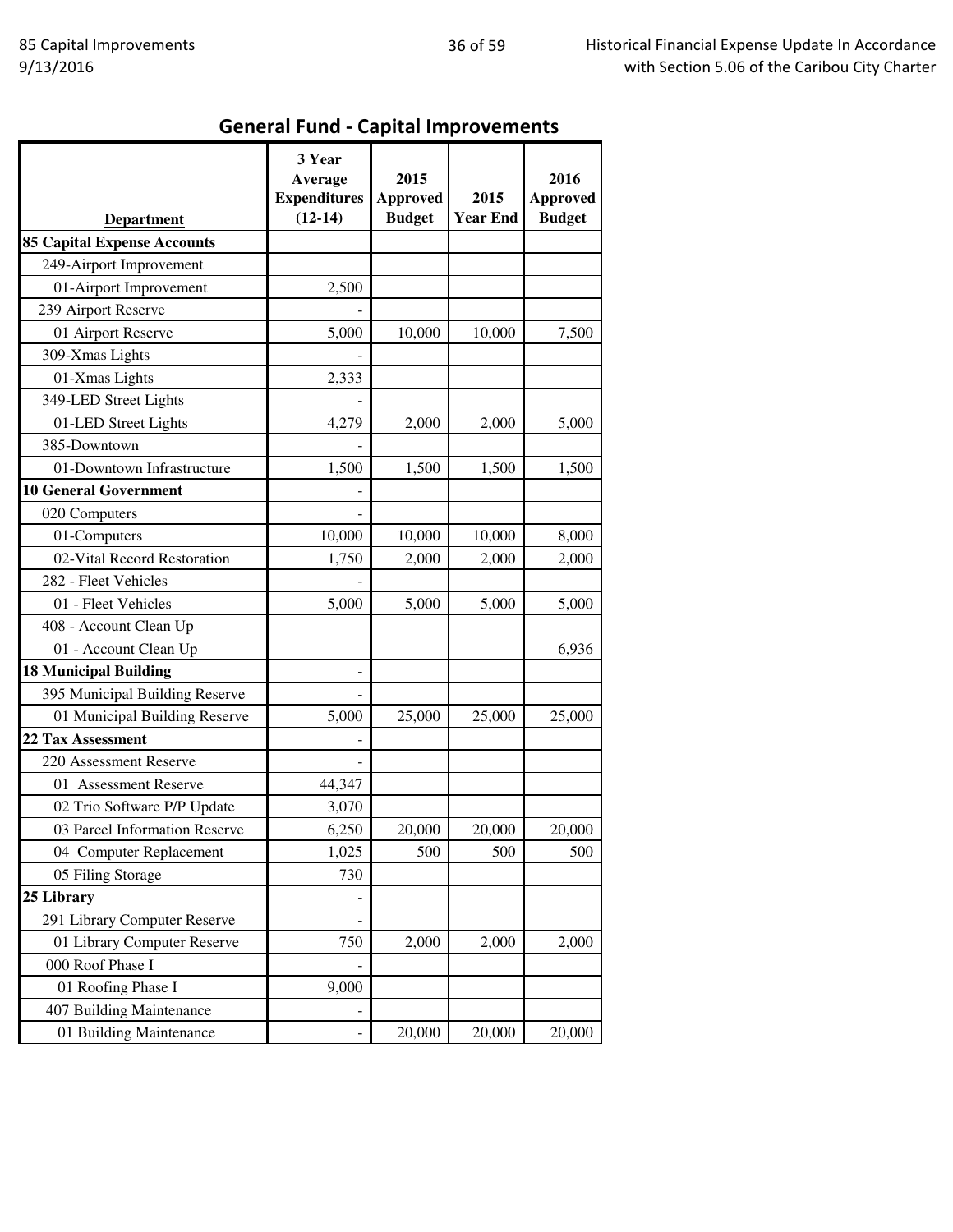## General Fund - Capital Improvements

| Department | 3 Year Average Expenditures (12-14) | 2015 Approved Budget | 2015 Year End | 2016 Approved Budget |
|---|---|---|---|---|
| **85 Capital Expense Accounts** | | | | |
| 249-Airport Improvement | | | | |
| 01-Airport Improvement | 2,500 | | | |
| 239 Airport Reserve | - | | | |
| 01 Airport Reserve | 5,000 | 10,000 | 10,000 | 7,500 |
| 309-Xmas Lights | - | | | |
| 01-Xmas Lights | 2,333 | | | |
| 349-LED Street Lights | - | | | |
| 01-LED Street Lights | 4,279 | 2,000 | 2,000 | 5,000 |
| 385-Downtown | - | | | |
| 01-Downtown Infrastructure | 1,500 | 1,500 | 1,500 | 1,500 |
| **10 General Government** | - | | | |
| 020 Computers | - | | | |
| 01-Computers | 10,000 | 10,000 | 10,000 | 8,000 |
| 02-Vital Record Restoration | 1,750 | 2,000 | 2,000 | 2,000 |
| 282 - Fleet Vehicles | - | | | |
| 01 - Fleet Vehicles | 5,000 | 5,000 | 5,000 | 5,000 |
| 408 - Account Clean Up | | | | |
| 01 - Account Clean Up | | | | 6,936 |
| **18 Municipal Building** | - | | | |
| 395 Municipal Building Reserve | - | | | |
| 01 Municipal Building Reserve | 5,000 | 25,000 | 25,000 | 25,000 |
| **22 Tax Assessment** | - | | | |
| 220 Assessment Reserve | - | | | |
| 01 Assessment Reserve | 44,347 | | | |
| 02 Trio Software P/P Update | 3,070 | | | |
| 03 Parcel Information Reserve | 6,250 | 20,000 | 20,000 | 20,000 |
| 04 Computer Replacement | 1,025 | 500 | 500 | 500 |
| 05 Filing Storage | 730 | | | |
| **25 Library** | - | | | |
| 291 Library Computer Reserve | - | | | |
| 01 Library Computer Reserve | 750 | 2,000 | 2,000 | 2,000 |
| 000 Roof Phase I | - | | | |
| 01 Roofing Phase I | 9,000 | | | |
| 407 Building Maintenance | - | | | |
| 01 Building Maintenance | - | 20,000 | 20,000 | 20,000 |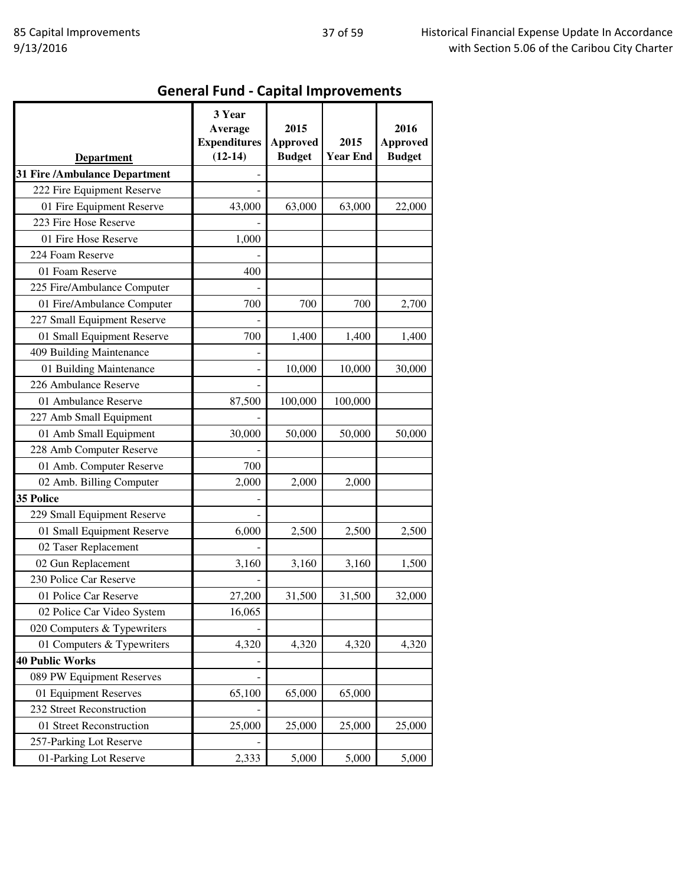## General Fund - Capital Improvements

| Department | 3 Year Average Expenditures (12-14) | 2015 Approved Budget | 2015 Year End | 2016 Approved Budget |
|---|---|---|---|---|
| **31 Fire /Ambulance Department** | - | | | |
| 222 Fire Equipment Reserve | - | | | |
| 01 Fire Equipment Reserve | 43,000 | 63,000 | 63,000 | 22,000 |
| 223 Fire Hose Reserve | - | | | |
| 01 Fire Hose Reserve | 1,000 | | | |
| 224 Foam Reserve | - | | | |
| 01 Foam Reserve | 400 | | | |
| 225 Fire/Ambulance Computer | - | | | |
| 01 Fire/Ambulance Computer | 700 | 700 | 700 | 2,700 |
| 227 Small Equipment Reserve | - | | | |
| 01 Small Equipment Reserve | 700 | 1,400 | 1,400 | 1,400 |
| 409 Building Maintenance | - | | | |
| 01 Building Maintenance | - | 10,000 | 10,000 | 30,000 |
| 226 Ambulance Reserve | - | | | |
| 01 Ambulance Reserve | 87,500 | 100,000 | 100,000 | |
| 227 Amb Small Equipment | - | | | |
| 01 Amb Small Equipment | 30,000 | 50,000 | 50,000 | 50,000 |
| 228 Amb Computer Reserve | - | | | |
| 01 Amb. Computer Reserve | 700 | | | |
| 02 Amb. Billing Computer | 2,000 | 2,000 | 2,000 | |
| **35 Police** | - | | | |
| 229 Small Equipment Reserve | - | | | |
| 01 Small Equipment Reserve | 6,000 | 2,500 | 2,500 | 2,500 |
| 02 Taser Replacement | - | | | |
| 02 Gun Replacement | 3,160 | 3,160 | 3,160 | 1,500 |
| 230 Police Car Reserve | - | | | |
| 01 Police Car Reserve | 27,200 | 31,500 | 31,500 | 32,000 |
| 02 Police Car Video System | 16,065 | | | |
| 020 Computers & Typewriters | - | | | |
| 01 Computers & Typewriters | 4,320 | 4,320 | 4,320 | 4,320 |
| **40 Public Works** | - | | | |
| 089 PW Equipment Reserves | - | | | |
| 01 Equipment Reserves | 65,100 | 65,000 | 65,000 | |
| 232 Street Reconstruction | - | | | |
| 01 Street Reconstruction | 25,000 | 25,000 | 25,000 | 25,000 |
| 257-Parking Lot Reserve | - | | | |
| 01-Parking Lot Reserve | 2,333 | 5,000 | 5,000 | 5,000 |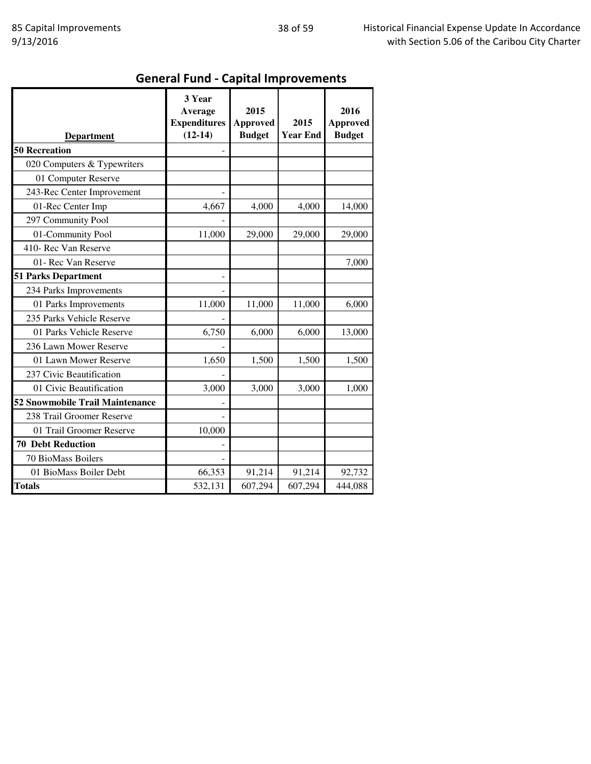## General Fund - Capital Improvements

| Department | 3 Year Average Expenditures (12-14) | 2015 Approved Budget | 2015 Year End | 2016 Approved Budget |
|---|---|---|---|---|
| **50 Recreation** | - | | | |
| 020 Computers & Typewriters | | | | |
| 01 Computer Reserve | | | | |
| 243-Rec Center Improvement | - | | | |
| 01-Rec Center Imp | 4,667 | 4,000 | 4,000 | 14,000 |
| 297 Community Pool | - | | | |
| 01-Community Pool | 11,000 | 29,000 | 29,000 | 29,000 |
| 410- Rec Van Reserve | | | | |
| 01- Rec Van Reserve | | | | 7,000 |
| **51 Parks Department** | - | | | |
| 234 Parks Improvements | - | | | |
| 01 Parks Improvements | 11,000 | 11,000 | 11,000 | 6,000 |
| 235 Parks Vehicle Reserve | - | | | |
| 01 Parks Vehicle Reserve | 6,750 | 6,000 | 6,000 | 13,000 |
| 236 Lawn Mower Reserve | - | | | |
| 01 Lawn Mower Reserve | 1,650 | 1,500 | 1,500 | 1,500 |
| 237 Civic Beautification | - | | | |
| 01 Civic Beautification | 3,000 | 3,000 | 3,000 | 1,000 |
| **52 Snowmobile Trail Maintenance** | - | | | |
| 238 Trail Groomer Reserve | - | | | |
| 01 Trail Groomer Reserve | 10,000 | | | |
| **70 Debt Reduction** | - | | | |
| 70 BioMass Boilers | - | | | |
| 01 BioMass Boiler Debt | 66,353 | 91,214 | 91,214 | 92,732 |
| **Totals** | 532,131 | 607,294 | 607,294 | 444,088 |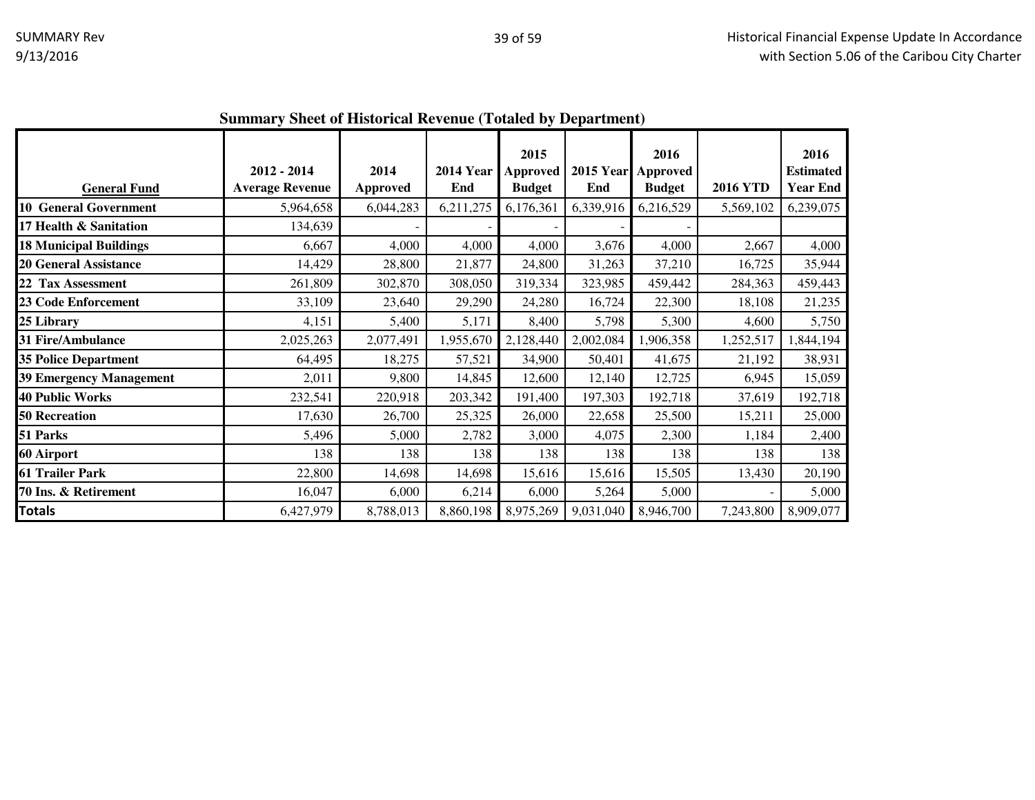## Summary Sheet of Historical Revenue (Totaled by Department)

| General Fund | 2012 - 2014 Average Revenue | 2014 Approved | 2014 Year End | 2015 Approved Budget | 2015 Year End | 2016 Approved Budget | 2016 YTD | 2016 Estimated Year End |
|---|---|---|---|---|---|---|---|---|
| 10 General Government | 5,964,658 | 6,044,283 | 6,211,275 | 6,176,361 | 6,339,916 | 6,216,529 | 5,569,102 | 6,239,075 |
| 17 Health & Sanitation | 134,639 | - | - | - | - | - | | |
| 18 Municipal Buildings | 6,667 | 4,000 | 4,000 | 4,000 | 3,676 | 4,000 | 2,667 | 4,000 |
| 20 General Assistance | 14,429 | 28,800 | 21,877 | 24,800 | 31,263 | 37,210 | 16,725 | 35,944 |
| 22 Tax Assessment | 261,809 | 302,870 | 308,050 | 319,334 | 323,985 | 459,442 | 284,363 | 459,443 |
| 23 Code Enforcement | 33,109 | 23,640 | 29,290 | 24,280 | 16,724 | 22,300 | 18,108 | 21,235 |
| 25 Library | 4,151 | 5,400 | 5,171 | 8,400 | 5,798 | 5,300 | 4,600 | 5,750 |
| 31 Fire/Ambulance | 2,025,263 | 2,077,491 | 1,955,670 | 2,128,440 | 2,002,084 | 1,906,358 | 1,252,517 | 1,844,194 |
| 35 Police Department | 64,495 | 18,275 | 57,521 | 34,900 | 50,401 | 41,675 | 21,192 | 38,931 |
| 39 Emergency Management | 2,011 | 9,800 | 14,845 | 12,600 | 12,140 | 12,725 | 6,945 | 15,059 |
| 40 Public Works | 232,541 | 220,918 | 203,342 | 191,400 | 197,303 | 192,718 | 37,619 | 192,718 |
| 50 Recreation | 17,630 | 26,700 | 25,325 | 26,000 | 22,658 | 25,500 | 15,211 | 25,000 |
| 51 Parks | 5,496 | 5,000 | 2,782 | 3,000 | 4,075 | 2,300 | 1,184 | 2,400 |
| 60 Airport | 138 | 138 | 138 | 138 | 138 | 138 | 138 | 138 |
| 61 Trailer Park | 22,800 | 14,698 | 14,698 | 15,616 | 15,616 | 15,505 | 13,430 | 20,190 |
| 70 Ins. & Retirement | 16,047 | 6,000 | 6,214 | 6,000 | 5,264 | 5,000 | - | 5,000 |
| **Totals** | 6,427,979 | 8,788,013 | 8,860,198 | 8,975,269 | 9,031,040 | 8,946,700 | 7,243,800 | 8,909,077 |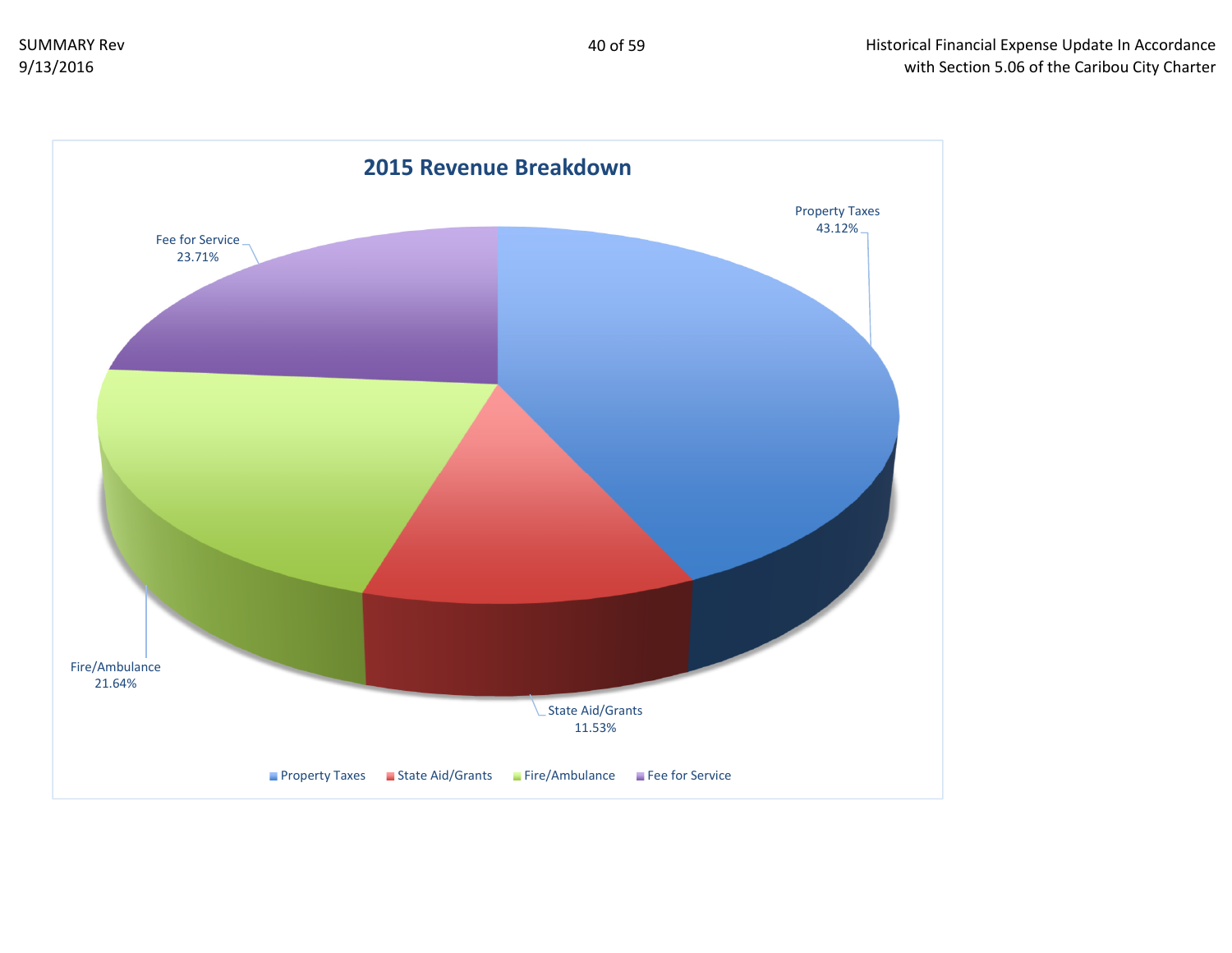## 2015 Revenue Breakdown

| Category | Percentage |
| --- | --- |
| Property Taxes | 43.12% |
| State Aid/Grants | 11.53% |
| Fire/Ambulance | 21.64% |
| Fee for Service | 23.71% |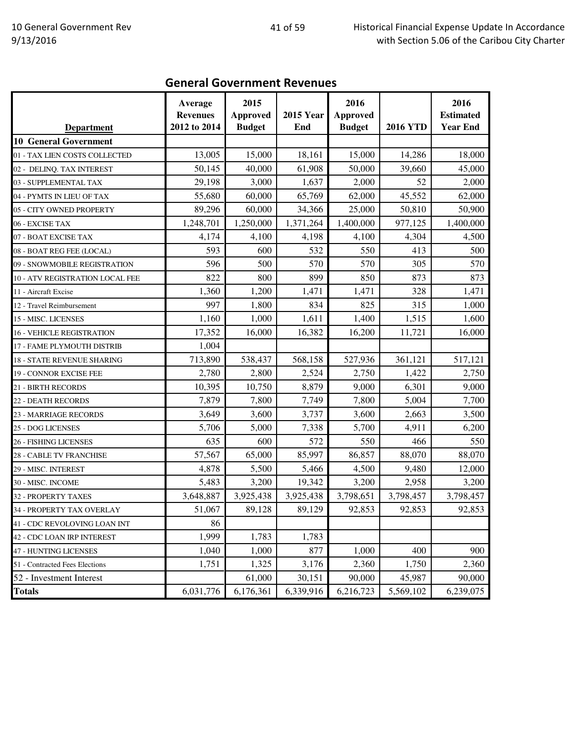## General Government Revenues

| Department | Average Revenues 2012 to 2014 | 2015 Approved Budget | 2015 Year End | 2016 Approved Budget | 2016 YTD | 2016 Estimated Year End |
|---|---|---|---|---|---|---|
| **10 General Government** | | | | | | |
| 01 - TAX LIEN COSTS COLLECTED | 13,005 | 15,000 | 18,161 | 15,000 | 14,286 | 18,000 |
| 02 - DELINQ. TAX INTEREST | 50,145 | 40,000 | 61,908 | 50,000 | 39,660 | 45,000 |
| 03 - SUPPLEMENTAL TAX | 29,198 | 3,000 | 1,637 | 2,000 | 52 | 2,000 |
| 04 - PYMTS IN LIEU OF TAX | 55,680 | 60,000 | 65,769 | 62,000 | 45,552 | 62,000 |
| 05 - CITY OWNED PROPERTY | 89,296 | 60,000 | 34,366 | 25,000 | 50,810 | 50,900 |
| 06 - EXCISE TAX | 1,248,701 | 1,250,000 | 1,371,264 | 1,400,000 | 977,125 | 1,400,000 |
| 07 - BOAT EXCISE TAX | 4,174 | 4,100 | 4,198 | 4,100 | 4,304 | 4,500 |
| 08 - BOAT REG FEE (LOCAL) | 593 | 600 | 532 | 550 | 413 | 500 |
| 09 - SNOWMOBILE REGISTRATION | 596 | 500 | 570 | 570 | 305 | 570 |
| 10 - ATV REGISTRATION LOCAL FEE | 822 | 800 | 899 | 850 | 873 | 873 |
| 11 - Aircraft Excise | 1,360 | 1,200 | 1,471 | 1,471 | 328 | 1,471 |
| 12 - Travel Reimbursement | 997 | 1,800 | 834 | 825 | 315 | 1,000 |
| 15 - MISC. LICENSES | 1,160 | 1,000 | 1,611 | 1,400 | 1,515 | 1,600 |
| 16 - VEHICLE REGISTRATION | 17,352 | 16,000 | 16,382 | 16,200 | 11,721 | 16,000 |
| 17 - FAME PLYMOUTH DISTRIB | 1,004 | | | | | |
| 18 - STATE REVENUE SHARING | 713,890 | 538,437 | 568,158 | 527,936 | 361,121 | 517,121 |
| 19 - CONNOR EXCISE FEE | 2,780 | 2,800 | 2,524 | 2,750 | 1,422 | 2,750 |
| 21 - BIRTH RECORDS | 10,395 | 10,750 | 8,879 | 9,000 | 6,301 | 9,000 |
| 22 - DEATH RECORDS | 7,879 | 7,800 | 7,749 | 7,800 | 5,004 | 7,700 |
| 23 - MARRIAGE RECORDS | 3,649 | 3,600 | 3,737 | 3,600 | 2,663 | 3,500 |
| 25 - DOG LICENSES | 5,706 | 5,000 | 7,338 | 5,700 | 4,911 | 6,200 |
| 26 - FISHING LICENSES | 635 | 600 | 572 | 550 | 466 | 550 |
| 28 - CABLE TV FRANCHISE | 57,567 | 65,000 | 85,997 | 86,857 | 88,070 | 88,070 |
| 29 - MISC. INTEREST | 4,878 | 5,500 | 5,466 | 4,500 | 9,480 | 12,000 |
| 30 - MISC. INCOME | 5,483 | 3,200 | 19,342 | 3,200 | 2,958 | 3,200 |
| 32 - PROPERTY TAXES | 3,648,887 | 3,925,438 | 3,925,438 | 3,798,651 | 3,798,457 | 3,798,457 |
| 34 - PROPERTY TAX OVERLAY | 51,067 | 89,128 | 89,129 | 92,853 | 92,853 | 92,853 |
| 41 - CDC REVOLOVING LOAN INT | 86 | | | | | |
| 42 - CDC LOAN IRP INTEREST | 1,999 | 1,783 | 1,783 | | | |
| 47 - HUNTING LICENSES | 1,040 | 1,000 | 877 | 1,000 | 400 | 900 |
| 51 - Contracted Fees Elections | 1,751 | 1,325 | 3,176 | 2,360 | 1,750 | 2,360 |
| 52 - Investment Interest | | 61,000 | 30,151 | 90,000 | 45,987 | 90,000 |
| **Totals** | 6,031,776 | 6,176,361 | 6,339,916 | 6,216,723 | 5,569,102 | 6,239,075 |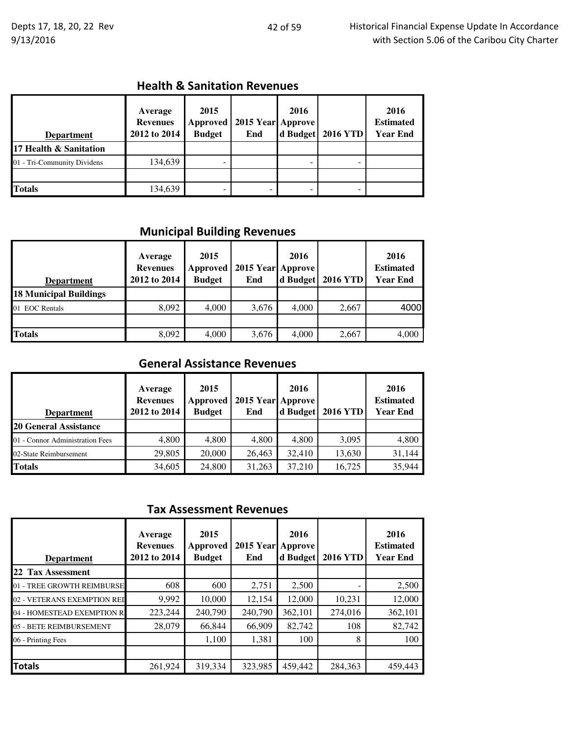## Health & Sanitation Revenues

| Department | Average Revenues 2012 to 2014 | 2015 Approved Budget | 2015 Year End | 2016 Approved Budget | 2016 YTD | 2016 Estimated Year End |
|---|---|---|---|---|---|---|
| **17 Health & Sanitation** | | | | | | |
| 01 - Tri-Community Dividens | 134,639 | - | | - | - | |
| | | | | | | |
| **Totals** | 134,639 | - | - | - | - | |

## Municipal Building Revenues

| Department | Average Revenues 2012 to 2014 | 2015 Approved Budget | 2015 Year End | 2016 Approved Budget | 2016 YTD | 2016 Estimated Year End |
|---|---|---|---|---|---|---|
| **18 Municipal Buildings** | | | | | | |
| 01 EOC Rentals | 8,092 | 4,000 | 3,676 | 4,000 | 2,667 | 4000 |
| | | | | | | |
| **Totals** | 8,092 | 4,000 | 3,676 | 4,000 | 2,667 | 4,000 |

## General Assistance Revenues

| Department | Average Revenues 2012 to 2014 | 2015 Approved Budget | 2015 Year End | 2016 Approved Budget | 2016 YTD | 2016 Estimated Year End |
|---|---|---|---|---|---|---|
| **20 General Assistance** | | | | | | |
| 01 - Connor Administration Fees | 4,800 | 4,800 | 4,800 | 4,800 | 3,095 | 4,800 |
| 02-State Reimbursement | 29,805 | 20,000 | 26,463 | 32,410 | 13,630 | 31,144 |
| **Totals** | 34,605 | 24,800 | 31,263 | 37,210 | 16,725 | 35,944 |

## Tax Assessment Revenues

| Department | Average Revenues 2012 to 2014 | 2015 Approved Budget | 2015 Year End | 2016 Approved Budget | 2016 YTD | 2016 Estimated Year End |
|---|---|---|---|---|---|---|
| **22 Tax Assessment** | | | | | | |
| 01 - TREE GROWTH REIMBURSE | 608 | 600 | 2,751 | 2,500 | - | 2,500 |
| 02 - VETERANS EXEMPTION REI | 9,992 | 10,000 | 12,154 | 12,000 | 10,231 | 12,000 |
| 04 - HOMESTEAD EXEMPTION R | 223,244 | 240,790 | 240,790 | 362,101 | 274,016 | 362,101 |
| 05 - BETE REIMBURSEMENT | 28,079 | 66,844 | 66,909 | 82,742 | 108 | 82,742 |
| 06 - Printing Fees | | 1,100 | 1,381 | 100 | 8 | 100 |
| | | | | | | |
| **Totals** | 261,924 | 319,334 | 323,985 | 459,442 | 284,363 | 459,443 |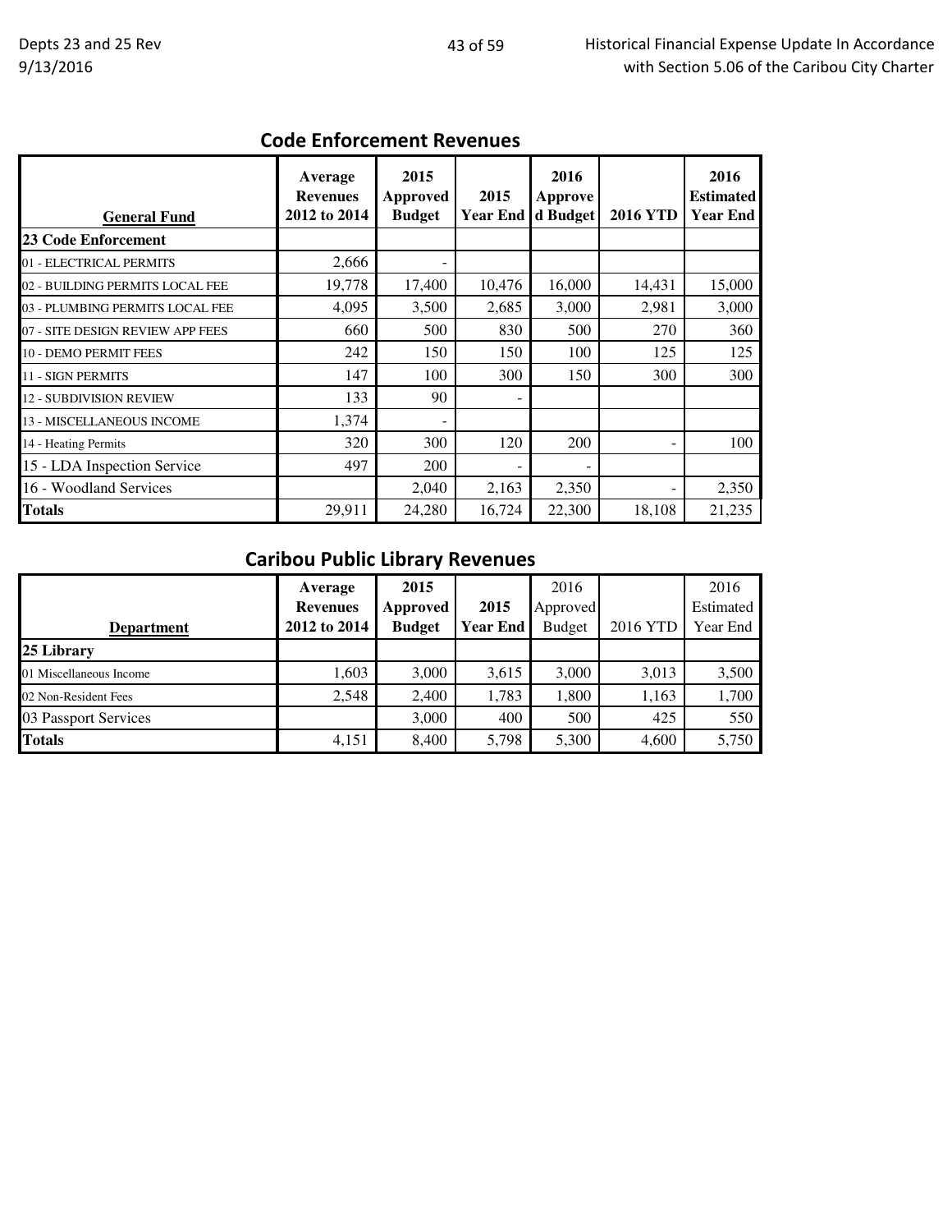## Code Enforcement Revenues

| General Fund | Average Revenues 2012 to 2014 | 2015 Approved Budget | 2015 Year End | 2016 Approved Budget | 2016 YTD | 2016 Estimated Year End |
|---|---|---|---|---|---|---|
| **23 Code Enforcement** | | | | | | |
| 01 - ELECTRICAL PERMITS | 2,666 | - | | | | |
| 02 - BUILDING PERMITS LOCAL FEE | 19,778 | 17,400 | 10,476 | 16,000 | 14,431 | 15,000 |
| 03 - PLUMBING PERMITS LOCAL FEE | 4,095 | 3,500 | 2,685 | 3,000 | 2,981 | 3,000 |
| 07 - SITE DESIGN REVIEW APP FEES | 660 | 500 | 830 | 500 | 270 | 360 |
| 10 - DEMO PERMIT FEES | 242 | 150 | 150 | 100 | 125 | 125 |
| 11 - SIGN PERMITS | 147 | 100 | 300 | 150 | 300 | 300 |
| 12 - SUBDIVISION REVIEW | 133 | 90 | - | | | |
| 13 - MISCELLANEOUS INCOME | 1,374 | - | | | | |
| 14 - Heating Permits | 320 | 300 | 120 | 200 | - | 100 |
| 15 - LDA Inspection Service | 497 | 200 | - | - | | |
| 16 - Woodland Services | | 2,040 | 2,163 | 2,350 | - | 2,350 |
| **Totals** | 29,911 | 24,280 | 16,724 | 22,300 | 18,108 | 21,235 |

## Caribou Public Library Revenues

| Department | Average Revenues 2012 to 2014 | 2015 Approved Budget | 2015 Year End | 2016 Approved Budget | 2016 YTD | 2016 Estimated Year End |
|---|---|---|---|---|---|---|
| **25 Library** | | | | | | |
| 01 Miscellaneous Income | 1,603 | 3,000 | 3,615 | 3,000 | 3,013 | 3,500 |
| 02 Non-Resident Fees | 2,548 | 2,400 | 1,783 | 1,800 | 1,163 | 1,700 |
| 03 Passport Services | | 3,000 | 400 | 500 | 425 | 550 |
| **Totals** | 4,151 | 8,400 | 5,798 | 5,300 | 4,600 | 5,750 |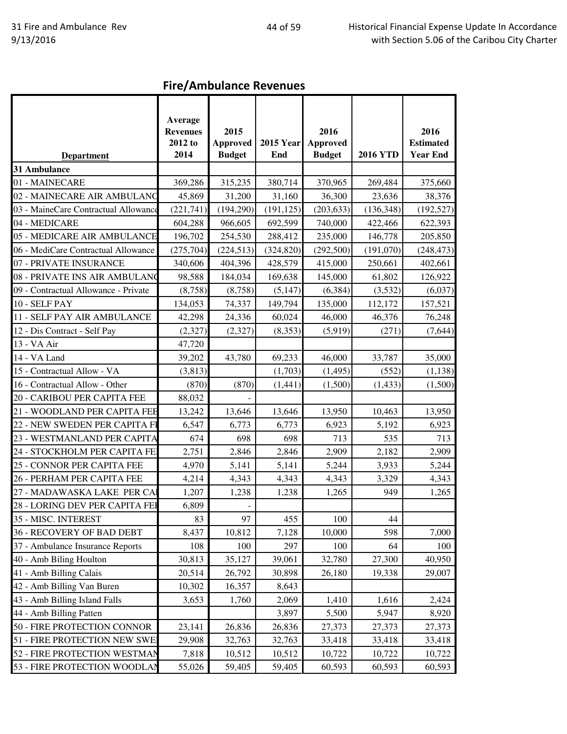## Fire/Ambulance Revenues

| Department | Average Revenues 2012 to 2014 | 2015 Approved Budget | 2015 Year End | 2016 Approved Budget | 2016 YTD | 2016 Estimated Year End |
|---|---|---|---|---|---|---|
| **31 Ambulance** | | | | | | |
| 01 - MAINECARE | 369,286 | 315,235 | 380,714 | 370,965 | 269,484 | 375,660 |
| 02 - MAINECARE AIR AMBULANC | 45,869 | 31,200 | 31,160 | 36,300 | 23,636 | 38,376 |
| 03 - MaineCare Contractual Allowance | (221,741) | (194,290) | (191,125) | (203,633) | (136,348) | (192,527) |
| 04 - MEDICARE | 604,288 | 966,605 | 692,599 | 740,000 | 422,466 | 622,393 |
| 05 - MEDICARE AIR AMBULANCE | 196,702 | 254,530 | 288,412 | 235,000 | 146,778 | 205,850 |
| 06 - MediCare Contractual Allowance | (275,704) | (224,513) | (324,820) | (292,500) | (191,070) | (248,473) |
| 07 - PRIVATE INSURANCE | 340,606 | 404,396 | 428,579 | 415,000 | 250,661 | 402,661 |
| 08 - PRIVATE INS AIR AMBULANC | 98,588 | 184,034 | 169,638 | 145,000 | 61,802 | 126,922 |
| 09 - Contractual Allowance - Private | (8,758) | (8,758) | (5,147) | (6,384) | (3,532) | (6,037) |
| 10 - SELF PAY | 134,053 | 74,337 | 149,794 | 135,000 | 112,172 | 157,521 |
| 11 - SELF PAY AIR AMBULANCE | 42,298 | 24,336 | 60,024 | 46,000 | 46,376 | 76,248 |
| 12 - Dis Contract - Self Pay | (2,327) | (2,327) | (8,353) | (5,919) | (271) | (7,644) |
| 13 - VA Air | 47,720 | | | | | |
| 14 - VA Land | 39,202 | 43,780 | 69,233 | 46,000 | 33,787 | 35,000 |
| 15 - Contractual Allow - VA | (3,813) | | (1,703) | (1,495) | (552) | (1,138) |
| 16 - Contractual Allow - Other | (870) | (870) | (1,441) | (1,500) | (1,433) | (1,500) |
| 20 - CARIBOU PER CAPITA FEE | 88,032 | - | | | | |
| 21 - WOODLAND PER CAPITA FEE | 13,242 | 13,646 | 13,646 | 13,950 | 10,463 | 13,950 |
| 22 - NEW SWEDEN PER CAPITA FI | 6,547 | 6,773 | 6,773 | 6,923 | 5,192 | 6,923 |
| 23 - WESTMANLAND PER CAPITA | 674 | 698 | 698 | 713 | 535 | 713 |
| 24 - STOCKHOLM PER CAPITA FE | 2,751 | 2,846 | 2,846 | 2,909 | 2,182 | 2,909 |
| 25 - CONNOR PER CAPITA FEE | 4,970 | 5,141 | 5,141 | 5,244 | 3,933 | 5,244 |
| 26 - PERHAM PER CAPITA FEE | 4,214 | 4,343 | 4,343 | 4,343 | 3,329 | 4,343 |
| 27 - MADAWASKA LAKE PER CA | 1,207 | 1,238 | 1,238 | 1,265 | 949 | 1,265 |
| 28 - LORING DEV PER CAPITA FEE | 6,809 | - | | | | |
| 35 - MISC. INTEREST | 83 | 97 | 455 | 100 | 44 | |
| 36 - RECOVERY OF BAD DEBT | 8,437 | 10,812 | 7,128 | 10,000 | 598 | 7,000 |
| 37 - Ambulance Insurance Reports | 108 | 100 | 297 | 100 | 64 | 100 |
| 40 - Amb Biling Houlton | 30,813 | 35,127 | 39,061 | 32,780 | 27,300 | 40,950 |
| 41 - Amb Billing Calais | 20,514 | 26,792 | 30,898 | 26,180 | 19,338 | 29,007 |
| 42 - Amb Billing Van Buren | 10,302 | 16,357 | 8,643 | | | |
| 43 - Amb Billing Island Falls | 3,653 | 1,760 | 2,069 | 1,410 | 1,616 | 2,424 |
| 44 - Amb Billing Patten | | | 3,897 | 5,500 | 5,947 | 8,920 |
| 50 - FIRE PROTECTION CONNOR | 23,141 | 26,836 | 26,836 | 27,373 | 27,373 | 27,373 |
| 51 - FIRE PROTECTION NEW SWE | 29,908 | 32,763 | 32,763 | 33,418 | 33,418 | 33,418 |
| 52 - FIRE PROTECTION WESTMAN | 7,818 | 10,512 | 10,512 | 10,722 | 10,722 | 10,722 |
| 53 - FIRE PROTECTION WOODLAN | 55,026 | 59,405 | 59,405 | 60,593 | 60,593 | 60,593 |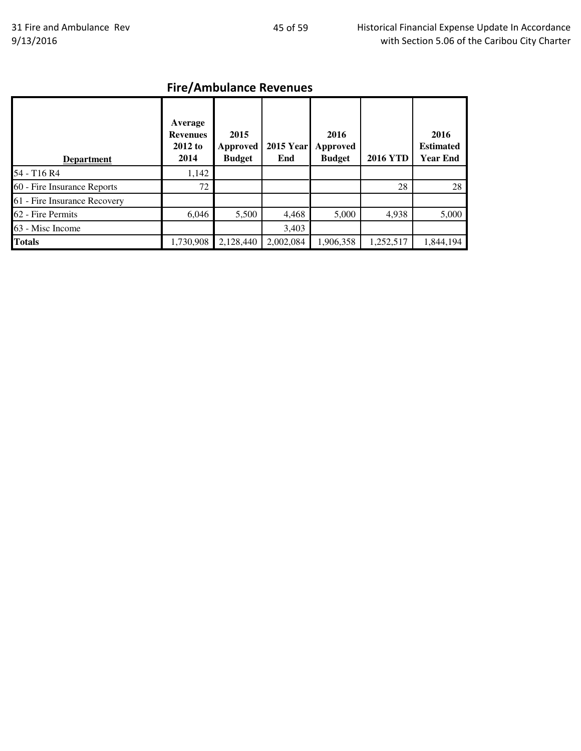## Fire/Ambulance Revenues

| Department | Average Revenues 2012 to 2014 | 2015 Approved Budget | 2015 Year End | 2016 Approved Budget | 2016 YTD | 2016 Estimated Year End |
|---|---|---|---|---|---|---|
| 54 - T16 R4 | 1,142 | | | | | |
| 60 - Fire Insurance Reports | 72 | | | | 28 | 28 |
| 61 - Fire Insurance Recovery | | | | | | |
| 62 - Fire Permits | 6,046 | 5,500 | 4,468 | 5,000 | 4,938 | 5,000 |
| 63 - Misc Income | | | 3,403 | | | |
| **Totals** | 1,730,908 | 2,128,440 | 2,002,084 | 1,906,358 | 1,252,517 | 1,844,194 |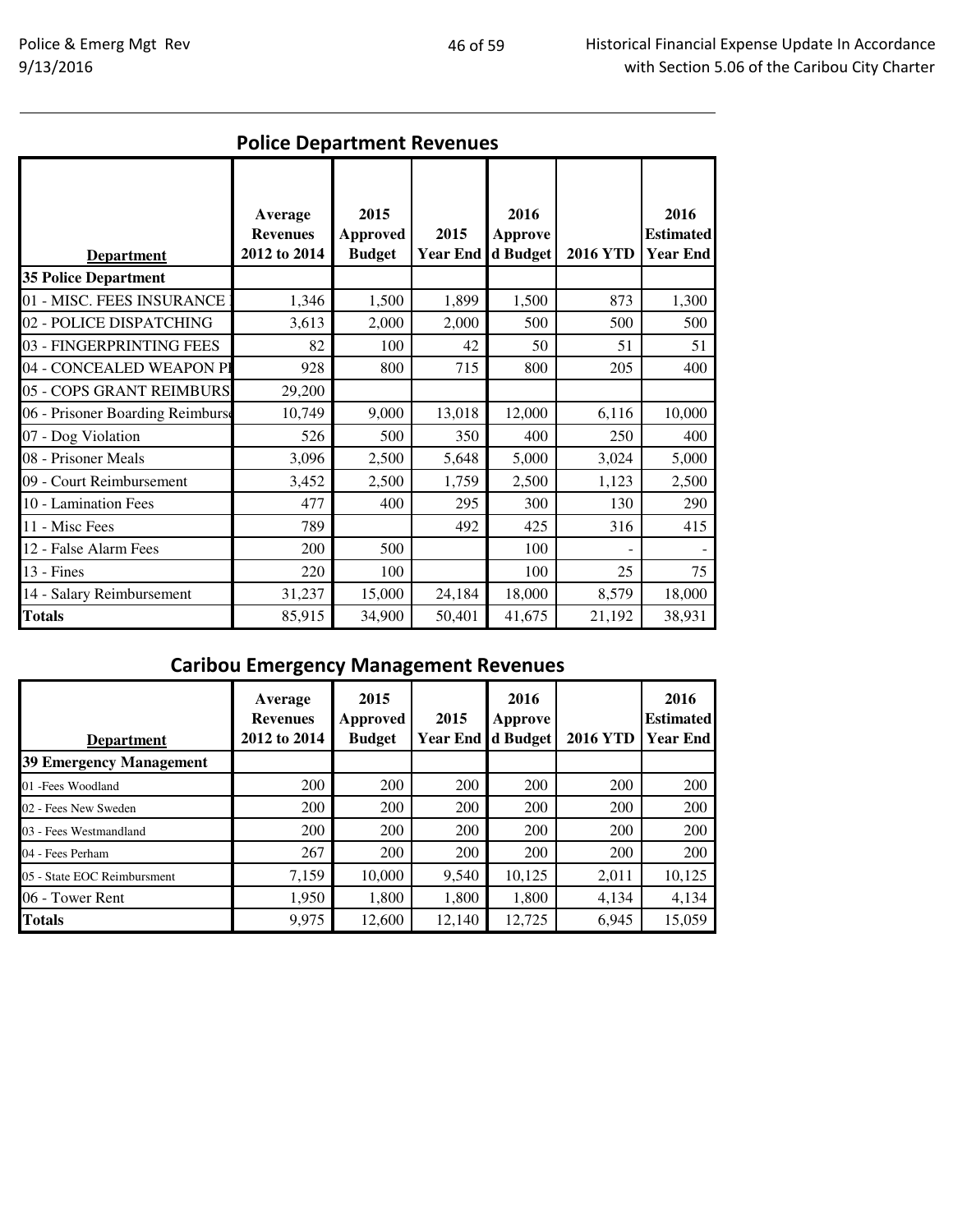## Police Department Revenues

| Department | Average Revenues 2012 to 2014 | 2015 Approved Budget | 2015 Year End | 2016 Approved Budget | 2016 YTD | 2016 Estimated Year End |
|---|---|---|---|---|---|---|
| **35 Police Department** | | | | | | |
| 01 - MISC. FEES INSURANCE | 1,346 | 1,500 | 1,899 | 1,500 | 873 | 1,300 |
| 02 - POLICE DISPATCHING | 3,613 | 2,000 | 2,000 | 500 | 500 | 500 |
| 03 - FINGERPRINTING FEES | 82 | 100 | 42 | 50 | 51 | 51 |
| 04 - CONCEALED WEAPON PI | 928 | 800 | 715 | 800 | 205 | 400 |
| 05 - COPS GRANT REIMBURS | 29,200 | | | | | |
| 06 - Prisoner Boarding Reimburse | 10,749 | 9,000 | 13,018 | 12,000 | 6,116 | 10,000 |
| 07 - Dog Violation | 526 | 500 | 350 | 400 | 250 | 400 |
| 08 - Prisoner Meals | 3,096 | 2,500 | 5,648 | 5,000 | 3,024 | 5,000 |
| 09 - Court Reimbursement | 3,452 | 2,500 | 1,759 | 2,500 | 1,123 | 2,500 |
| 10 - Lamination Fees | 477 | 400 | 295 | 300 | 130 | 290 |
| 11 - Misc Fees | 789 | | 492 | 425 | 316 | 415 |
| 12 - False Alarm Fees | 200 | 500 | | 100 | - | - |
| 13 - Fines | 220 | 100 | | 100 | 25 | 75 |
| 14 - Salary Reimbursement | 31,237 | 15,000 | 24,184 | 18,000 | 8,579 | 18,000 |
| **Totals** | 85,915 | 34,900 | 50,401 | 41,675 | 21,192 | 38,931 |

## Caribou Emergency Management Revenues

| Department | Average Revenues 2012 to 2014 | 2015 Approved Budget | 2015 Year End | 2016 Approved Budget | 2016 YTD | 2016 Estimated Year End |
|---|---|---|---|---|---|---|
| **39 Emergency Management** | | | | | | |
| 01 -Fees Woodland | 200 | 200 | 200 | 200 | 200 | 200 |
| 02 - Fees New Sweden | 200 | 200 | 200 | 200 | 200 | 200 |
| 03 - Fees Westmandland | 200 | 200 | 200 | 200 | 200 | 200 |
| 04 - Fees Perham | 267 | 200 | 200 | 200 | 200 | 200 |
| 05 - State EOC Reimbursment | 7,159 | 10,000 | 9,540 | 10,125 | 2,011 | 10,125 |
| 06 - Tower Rent | 1,950 | 1,800 | 1,800 | 1,800 | 4,134 | 4,134 |
| **Totals** | 9,975 | 12,600 | 12,140 | 12,725 | 6,945 | 15,059 |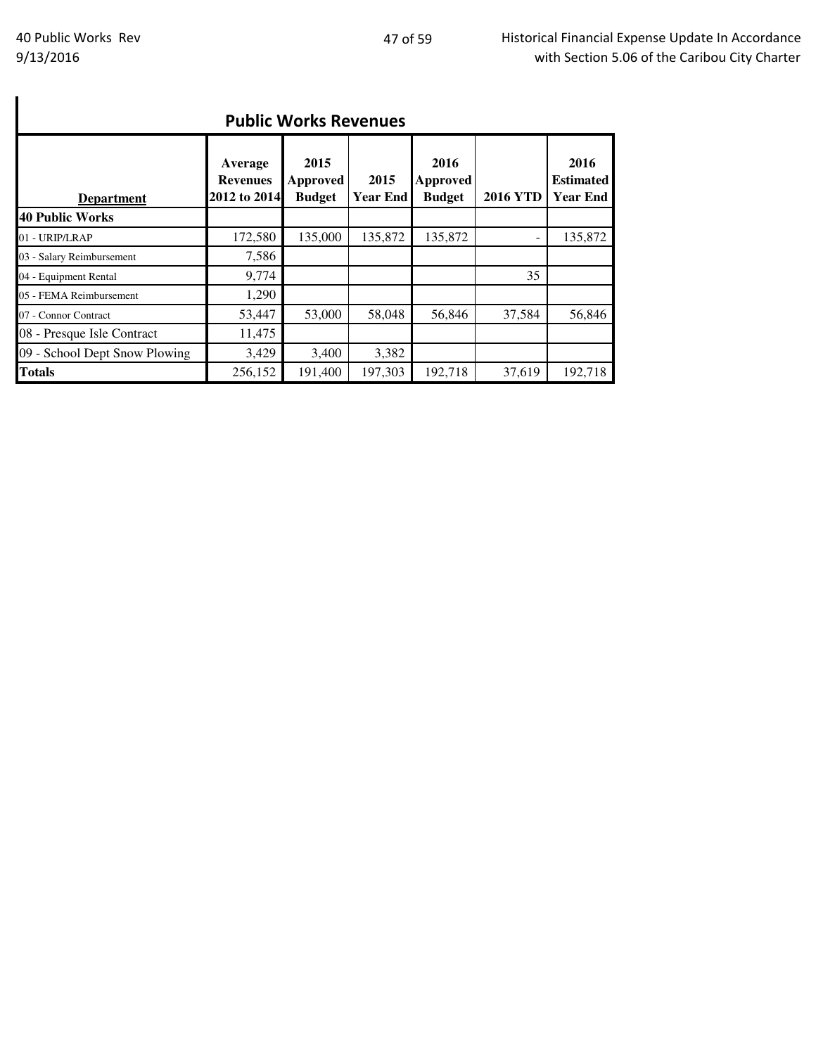## Public Works Revenues

| Department | Average Revenues 2012 to 2014 | 2015 Approved Budget | 2015 Year End | 2016 Approved Budget | 2016 YTD | 2016 Estimated Year End |
|---|---|---|---|---|---|---|
| **40 Public Works** | | | | | | |
| 01 - URIP/LRAP | 172,580 | 135,000 | 135,872 | 135,872 | - | 135,872 |
| 03 - Salary Reimbursement | 7,586 | | | | | |
| 04 - Equipment Rental | 9,774 | | | | 35 | |
| 05 - FEMA Reimbursement | 1,290 | | | | | |
| 07 - Connor Contract | 53,447 | 53,000 | 58,048 | 56,846 | 37,584 | 56,846 |
| 08 - Presque Isle Contract | 11,475 | | | | | |
| 09 - School Dept Snow Plowing | 3,429 | 3,400 | 3,382 | | | |
| **Totals** | 256,152 | 191,400 | 197,303 | 192,718 | 37,619 | 192,718 |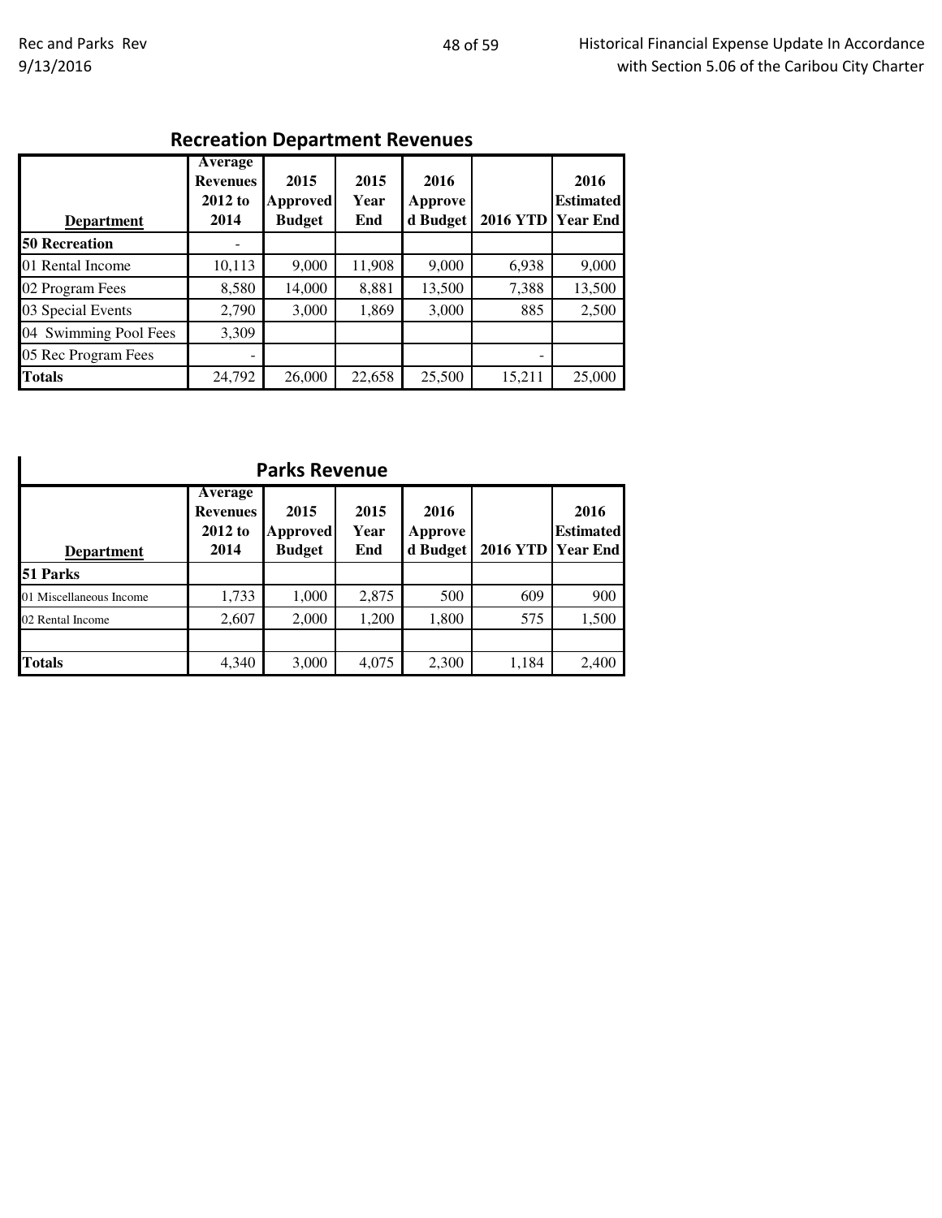## Recreation Department Revenues

| Department | Average Revenues 2012 to 2014 | 2015 Approved Budget | 2015 Year End | 2016 Approved Budget | 2016 YTD | 2016 Estimated Year End |
|---|---|---|---|---|---|---|
| **50 Recreation** | - | | | | | |
| 01 Rental Income | 10,113 | 9,000 | 11,908 | 9,000 | 6,938 | 9,000 |
| 02 Program Fees | 8,580 | 14,000 | 8,881 | 13,500 | 7,388 | 13,500 |
| 03 Special Events | 2,790 | 3,000 | 1,869 | 3,000 | 885 | 2,500 |
| 04 Swimming Pool Fees | 3,309 | | | | | |
| 05 Rec Program Fees | - | | | | - | |
| **Totals** | 24,792 | 26,000 | 22,658 | 25,500 | 15,211 | 25,000 |

## Parks Revenue

| Department | Average Revenues 2012 to 2014 | 2015 Approved Budget | 2015 Year End | 2016 Approved Budget | 2016 YTD | 2016 Estimated Year End |
|---|---|---|---|---|---|---|
| **51 Parks** | | | | | | |
| 01 Miscellaneous Income | 1,733 | 1,000 | 2,875 | 500 | 609 | 900 |
| 02 Rental Income | 2,607 | 2,000 | 1,200 | 1,800 | 575 | 1,500 |
| | | | | | | |
| **Totals** | 4,340 | 3,000 | 4,075 | 2,300 | 1,184 | 2,400 |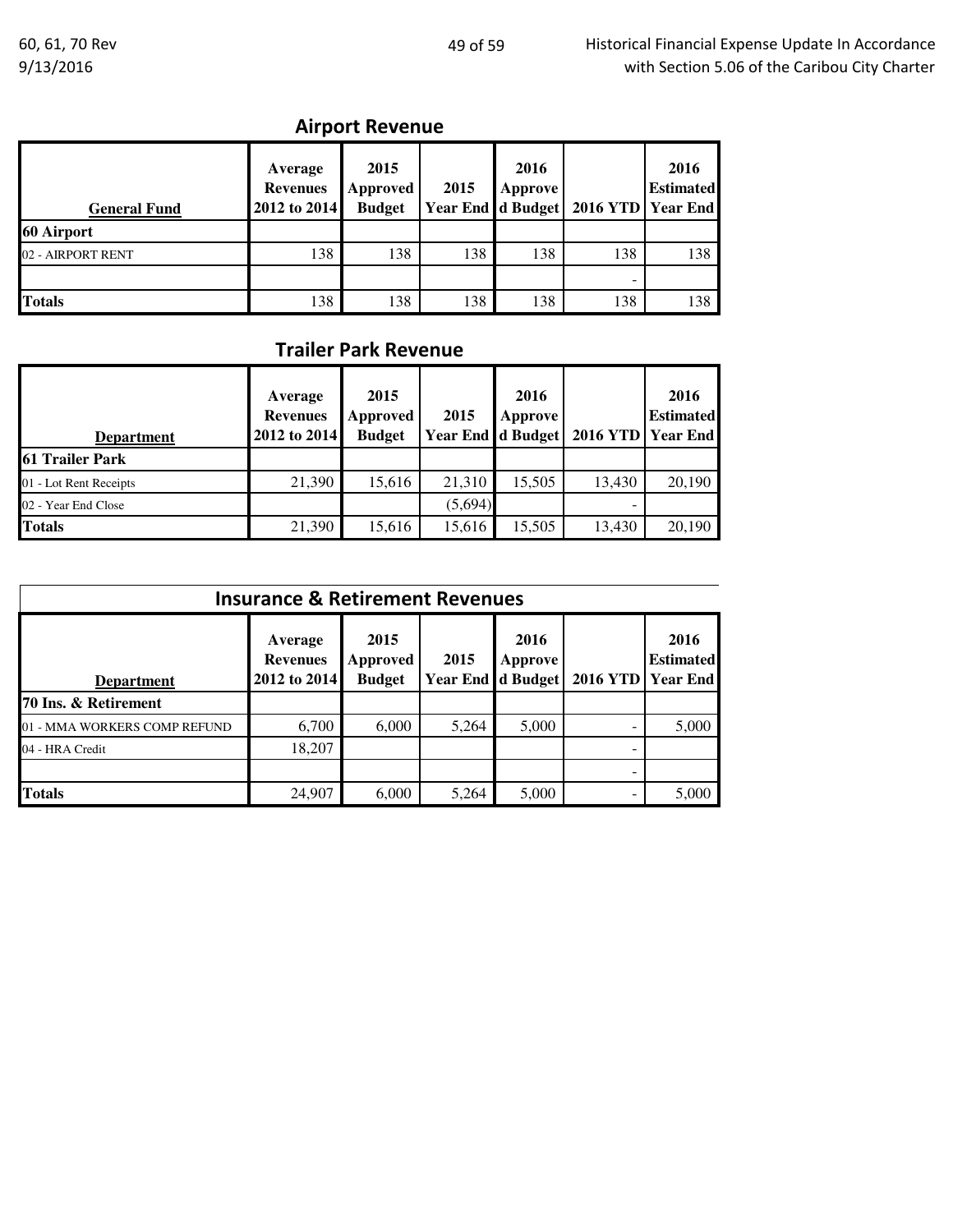## Airport Revenue

| General Fund | Average Revenues 2012 to 2014 | 2015 Approved Budget | 2015 Year End | 2016 Approved Budget | 2016 YTD | 2016 Estimated Year End |
|---|---|---|---|---|---|---|
| **60 Airport** | | | | | | |
| 02 - AIRPORT RENT | 138 | 138 | 138 | 138 | 138 | 138 |
| | | | | | - | |
| **Totals** | 138 | 138 | 138 | 138 | 138 | 138 |

## Trailer Park Revenue

| Department | Average Revenues 2012 to 2014 | 2015 Approved Budget | 2015 Year End | 2016 Approved Budget | 2016 YTD | 2016 Estimated Year End |
|---|---|---|---|---|---|---|
| **61 Trailer Park** | | | | | | |
| 01 - Lot Rent Receipts | 21,390 | 15,616 | 21,310 | 15,505 | 13,430 | 20,190 |
| 02 - Year End Close | | | (5,694) | | - | |
| **Totals** | 21,390 | 15,616 | 15,616 | 15,505 | 13,430 | 20,190 |

## Insurance & Retirement Revenues

| Department | Average Revenues 2012 to 2014 | 2015 Approved Budget | 2015 Year End | 2016 Approved Budget | 2016 YTD | 2016 Estimated Year End |
|---|---|---|---|---|---|---|
| **70 Ins. & Retirement** | | | | | | |
| 01 - MMA WORKERS COMP REFUND | 6,700 | 6,000 | 5,264 | 5,000 | - | 5,000 |
| 04 - HRA Credit | 18,207 | | | | - | |
| | | | | | - | |
| **Totals** | 24,907 | 6,000 | 5,264 | 5,000 | - | 5,000 |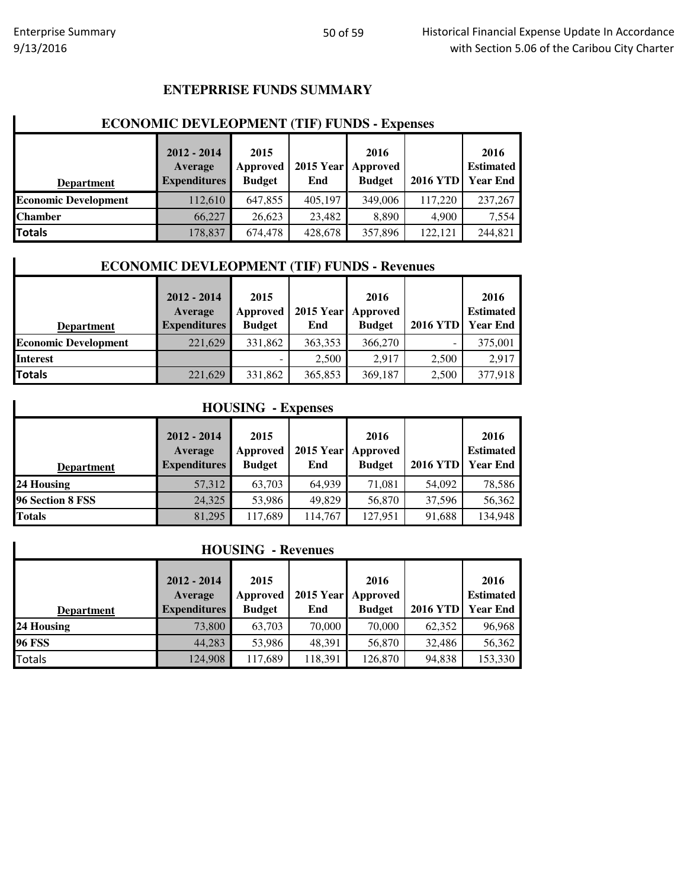## ENTEPRRISE FUNDS SUMMARY

### ECONOMIC DEVLEOPMENT (TIF) FUNDS - Expenses

| Department | 2012 - 2014 Average Expenditures | 2015 Approved Budget | 2015 Year End | 2016 Approved Budget | 2016 YTD | 2016 Estimated Year End |
|---|---|---|---|---|---|---|
| **Economic Development** | 112,610 | 647,855 | 405,197 | 349,006 | 117,220 | 237,267 |
| **Chamber** | 66,227 | 26,623 | 23,482 | 8,890 | 4,900 | 7,554 |
| **Totals** | 178,837 | 674,478 | 428,678 | 357,896 | 122,121 | 244,821 |

### ECONOMIC DEVLEOPMENT (TIF) FUNDS - Revenues

| Department | 2012 - 2014 Average Expenditures | 2015 Approved Budget | 2015 Year End | 2016 Approved Budget | 2016 YTD | 2016 Estimated Year End |
|---|---|---|---|---|---|---|
| **Economic Development** | 221,629 | 331,862 | 363,353 | 366,270 | - | 375,001 |
| **Interest** | | - | 2,500 | 2,917 | 2,500 | 2,917 |
| **Totals** | 221,629 | 331,862 | 365,853 | 369,187 | 2,500 | 377,918 |

### HOUSING - Expenses

| Department | 2012 - 2014 Average Expenditures | 2015 Approved Budget | 2015 Year End | 2016 Approved Budget | 2016 YTD | 2016 Estimated Year End |
|---|---|---|---|---|---|---|
| **24 Housing** | 57,312 | 63,703 | 64,939 | 71,081 | 54,092 | 78,586 |
| **96 Section 8 FSS** | 24,325 | 53,986 | 49,829 | 56,870 | 37,596 | 56,362 |
| **Totals** | 81,295 | 117,689 | 114,767 | 127,951 | 91,688 | 134,948 |

### HOUSING - Revenues

| Department | 2012 - 2014 Average Expenditures | 2015 Approved Budget | 2015 Year End | 2016 Approved Budget | 2016 YTD | 2016 Estimated Year End |
|---|---|---|---|---|---|---|
| **24 Housing** | 73,800 | 63,703 | 70,000 | 70,000 | 62,352 | 96,968 |
| **96 FSS** | 44,283 | 53,986 | 48,391 | 56,870 | 32,486 | 56,362 |
| Totals | 124,908 | 117,689 | 118,391 | 126,870 | 94,838 | 153,330 |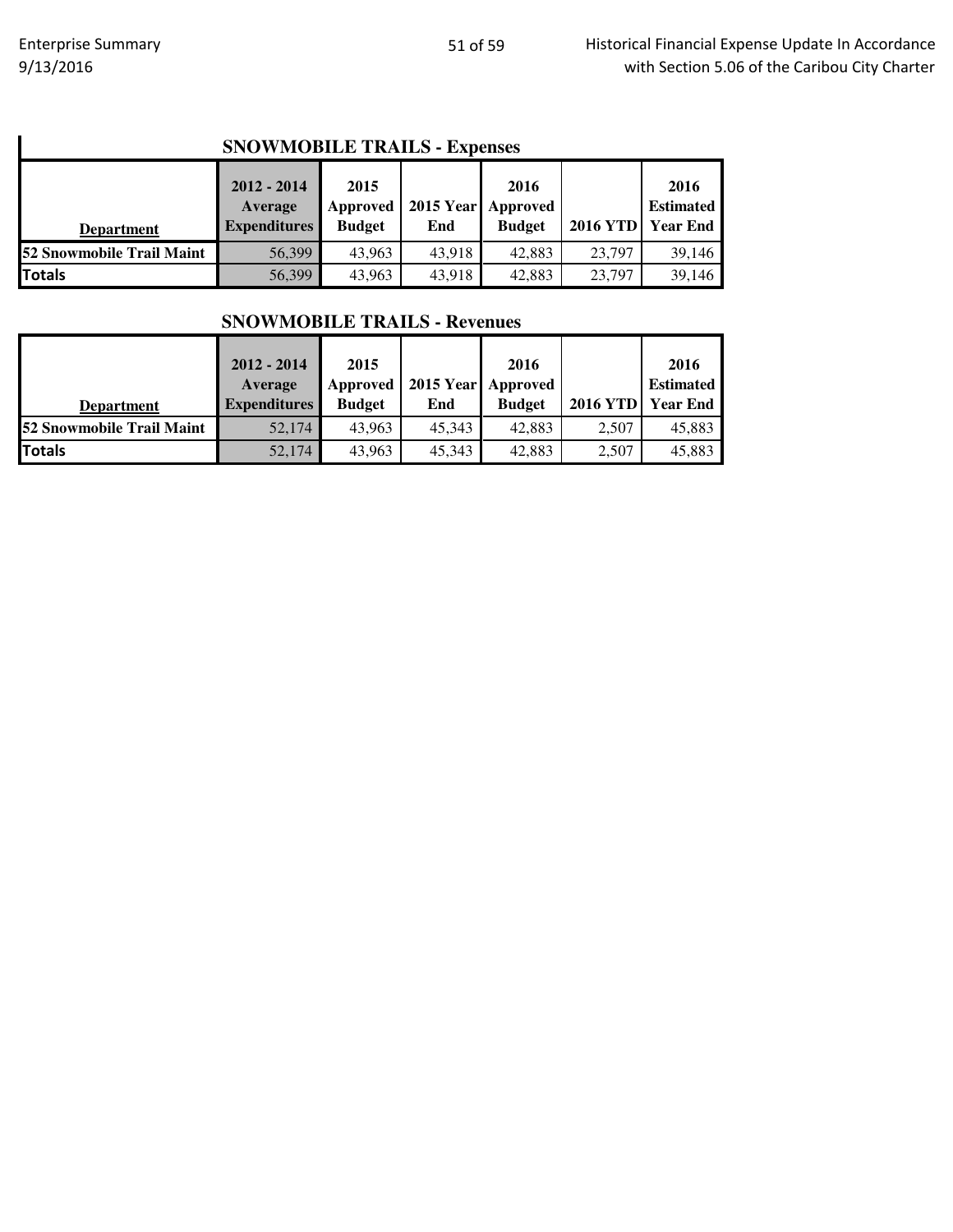## SNOWMOBILE TRAILS - Expenses

| Department | 2012 - 2014 Average Expenditures | 2015 Approved Budget | 2015 Year End | 2016 Approved Budget | 2016 YTD | 2016 Estimated Year End |
|---|---|---|---|---|---|---|
| **52 Snowmobile Trail Maint** | 56,399 | 43,963 | 43,918 | 42,883 | 23,797 | 39,146 |
| **Totals** | 56,399 | 43,963 | 43,918 | 42,883 | 23,797 | 39,146 |

## SNOWMOBILE TRAILS - Revenues

| Department | 2012 - 2014 Average Expenditures | 2015 Approved Budget | 2015 Year End | 2016 Approved Budget | 2016 YTD | 2016 Estimated Year End |
|---|---|---|---|---|---|---|
| **52 Snowmobile Trail Maint** | 52,174 | 43,963 | 45,343 | 42,883 | 2,507 | 45,883 |
| **Totals** | 52,174 | 43,963 | 45,343 | 42,883 | 2,507 | 45,883 |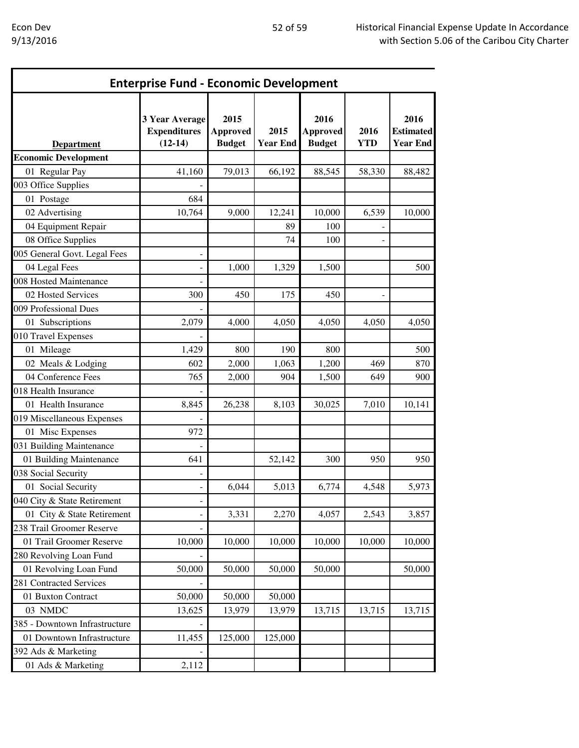## Enterprise Fund - Economic Development

| Department | 3 Year Average Expenditures (12-14) | 2015 Approved Budget | 2015 Year End | 2016 Approved Budget | 2016 YTD | 2016 Estimated Year End |
|---|---|---|---|---|---|---|
| **Economic Development** | | | | | | |
| 01 Regular Pay | 41,160 | 79,013 | 66,192 | 88,545 | 58,330 | 88,482 |
| 003 Office Supplies | - | | | | | |
| 01 Postage | 684 | | | | | |
| 02 Advertising | 10,764 | 9,000 | 12,241 | 10,000 | 6,539 | 10,000 |
| 04 Equipment Repair | | | 89 | 100 | - | |
| 08 Office Supplies | | | 74 | 100 | - | |
| 005 General Govt. Legal Fees | - | | | | | |
| 04 Legal Fees | - | 1,000 | 1,329 | 1,500 | | 500 |
| 008 Hosted Maintenance | - | | | | | |
| 02 Hosted Services | 300 | 450 | 175 | 450 | - | |
| 009 Professional Dues | - | | | | | |
| 01 Subscriptions | 2,079 | 4,000 | 4,050 | 4,050 | 4,050 | 4,050 |
| 010 Travel Expenses | - | | | | | |
| 01 Mileage | 1,429 | 800 | 190 | 800 | | 500 |
| 02 Meals & Lodging | 602 | 2,000 | 1,063 | 1,200 | 469 | 870 |
| 04 Conference Fees | 765 | 2,000 | 904 | 1,500 | 649 | 900 |
| 018 Health Insurance | - | | | | | |
| 01 Health Insurance | 8,845 | 26,238 | 8,103 | 30,025 | 7,010 | 10,141 |
| 019 Miscellaneous Expenses | - | | | | | |
| 01 Misc Expenses | 972 | | | | | |
| 031 Building Maintenance | - | | | | | |
| 01 Building Maintenance | 641 | | 52,142 | 300 | 950 | 950 |
| 038 Social Security | - | | | | | |
| 01 Social Security | - | 6,044 | 5,013 | 6,774 | 4,548 | 5,973 |
| 040 City & State Retirement | - | | | | | |
| 01 City & State Retirement | - | 3,331 | 2,270 | 4,057 | 2,543 | 3,857 |
| 238 Trail Groomer Reserve | - | | | | | |
| 01 Trail Groomer Reserve | 10,000 | 10,000 | 10,000 | 10,000 | 10,000 | 10,000 |
| 280 Revolving Loan Fund | - | | | | | |
| 01 Revolving Loan Fund | 50,000 | 50,000 | 50,000 | 50,000 | | 50,000 |
| 281 Contracted Services | - | | | | | |
| 01 Buxton Contract | 50,000 | 50,000 | 50,000 | | | |
| 03 NMDC | 13,625 | 13,979 | 13,979 | 13,715 | 13,715 | 13,715 |
| 385 - Downtown Infrastructure | - | | | | | |
| 01 Downtown Infrastructure | 11,455 | 125,000 | 125,000 | | | |
| 392 Ads & Marketing | - | | | | | |
| 01 Ads & Marketing | 2,112 | | | | | |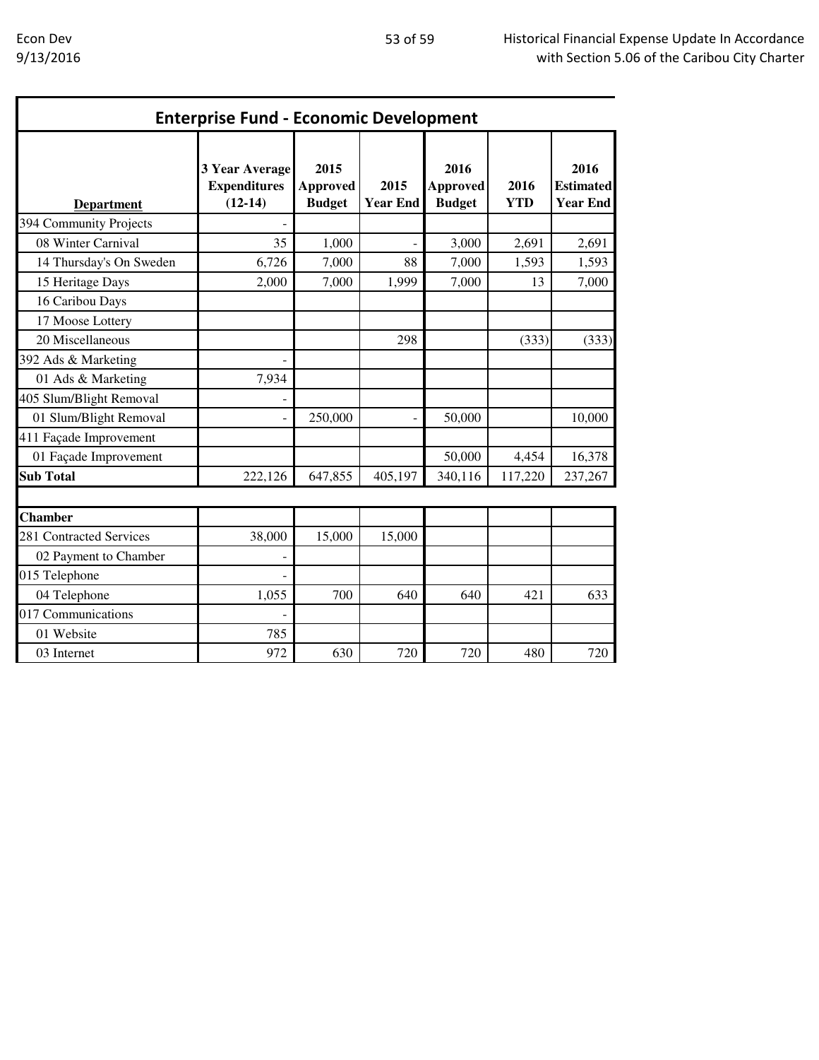## Enterprise Fund - Economic Development

| Department | 3 Year Average Expenditures (12-14) | 2015 Approved Budget | 2015 Year End | 2016 Approved Budget | 2016 YTD | 2016 Estimated Year End |
|---|---|---|---|---|---|---|
| 394 Community Projects | - | | | | | |
| 08 Winter Carnival | 35 | 1,000 | - | 3,000 | 2,691 | 2,691 |
| 14 Thursday's On Sweden | 6,726 | 7,000 | 88 | 7,000 | 1,593 | 1,593 |
| 15 Heritage Days | 2,000 | 7,000 | 1,999 | 7,000 | 13 | 7,000 |
| 16 Caribou Days | | | | | | |
| 17 Moose Lottery | | | | | | |
| 20 Miscellaneous | | | 298 | | (333) | (333) |
| 392 Ads & Marketing | - | | | | | |
| 01 Ads & Marketing | 7,934 | | | | | |
| 405 Slum/Blight Removal | - | | | | | |
| 01 Slum/Blight Removal | - | 250,000 | - | 50,000 | | 10,000 |
| 411 Façade Improvement | | | | | | |
| 01 Façade Improvement | | | | 50,000 | 4,454 | 16,378 |
| **Sub Total** | 222,126 | 647,855 | 405,197 | 340,116 | 117,220 | 237,267 |
| | | | | | | |
| **Chamber** | | | | | | |
| 281 Contracted Services | 38,000 | 15,000 | 15,000 | | | |
| 02 Payment to Chamber | - | | | | | |
| 015 Telephone | - | | | | | |
| 04 Telephone | 1,055 | 700 | 640 | 640 | 421 | 633 |
| 017 Communications | - | | | | | |
| 01 Website | 785 | | | | | |
| 03 Internet | 972 | 630 | 720 | 720 | 480 | 720 |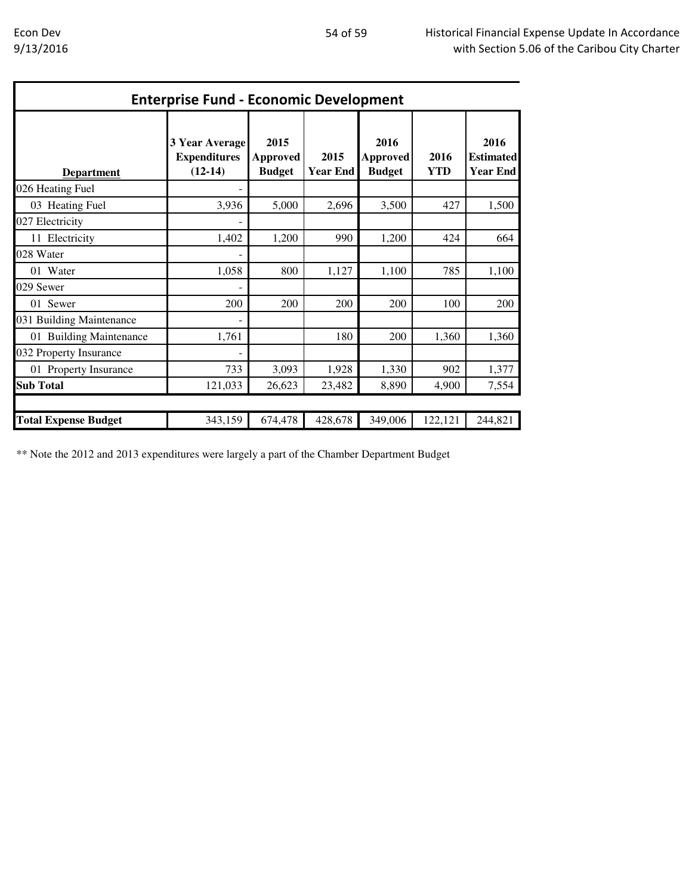## Enterprise Fund - Economic Development

| Department | 3 Year Average Expenditures (12-14) | 2015 Approved Budget | 2015 Year End | 2016 Approved Budget | 2016 YTD | 2016 Estimated Year End |
|---|---|---|---|---|---|---|
| 026 Heating Fuel | - | | | | | |
| 03 Heating Fuel | 3,936 | 5,000 | 2,696 | 3,500 | 427 | 1,500 |
| 027 Electricity | - | | | | | |
| 11 Electricity | 1,402 | 1,200 | 990 | 1,200 | 424 | 664 |
| 028 Water | - | | | | | |
| 01 Water | 1,058 | 800 | 1,127 | 1,100 | 785 | 1,100 |
| 029 Sewer | - | | | | | |
| 01 Sewer | 200 | 200 | 200 | 200 | 100 | 200 |
| 031 Building Maintenance | - | | | | | |
| 01 Building Maintenance | 1,761 | | 180 | 200 | 1,360 | 1,360 |
| 032 Property Insurance | - | | | | | |
| 01 Property Insurance | 733 | 3,093 | 1,928 | 1,330 | 902 | 1,377 |
| **Sub Total** | 121,033 | 26,623 | 23,482 | 8,890 | 4,900 | 7,554 |
| | | | | | | |
| **Total Expense Budget** | 343,159 | 674,478 | 428,678 | 349,006 | 122,121 | 244,821 |

** Note the 2012 and 2013 expenditures were largely a part of the Chamber Department Budget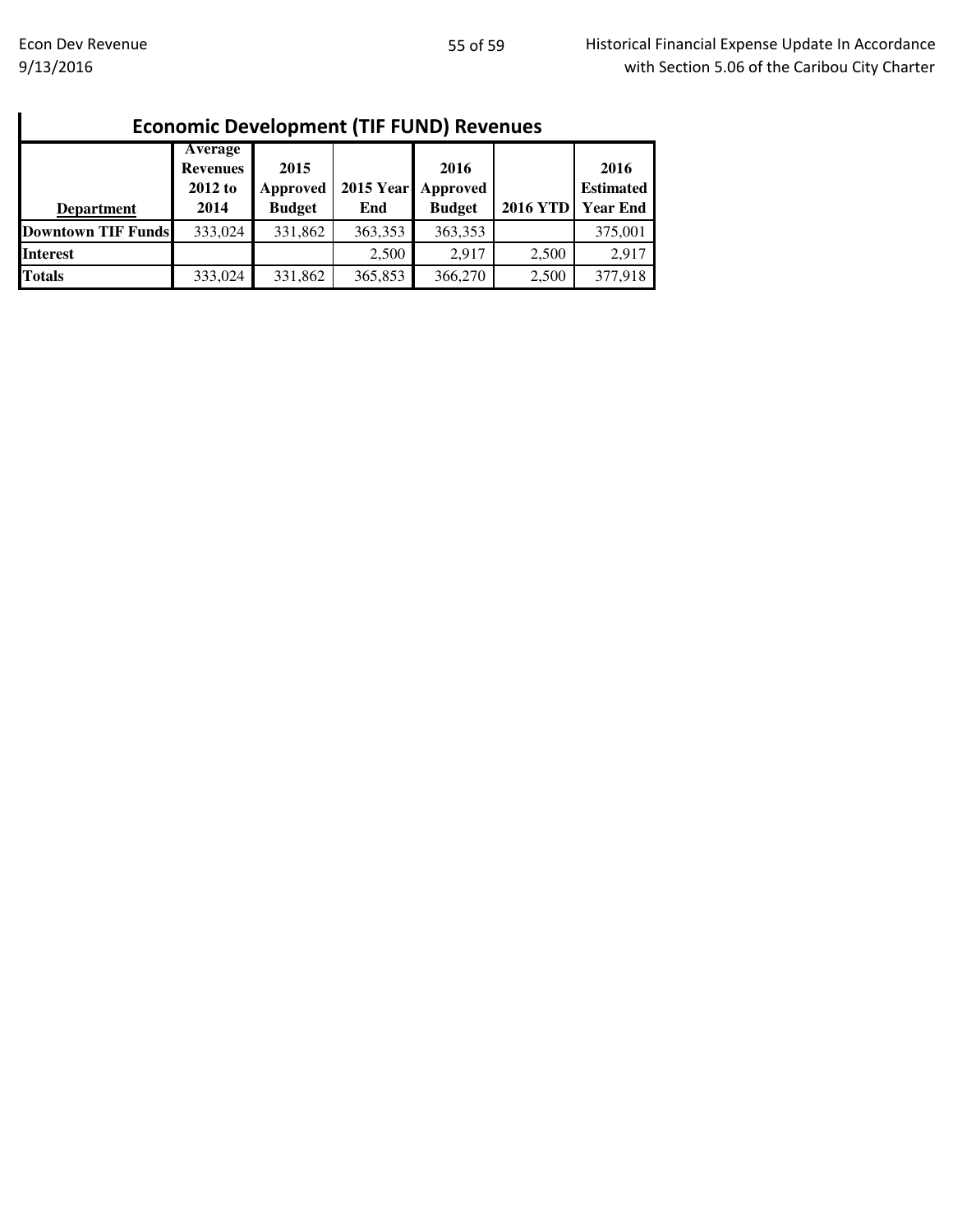## Economic Development (TIF FUND) Revenues

| Department | Average Revenues 2012 to 2014 | 2015 Approved Budget | 2015 Year End | 2016 Approved Budget | 2016 YTD | 2016 Estimated Year End |
|---|---|---|---|---|---|---|
| **Downtown TIF Funds** | 333,024 | 331,862 | 363,353 | 363,353 | | 375,001 |
| **Interest** | | | 2,500 | 2,917 | 2,500 | 2,917 |
| **Totals** | 333,024 | 331,862 | 365,853 | 366,270 | 2,500 | 377,918 |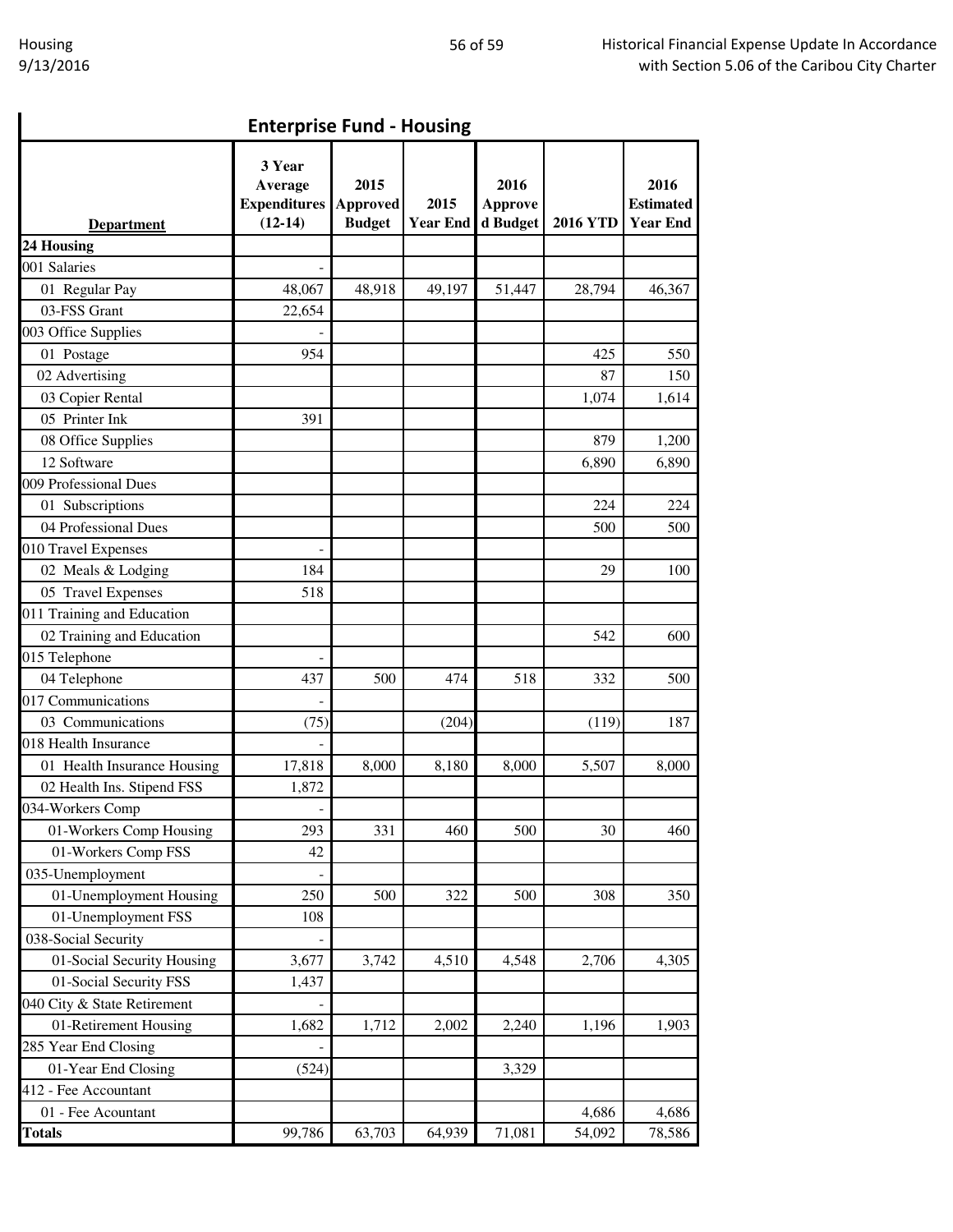## Enterprise Fund - Housing

| Department | 3 Year Average Expenditures (12-14) | 2015 Approved Budget | 2015 Year End | 2016 Approved Budget | 2016 YTD | 2016 Estimated Year End |
|---|---|---|---|---|---|---|
| **24 Housing** | | | | | | |
| 001 Salaries | - | | | | | |
| 01 Regular Pay | 48,067 | 48,918 | 49,197 | 51,447 | 28,794 | 46,367 |
| 03-FSS Grant | 22,654 | | | | | |
| 003 Office Supplies | - | | | | | |
| 01 Postage | 954 | | | | 425 | 550 |
| 02 Advertising | | | | | 87 | 150 |
| 03 Copier Rental | | | | | 1,074 | 1,614 |
| 05 Printer Ink | 391 | | | | | |
| 08 Office Supplies | | | | | 879 | 1,200 |
| 12 Software | | | | | 6,890 | 6,890 |
| 009 Professional Dues | | | | | | |
| 01 Subscriptions | | | | | 224 | 224 |
| 04 Professional Dues | | | | | 500 | 500 |
| 010 Travel Expenses | - | | | | | |
| 02 Meals & Lodging | 184 | | | | 29 | 100 |
| 05 Travel Expenses | 518 | | | | | |
| 011 Training and Education | | | | | | |
| 02 Training and Education | | | | | 542 | 600 |
| 015 Telephone | - | | | | | |
| 04 Telephone | 437 | 500 | 474 | 518 | 332 | 500 |
| 017 Communications | - | | | | | |
| 03 Communications | (75) | | (204) | | (119) | 187 |
| 018 Health Insurance | - | | | | | |
| 01 Health Insurance Housing | 17,818 | 8,000 | 8,180 | 8,000 | 5,507 | 8,000 |
| 02 Health Ins. Stipend FSS | 1,872 | | | | | |
| 034-Workers Comp | - | | | | | |
| 01-Workers Comp Housing | 293 | 331 | 460 | 500 | 30 | 460 |
| 01-Workers Comp FSS | 42 | | | | | |
| 035-Unemployment | - | | | | | |
| 01-Unemployment Housing | 250 | 500 | 322 | 500 | 308 | 350 |
| 01-Unemployment FSS | 108 | | | | | |
| 038-Social Security | - | | | | | |
| 01-Social Security Housing | 3,677 | 3,742 | 4,510 | 4,548 | 2,706 | 4,305 |
| 01-Social Security FSS | 1,437 | | | | | |
| 040 City & State Retirement | - | | | | | |
| 01-Retirement Housing | 1,682 | 1,712 | 2,002 | 2,240 | 1,196 | 1,903 |
| 285 Year End Closing | - | | | | | |
| 01-Year End Closing | (524) | | | 3,329 | | |
| 412 - Fee Accountant | | | | | | |
| 01 - Fee Acountant | | | | | 4,686 | 4,686 |
| **Totals** | 99,786 | 63,703 | 64,939 | 71,081 | 54,092 | 78,586 |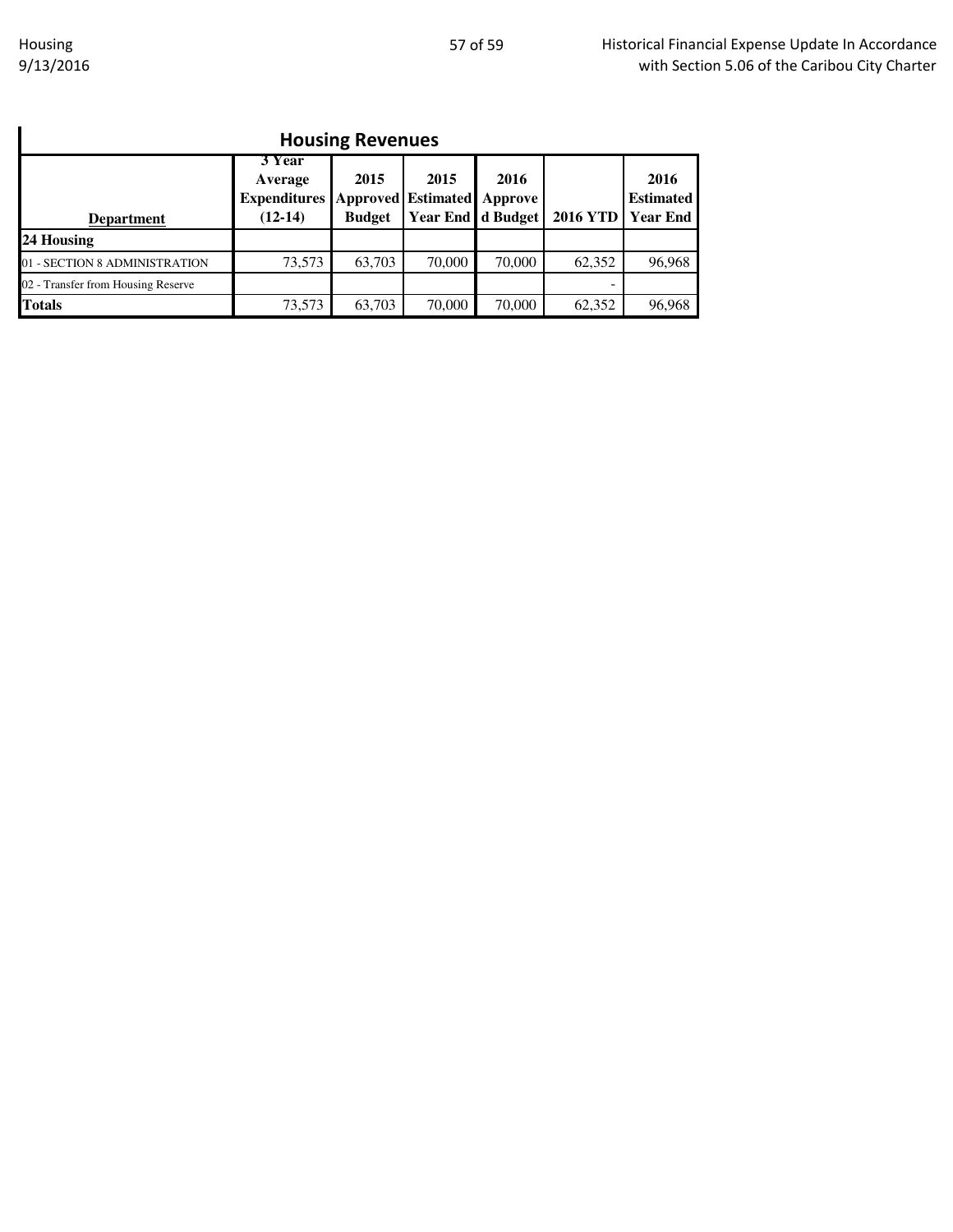## Housing Revenues

| Department | 3 Year Average Expenditures (12-14) | 2015 Approved Budget | 2015 Estimated Year End | 2016 Approved Budget | 2016 YTD | 2016 Estimated Year End |
|---|---|---|---|---|---|---|
| **24 Housing** | | | | | | |
| 01 - SECTION 8 ADMINISTRATION | 73,573 | 63,703 | 70,000 | 70,000 | 62,352 | 96,968 |
| 02 - Transfer from Housing Reserve | | | | | - | |
| **Totals** | 73,573 | 63,703 | 70,000 | 70,000 | 62,352 | 96,968 |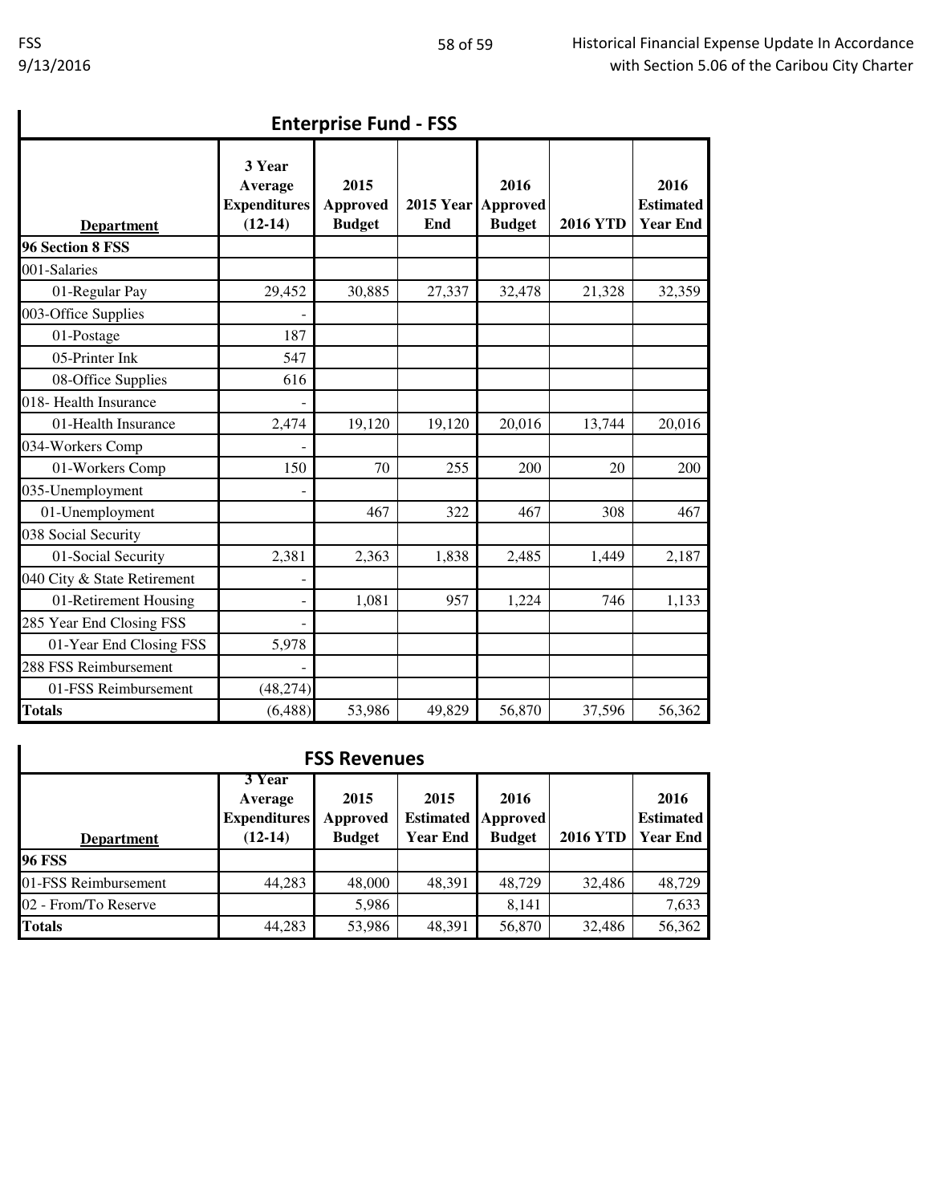## Enterprise Fund - FSS

| Department | 3 Year Average Expenditures (12-14) | 2015 Approved Budget | 2015 Year End | 2016 Approved Budget | 2016 YTD | 2016 Estimated Year End |
|---|---|---|---|---|---|---|
| **96 Section 8 FSS** | | | | | | |
| 001-Salaries | | | | | | |
| 01-Regular Pay | 29,452 | 30,885 | 27,337 | 32,478 | 21,328 | 32,359 |
| 003-Office Supplies | - | | | | | |
| 01-Postage | 187 | | | | | |
| 05-Printer Ink | 547 | | | | | |
| 08-Office Supplies | 616 | | | | | |
| 018- Health Insurance | - | | | | | |
| 01-Health Insurance | 2,474 | 19,120 | 19,120 | 20,016 | 13,744 | 20,016 |
| 034-Workers Comp | - | | | | | |
| 01-Workers Comp | 150 | 70 | 255 | 200 | 20 | 200 |
| 035-Unemployment | - | | | | | |
| 01-Unemployment | | 467 | 322 | 467 | 308 | 467 |
| 038 Social Security | | | | | | |
| 01-Social Security | 2,381 | 2,363 | 1,838 | 2,485 | 1,449 | 2,187 |
| 040 City & State Retirement | - | | | | | |
| 01-Retirement Housing | - | 1,081 | 957 | 1,224 | 746 | 1,133 |
| 285 Year End Closing FSS | - | | | | | |
| 01-Year End Closing FSS | 5,978 | | | | | |
| 288 FSS Reimbursement | - | | | | | |
| 01-FSS Reimbursement | (48,274) | | | | | |
| **Totals** | (6,488) | 53,986 | 49,829 | 56,870 | 37,596 | 56,362 |

## FSS Revenues

| Department | 3 Year Average Expenditures (12-14) | 2015 Approved Budget | 2015 Estimated Year End | 2016 Approved Budget | 2016 YTD | 2016 Estimated Year End |
|---|---|---|---|---|---|---|
| **96 FSS** | | | | | | |
| 01-FSS Reimbursement | 44,283 | 48,000 | 48,391 | 48,729 | 32,486 | 48,729 |
| 02 - From/To Reserve | | 5,986 | | 8,141 | | 7,633 |
| **Totals** | 44,283 | 53,986 | 48,391 | 56,870 | 32,486 | 56,362 |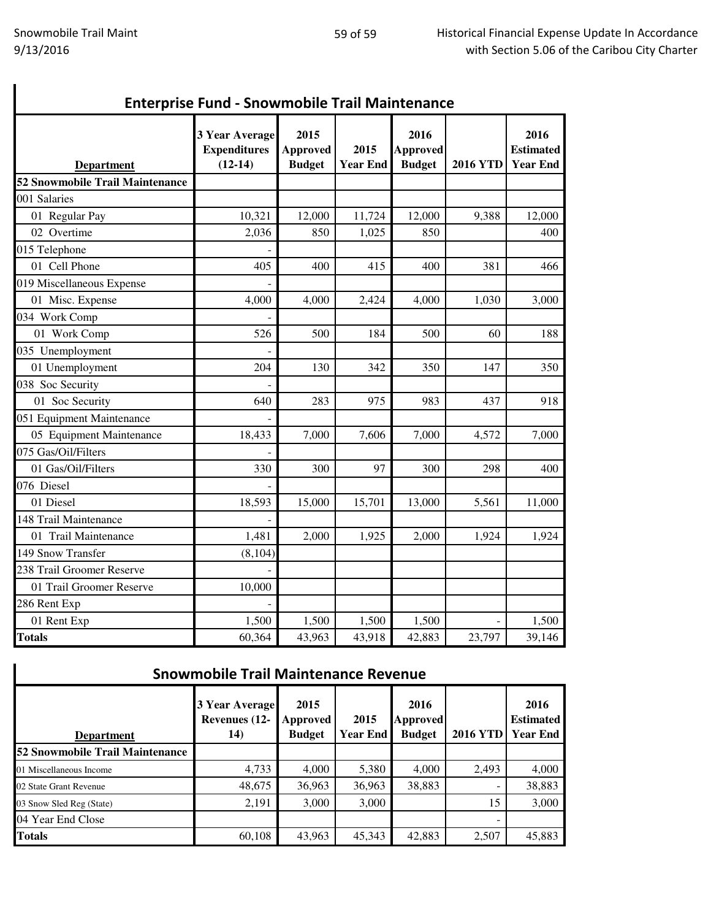## Enterprise Fund - Snowmobile Trail Maintenance

| Department | 3 Year Average Expenditures (12-14) | 2015 Approved Budget | 2015 Year End | 2016 Approved Budget | 2016 YTD | 2016 Estimated Year End |
|---|---|---|---|---|---|---|
| **52 Snowmobile Trail Maintenance** | | | | | | |
| 001 Salaries | | | | | | |
| 01 Regular Pay | 10,321 | 12,000 | 11,724 | 12,000 | 9,388 | 12,000 |
| 02 Overtime | 2,036 | 850 | 1,025 | 850 | | 400 |
| 015 Telephone | - | | | | | |
| 01 Cell Phone | 405 | 400 | 415 | 400 | 381 | 466 |
| 019 Miscellaneous Expense | - | | | | | |
| 01 Misc. Expense | 4,000 | 4,000 | 2,424 | 4,000 | 1,030 | 3,000 |
| 034 Work Comp | - | | | | | |
| 01 Work Comp | 526 | 500 | 184 | 500 | 60 | 188 |
| 035 Unemployment | - | | | | | |
| 01 Unemployment | 204 | 130 | 342 | 350 | 147 | 350 |
| 038 Soc Security | - | | | | | |
| 01 Soc Security | 640 | 283 | 975 | 983 | 437 | 918 |
| 051 Equipment Maintenance | - | | | | | |
| 05 Equipment Maintenance | 18,433 | 7,000 | 7,606 | 7,000 | 4,572 | 7,000 |
| 075 Gas/Oil/Filters | - | | | | | |
| 01 Gas/Oil/Filters | 330 | 300 | 97 | 300 | 298 | 400 |
| 076 Diesel | - | | | | | |
| 01 Diesel | 18,593 | 15,000 | 15,701 | 13,000 | 5,561 | 11,000 |
| 148 Trail Maintenance | - | | | | | |
| 01 Trail Maintenance | 1,481 | 2,000 | 1,925 | 2,000 | 1,924 | 1,924 |
| 149 Snow Transfer | (8,104) | | | | | |
| 238 Trail Groomer Reserve | - | | | | | |
| 01 Trail Groomer Reserve | 10,000 | | | | | |
| 286 Rent Exp | - | | | | | |
| 01 Rent Exp | 1,500 | 1,500 | 1,500 | 1,500 | - | 1,500 |
| **Totals** | 60,364 | 43,963 | 43,918 | 42,883 | 23,797 | 39,146 |

## Snowmobile Trail Maintenance Revenue

| Department | 3 Year Average Revenues (12-14) | 2015 Approved Budget | 2015 Year End | 2016 Approved Budget | 2016 YTD | 2016 Estimated Year End |
|---|---|---|---|---|---|---|
| **52 Snowmobile Trail Maintenance** | | | | | | |
| 01 Miscellaneous Income | 4,733 | 4,000 | 5,380 | 4,000 | 2,493 | 4,000 |
| 02 State Grant Revenue | 48,675 | 36,963 | 36,963 | 38,883 | - | 38,883 |
| 03 Snow Sled Reg (State) | 2,191 | 3,000 | 3,000 | | 15 | 3,000 |
| 04 Year End Close | | | | | - | |
| **Totals** | 60,108 | 43,963 | 45,343 | 42,883 | 2,507 | 45,883 |